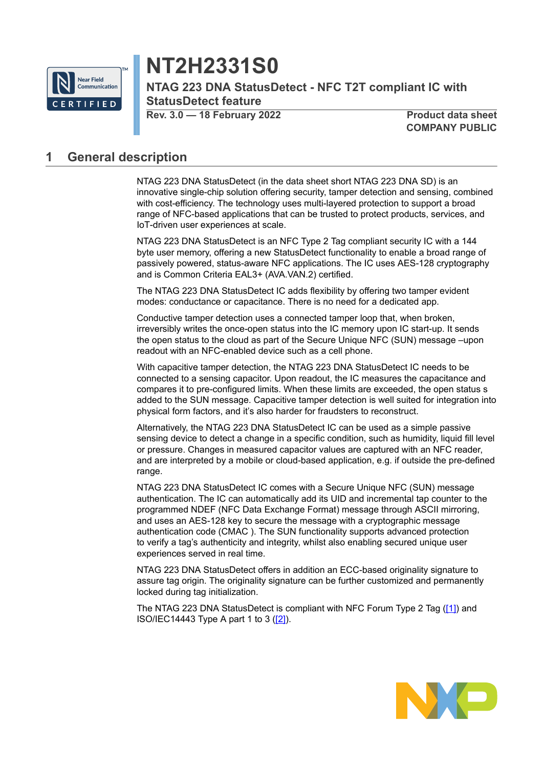# NT2H2331S0

## NTAG 223 DNA StatusDetect - NFC T2T compliant IC with StatusDetect feature

**Rev. 3.0 — 18 February 2022**

**Product data sheet**
**COMPANY PUBLIC**

## 1 General description

NTAG 223 DNA StatusDetect (in the data sheet short NTAG 223 DNA SD) is an innovative single-chip solution offering security, tamper detection and sensing, combined with cost-efficiency. The technology uses multi-layered protection to support a broad range of NFC-based applications that can be trusted to protect products, services, and IoT-driven user experiences at scale.

NTAG 223 DNA StatusDetect is an NFC Type 2 Tag compliant security IC with a 144 byte user memory, offering a new StatusDetect functionality to enable a broad range of passively powered, status-aware NFC applications. The IC uses AES-128 cryptography and is Common Criteria EAL3+ (AVA.VAN.2) certified.

The NTAG 223 DNA StatusDetect IC adds flexibility by offering two tamper evident modes: conductance or capacitance. There is no need for a dedicated app.

Conductive tamper detection uses a connected tamper loop that, when broken, irreversibly writes the once-open status into the IC memory upon IC start-up. It sends the open status to the cloud as part of the Secure Unique NFC (SUN) message –upon readout with an NFC-enabled device such as a cell phone.

With capacitive tamper detection, the NTAG 223 DNA StatusDetect IC needs to be connected to a sensing capacitor. Upon readout, the IC measures the capacitance and compares it to pre-configured limits. When these limits are exceeded, the open status s added to the SUN message. Capacitive tamper detection is well suited for integration into physical form factors, and it's also harder for fraudsters to reconstruct.

Alternatively, the NTAG 223 DNA StatusDetect IC can be used as a simple passive sensing device to detect a change in a specific condition, such as humidity, liquid fill level or pressure. Changes in measured capacitor values are captured with an NFC reader, and are interpreted by a mobile or cloud-based application, e.g. if outside the pre-defined range.

NTAG 223 DNA StatusDetect IC comes with a Secure Unique NFC (SUN) message authentication. The IC can automatically add its UID and incremental tap counter to the programmed NDEF (NFC Data Exchange Format) message through ASCII mirroring, and uses an AES-128 key to secure the message with a cryptographic message authentication code (CMAC ). The SUN functionality supports advanced protection to verify a tag's authenticity and integrity, whilst also enabling secured unique user experiences served in real time.

NTAG 223 DNA StatusDetect offers in addition an ECC-based originality signature to assure tag origin. The originality signature can be further customized and permanently locked during tag initialization.

The NTAG 223 DNA StatusDetect is compliant with NFC Forum Type 2 Tag ([1]) and ISO/IEC14443 Type A part 1 to 3 ([2]).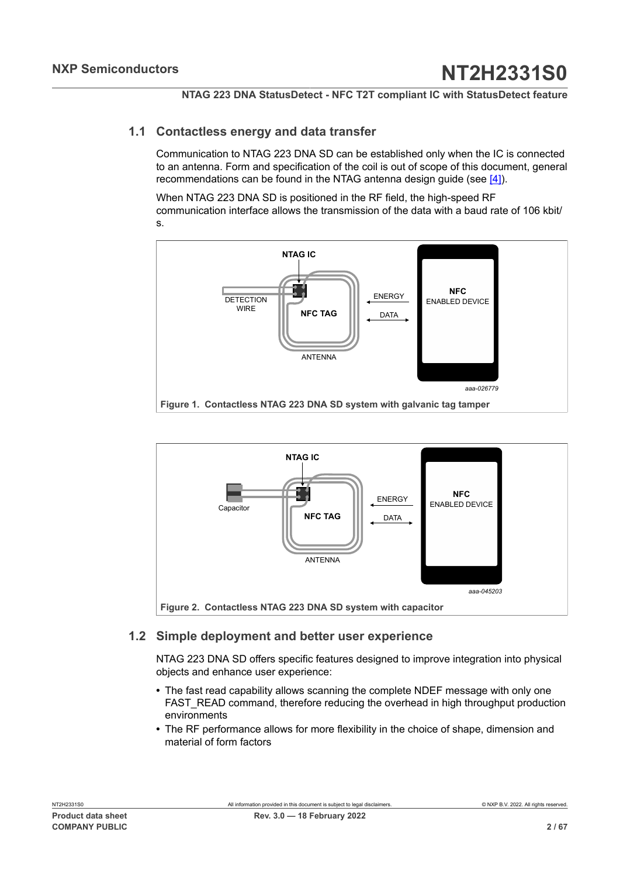## 1.1 Contactless energy and data transfer

Communication to NTAG 223 DNA SD can be established only when the IC is connected to an antenna. Form and specification of the coil is out of scope of this document, general recommendations can be found in the NTAG antenna design guide (see [4]).

When NTAG 223 DNA SD is positioned in the RF field, the high-speed RF communication interface allows the transmission of the data with a baud rate of 106 kbit/s.

**Figure 1. Contactless NTAG 223 DNA SD system with galvanic tag tamper**

**Figure 2. Contactless NTAG 223 DNA SD system with capacitor**

## 1.2 Simple deployment and better user experience

NTAG 223 DNA SD offers specific features designed to improve integration into physical objects and enhance user experience:

- The fast read capability allows scanning the complete NDEF message with only one FAST_READ command, therefore reducing the overhead in high throughput production environments
- The RF performance allows for more flexibility in the choice of shape, dimension and material of form factors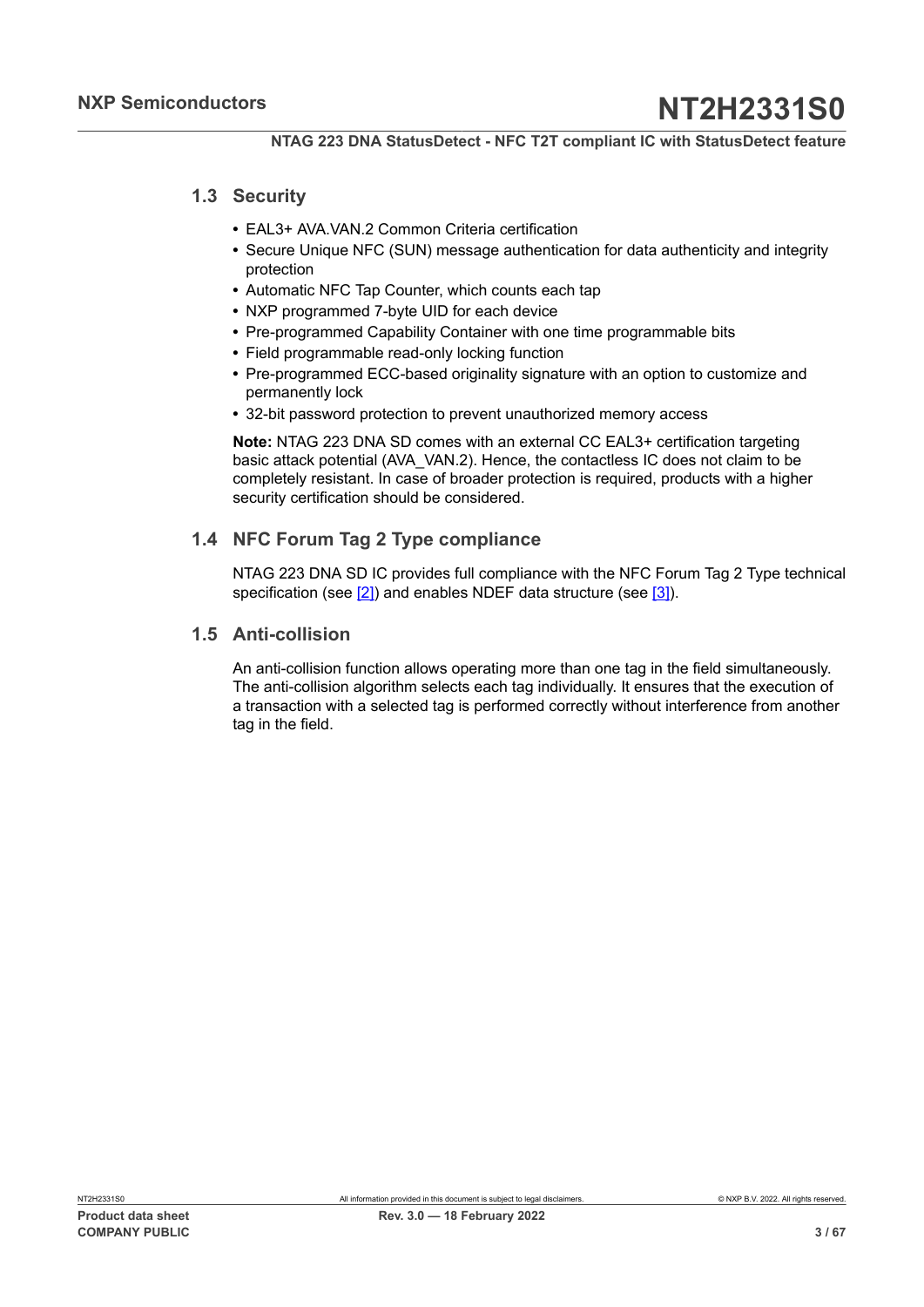## 1.3 Security

- EAL3+ AVA.VAN.2 Common Criteria certification
- Secure Unique NFC (SUN) message authentication for data authenticity and integrity protection
- Automatic NFC Tap Counter, which counts each tap
- NXP programmed 7-byte UID for each device
- Pre-programmed Capability Container with one time programmable bits
- Field programmable read-only locking function
- Pre-programmed ECC-based originality signature with an option to customize and permanently lock
- 32-bit password protection to prevent unauthorized memory access

**Note:** NTAG 223 DNA SD comes with an external CC EAL3+ certification targeting basic attack potential (AVA_VAN.2). Hence, the contactless IC does not claim to be completely resistant. In case of broader protection is required, products with a higher security certification should be considered.

## 1.4 NFC Forum Tag 2 Type compliance

NTAG 223 DNA SD IC provides full compliance with the NFC Forum Tag 2 Type technical specification (see [2]) and enables NDEF data structure (see [3]).

## 1.5 Anti-collision

An anti-collision function allows operating more than one tag in the field simultaneously. The anti-collision algorithm selects each tag individually. It ensures that the execution of a transaction with a selected tag is performed correctly without interference from another tag in the field.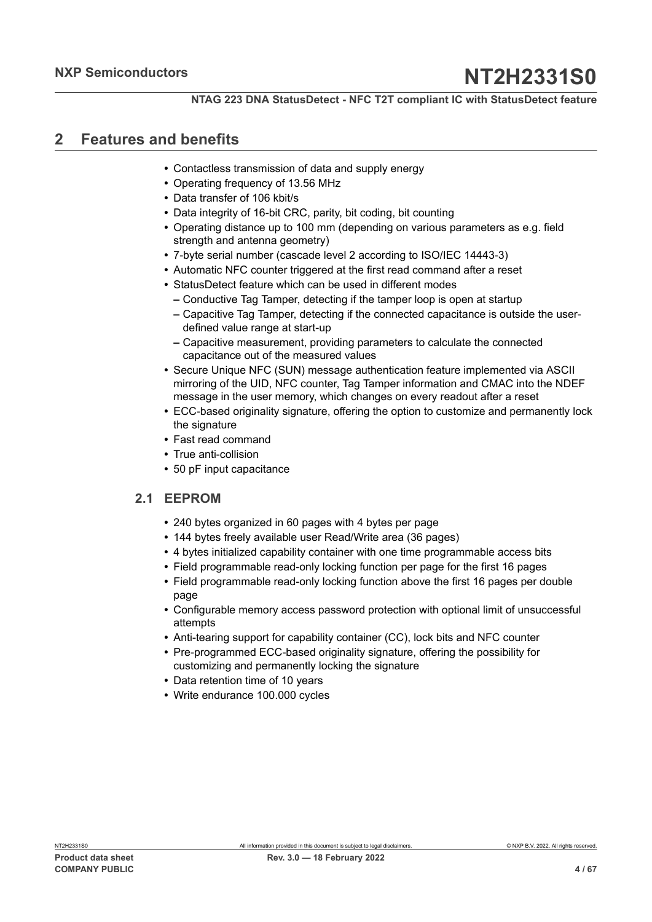## 2 Features and benefits

- Contactless transmission of data and supply energy
- Operating frequency of 13.56 MHz
- Data transfer of 106 kbit/s
- Data integrity of 16-bit CRC, parity, bit coding, bit counting
- Operating distance up to 100 mm (depending on various parameters as e.g. field strength and antenna geometry)
- 7-byte serial number (cascade level 2 according to ISO/IEC 14443-3)
- Automatic NFC counter triggered at the first read command after a reset
- StatusDetect feature which can be used in different modes
  - Conductive Tag Tamper, detecting if the tamper loop is open at startup
  - Capacitive Tag Tamper, detecting if the connected capacitance is outside the user-defined value range at start-up
  - Capacitive measurement, providing parameters to calculate the connected capacitance out of the measured values
- Secure Unique NFC (SUN) message authentication feature implemented via ASCII mirroring of the UID, NFC counter, Tag Tamper information and CMAC into the NDEF message in the user memory, which changes on every readout after a reset
- ECC-based originality signature, offering the option to customize and permanently lock the signature
- Fast read command
- True anti-collision
- 50 pF input capacitance

### 2.1 EEPROM

- 240 bytes organized in 60 pages with 4 bytes per page
- 144 bytes freely available user Read/Write area (36 pages)
- 4 bytes initialized capability container with one time programmable access bits
- Field programmable read-only locking function per page for the first 16 pages
- Field programmable read-only locking function above the first 16 pages per double page
- Configurable memory access password protection with optional limit of unsuccessful attempts
- Anti-tearing support for capability container (CC), lock bits and NFC counter
- Pre-programmed ECC-based originality signature, offering the possibility for customizing and permanently locking the signature
- Data retention time of 10 years
- Write endurance 100.000 cycles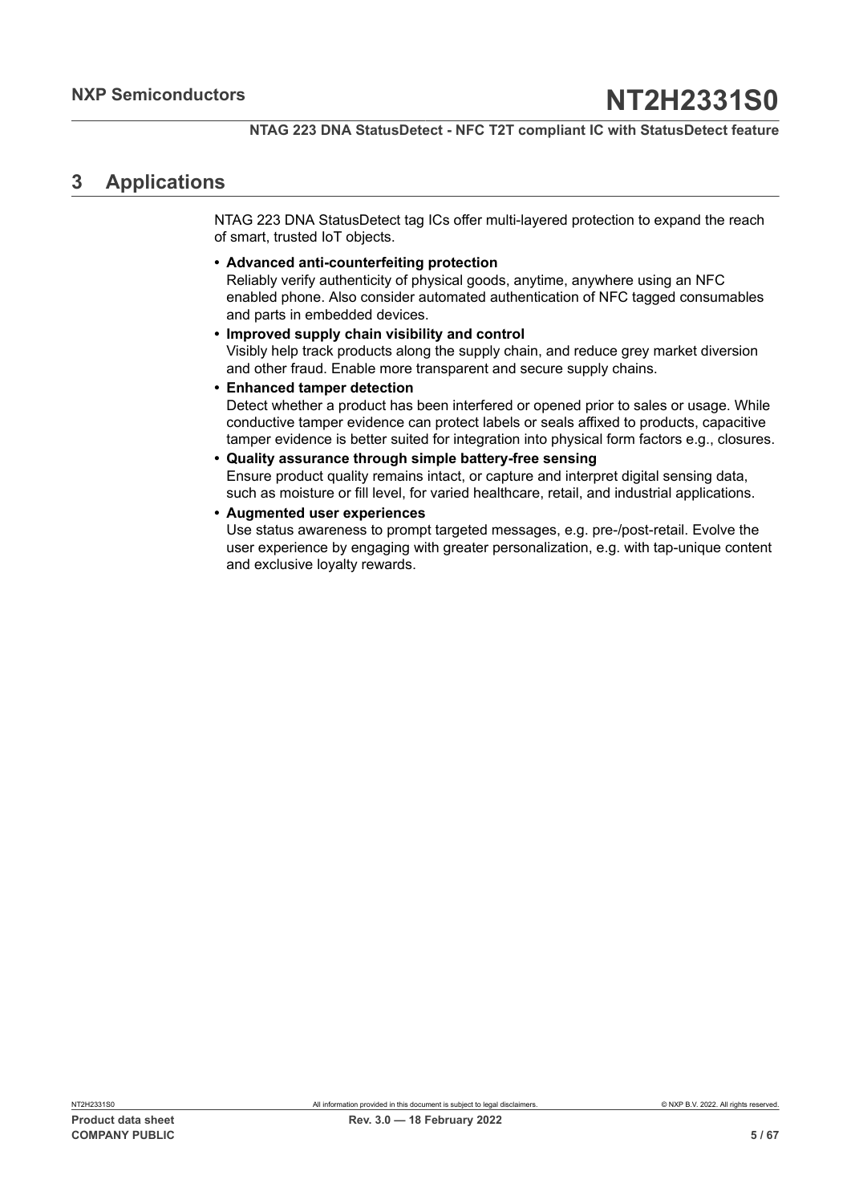# 3 Applications

NTAG 223 DNA StatusDetect tag ICs offer multi-layered protection to expand the reach of smart, trusted IoT objects.

- **Advanced anti-counterfeiting protection**
  Reliably verify authenticity of physical goods, anytime, anywhere using an NFC enabled phone. Also consider automated authentication of NFC tagged consumables and parts in embedded devices.
- **Improved supply chain visibility and control**
  Visibly help track products along the supply chain, and reduce grey market diversion and other fraud. Enable more transparent and secure supply chains.
- **Enhanced tamper detection**
  Detect whether a product has been interfered or opened prior to sales or usage. While conductive tamper evidence can protect labels or seals affixed to products, capacitive tamper evidence is better suited for integration into physical form factors e.g., closures.
- **Quality assurance through simple battery-free sensing**
  Ensure product quality remains intact, or capture and interpret digital sensing data, such as moisture or fill level, for varied healthcare, retail, and industrial applications.
- **Augmented user experiences**
  Use status awareness to prompt targeted messages, e.g. pre-/post-retail. Evolve the user experience by engaging with greater personalization, e.g. with tap-unique content and exclusive loyalty rewards.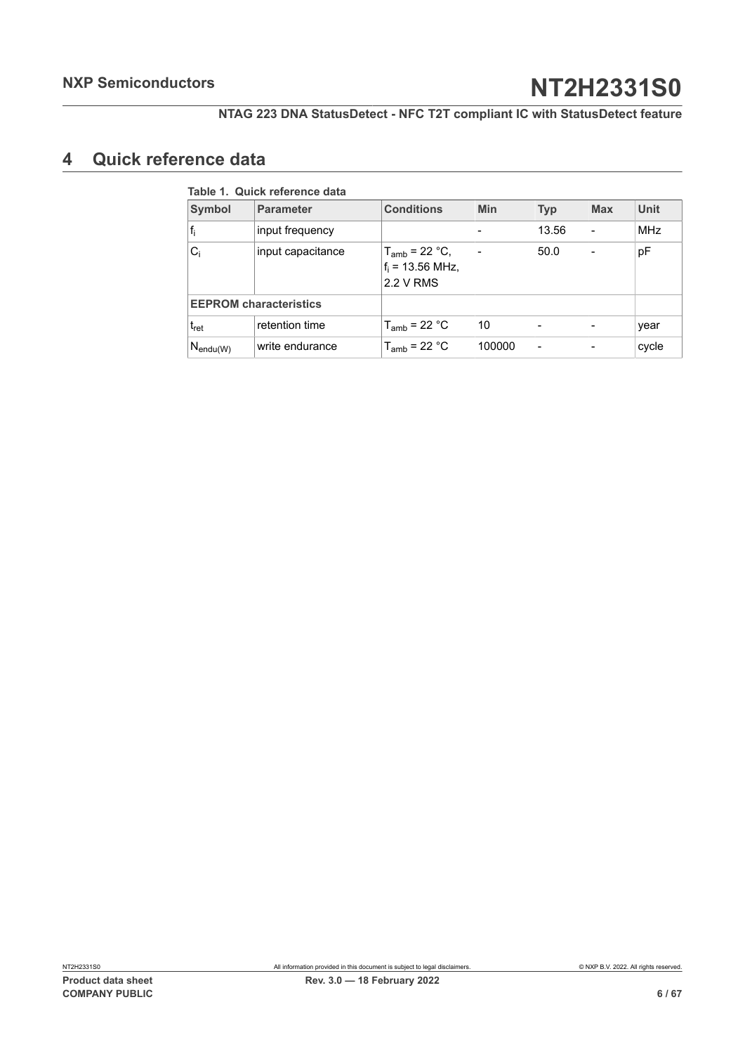## 4 Quick reference data

**Table 1. Quick reference data**

| Symbol | Parameter | Conditions | Min | Typ | Max | Unit |
|---|---|---|---|---|---|---|
| $f_i$ | input frequency | | - | 13.56 | - | MHz |
| $C_i$ | input capacitance | $T_{amb}$ = 22 °C, $f_i$ = 13.56 MHz, 2.2 V RMS | - | 50.0 | - | pF |
| **EEPROM characteristics** | | | | | | |
| $t_{ret}$ | retention time | $T_{amb}$ = 22 °C | 10 | - | - | year |
| $N_{endu(W)}$ | write endurance | $T_{amb}$ = 22 °C | 100000 | - | - | cycle |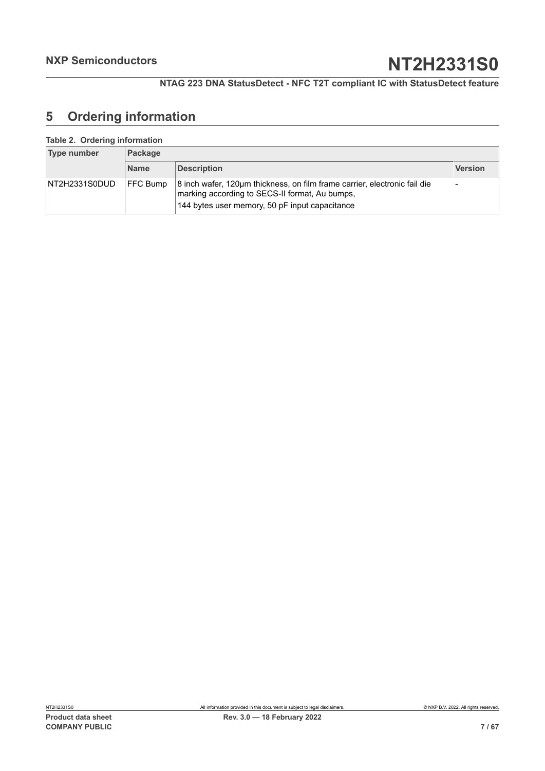## 5 Ordering information

**Table 2. Ordering information**

| Type number | Package | | |
|---|---|---|---|
| | **Name** | **Description** | **Version** |
| NT2H2331S0DUD | FFC Bump | 8 inch wafer, 120µm thickness, on film frame carrier, electronic fail die marking according to SECS-II format, Au bumps,<br>144 bytes user memory, 50 pF input capacitance | - |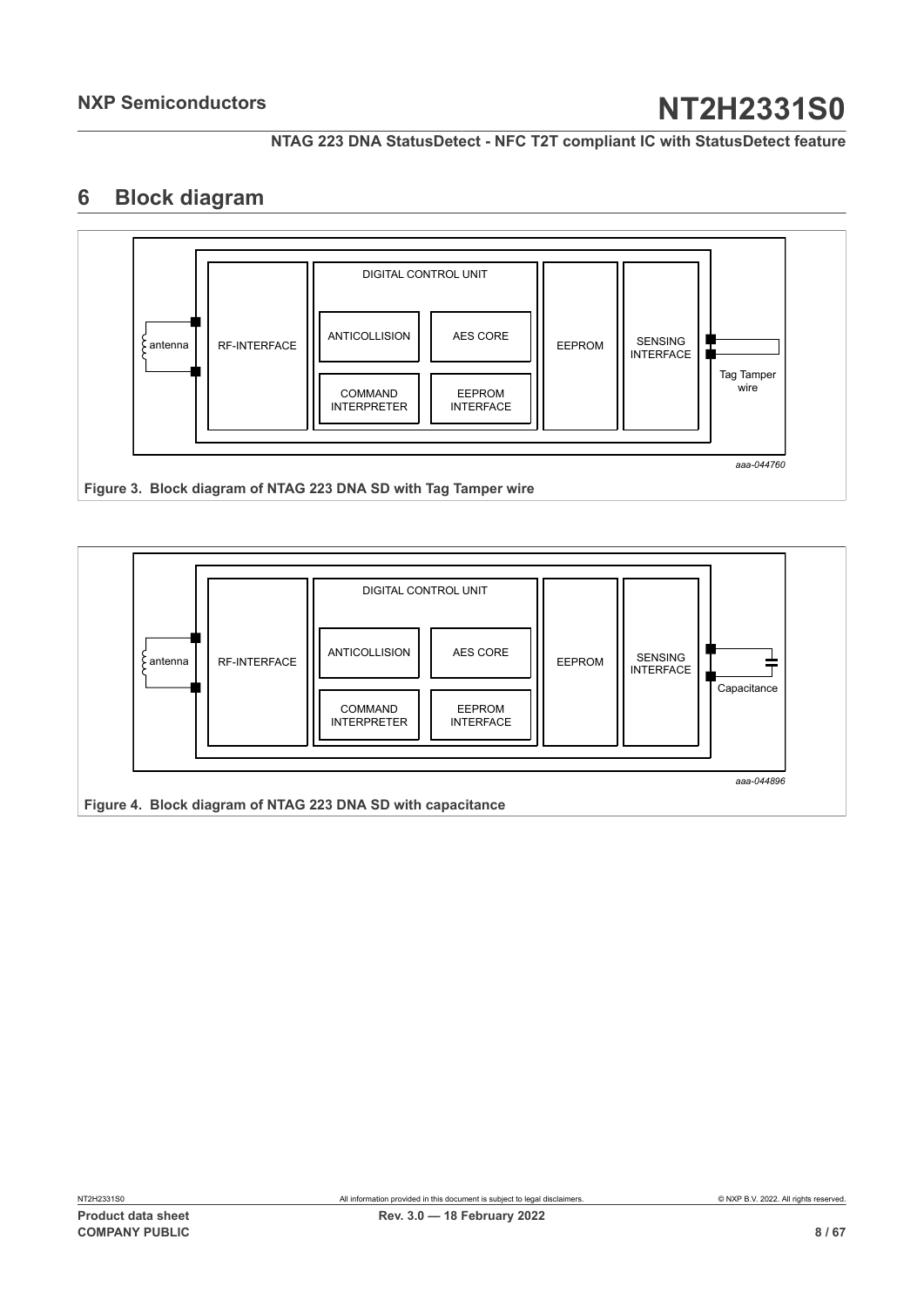# 6 Block diagram

aaa-044760

**Figure 3. Block diagram of NTAG 223 DNA SD with Tag Tamper wire**

aaa-044896

**Figure 4. Block diagram of NTAG 223 DNA SD with capacitance**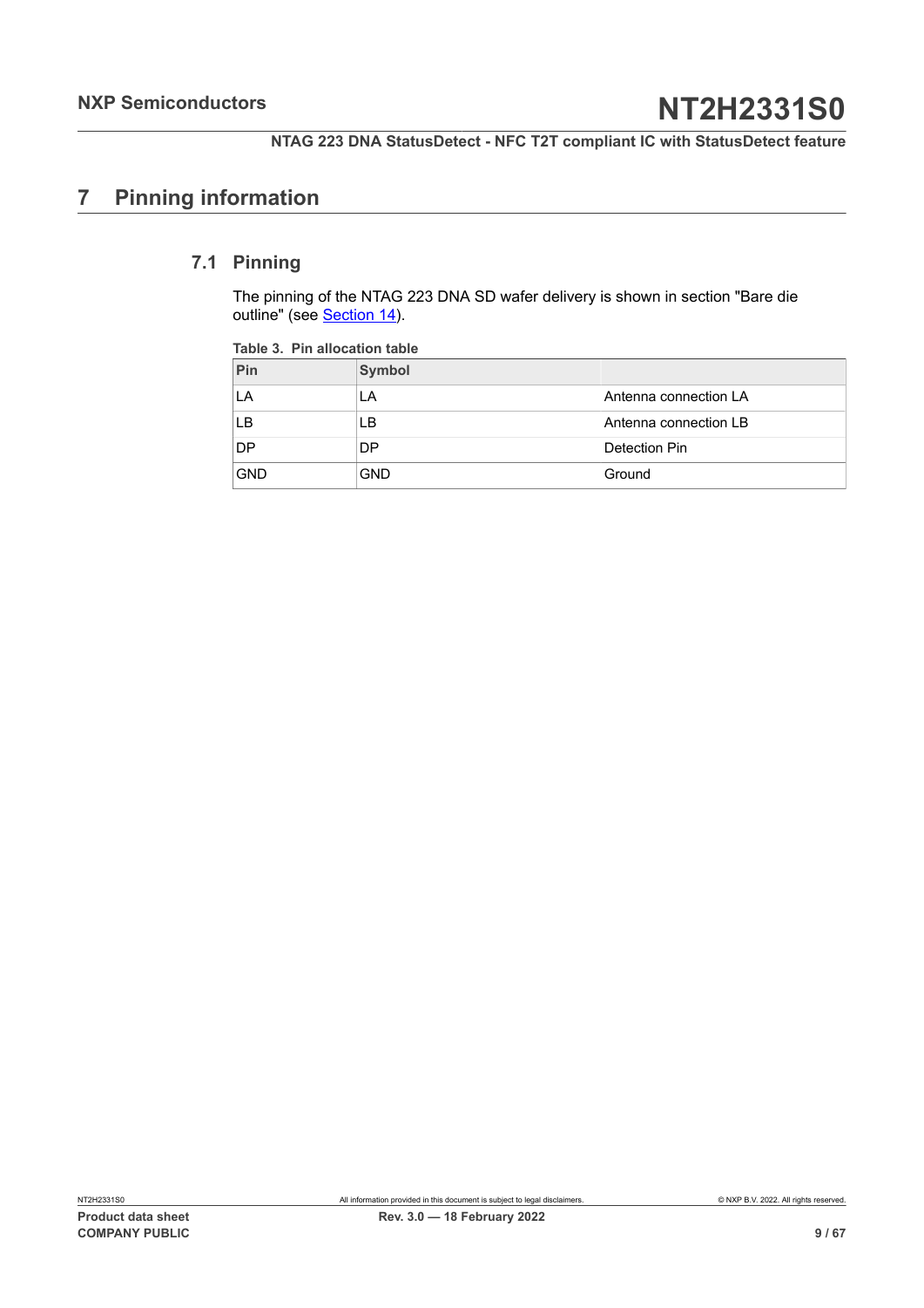# 7 Pinning information

## 7.1 Pinning

The pinning of the NTAG 223 DNA SD wafer delivery is shown in section "Bare die outline" (see Section 14).

**Table 3. Pin allocation table**

| Pin | Symbol | |
|---|---|---|
| LA | LA | Antenna connection LA |
| LB | LB | Antenna connection LB |
| DP | DP | Detection Pin |
| GND | GND | Ground |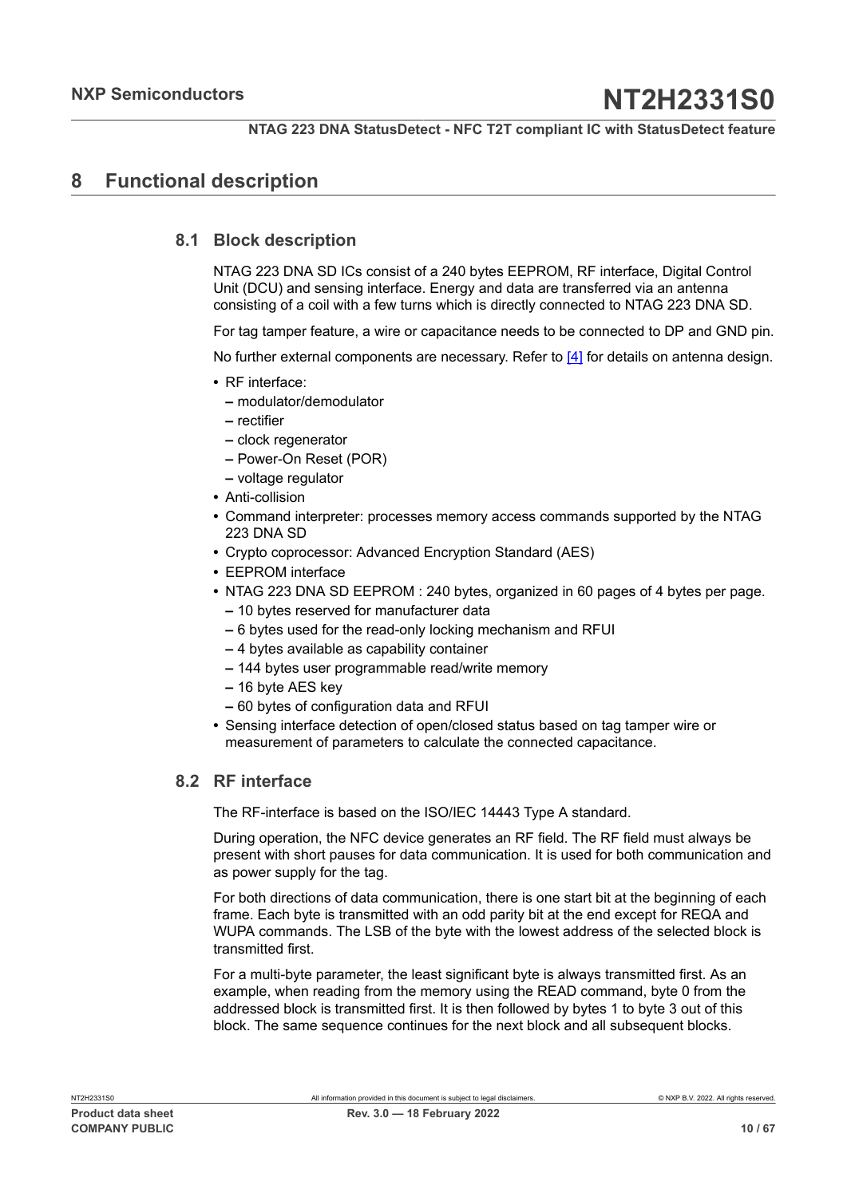# 8 Functional description

## 8.1 Block description

NTAG 223 DNA SD ICs consist of a 240 bytes EEPROM, RF interface, Digital Control Unit (DCU) and sensing interface. Energy and data are transferred via an antenna consisting of a coil with a few turns which is directly connected to NTAG 223 DNA SD.

For tag tamper feature, a wire or capacitance needs to be connected to DP and GND pin.

No further external components are necessary. Refer to [4] for details on antenna design.

- RF interface:
  - modulator/demodulator
  - rectifier
  - clock regenerator
  - Power-On Reset (POR)
  - voltage regulator
- Anti-collision
- Command interpreter: processes memory access commands supported by the NTAG 223 DNA SD
- Crypto coprocessor: Advanced Encryption Standard (AES)
- EEPROM interface
- NTAG 223 DNA SD EEPROM : 240 bytes, organized in 60 pages of 4 bytes per page.
  - 10 bytes reserved for manufacturer data
  - 6 bytes used for the read-only locking mechanism and RFUI
  - 4 bytes available as capability container
  - 144 bytes user programmable read/write memory
  - 16 byte AES key
  - 60 bytes of configuration data and RFUI
- Sensing interface detection of open/closed status based on tag tamper wire or measurement of parameters to calculate the connected capacitance.

## 8.2 RF interface

The RF-interface is based on the ISO/IEC 14443 Type A standard.

During operation, the NFC device generates an RF field. The RF field must always be present with short pauses for data communication. It is used for both communication and as power supply for the tag.

For both directions of data communication, there is one start bit at the beginning of each frame. Each byte is transmitted with an odd parity bit at the end except for REQA and WUPA commands. The LSB of the byte with the lowest address of the selected block is transmitted first.

For a multi-byte parameter, the least significant byte is always transmitted first. As an example, when reading from the memory using the READ command, byte 0 from the addressed block is transmitted first. It is then followed by bytes 1 to byte 3 out of this block. The same sequence continues for the next block and all subsequent blocks.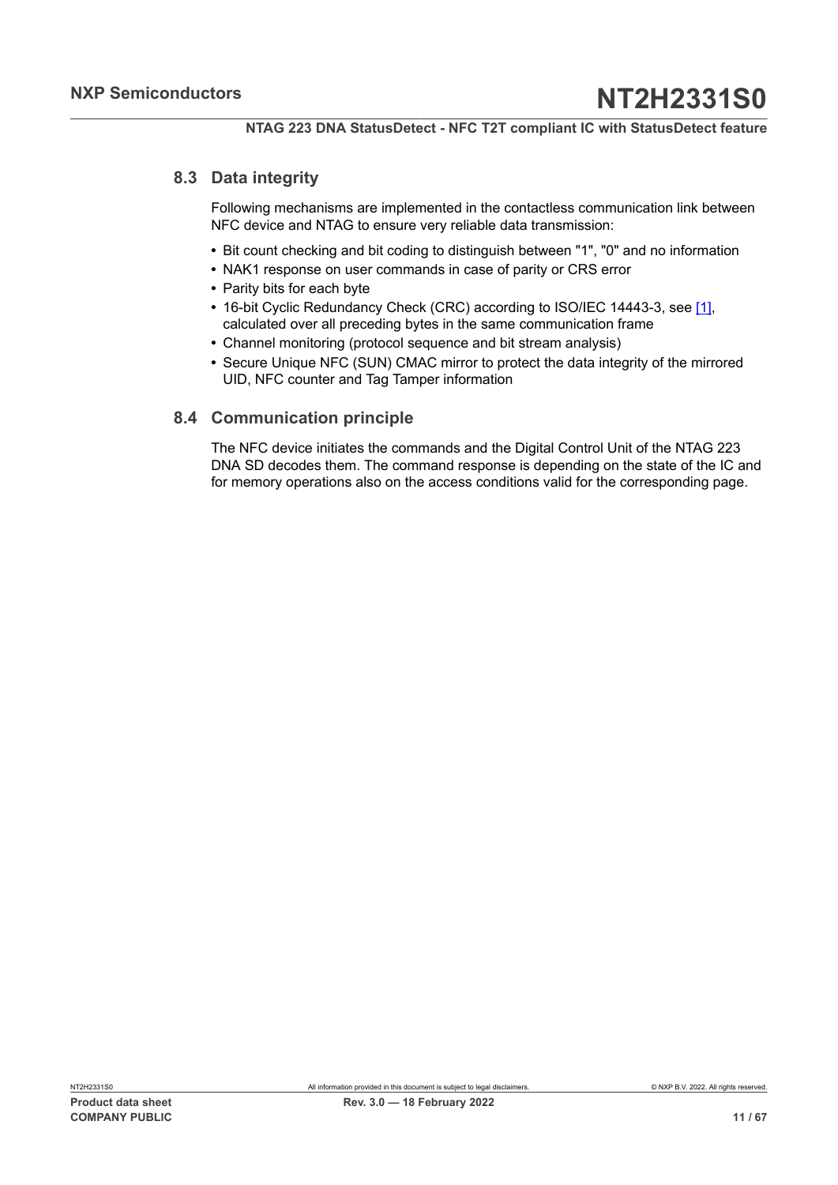## 8.3 Data integrity

Following mechanisms are implemented in the contactless communication link between NFC device and NTAG to ensure very reliable data transmission:

- Bit count checking and bit coding to distinguish between "1", "0" and no information
- NAK1 response on user commands in case of parity or CRS error
- Parity bits for each byte
- 16-bit Cyclic Redundancy Check (CRC) according to ISO/IEC 14443-3, see [1], calculated over all preceding bytes in the same communication frame
- Channel monitoring (protocol sequence and bit stream analysis)
- Secure Unique NFC (SUN) CMAC mirror to protect the data integrity of the mirrored UID, NFC counter and Tag Tamper information

## 8.4 Communication principle

The NFC device initiates the commands and the Digital Control Unit of the NTAG 223 DNA SD decodes them. The command response is depending on the state of the IC and for memory operations also on the access conditions valid for the corresponding page.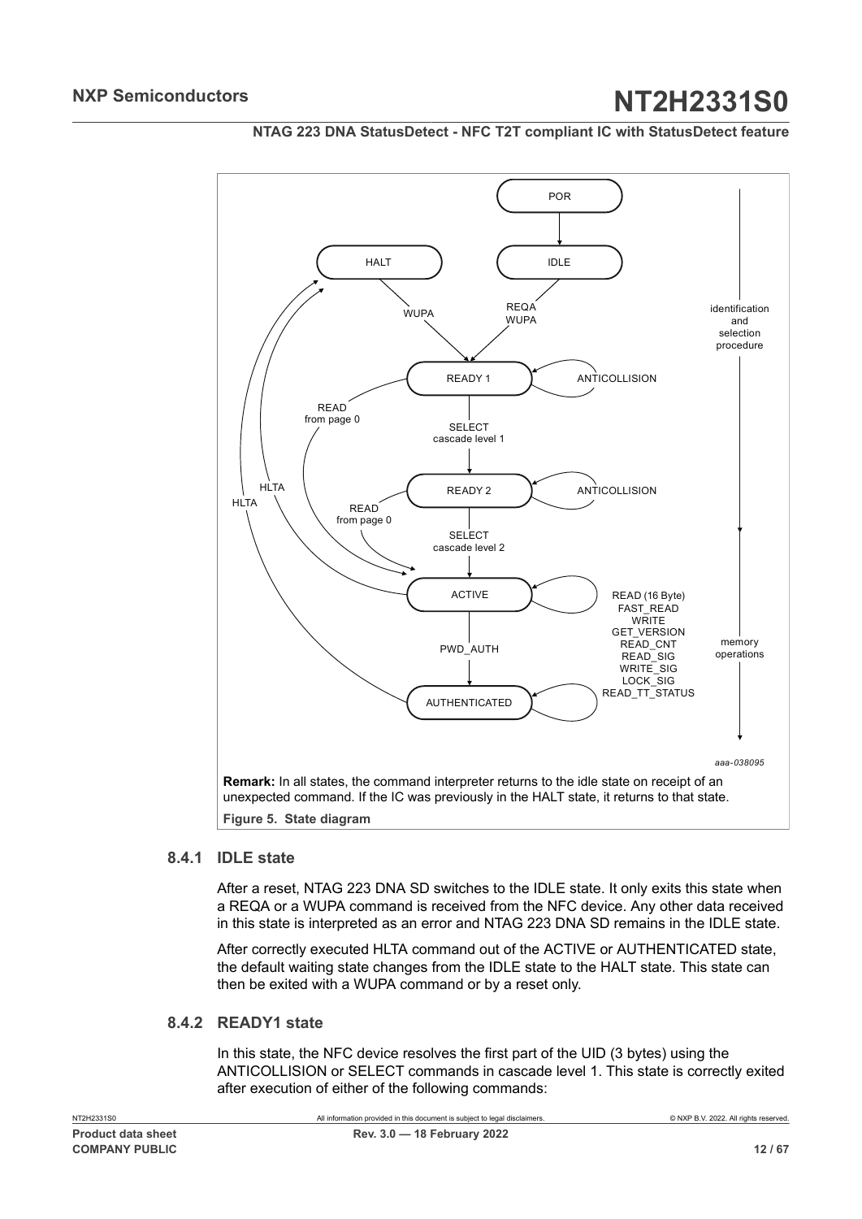**Remark:** In all states, the command interpreter returns to the idle state on receipt of an unexpected command. If the IC was previously in the HALT state, it returns to that state.

**Figure 5. State diagram**

### 8.4.1 IDLE state

After a reset, NTAG 223 DNA SD switches to the IDLE state. It only exits this state when a REQA or a WUPA command is received from the NFC device. Any other data received in this state is interpreted as an error and NTAG 223 DNA SD remains in the IDLE state.

After correctly executed HLTA command out of the ACTIVE or AUTHENTICATED state, the default waiting state changes from the IDLE state to the HALT state. This state can then be exited with a WUPA command or by a reset only.

### 8.4.2 READY1 state

In this state, the NFC device resolves the first part of the UID (3 bytes) using the ANTICOLLISION or SELECT commands in cascade level 1. This state is correctly exited after execution of either of the following commands: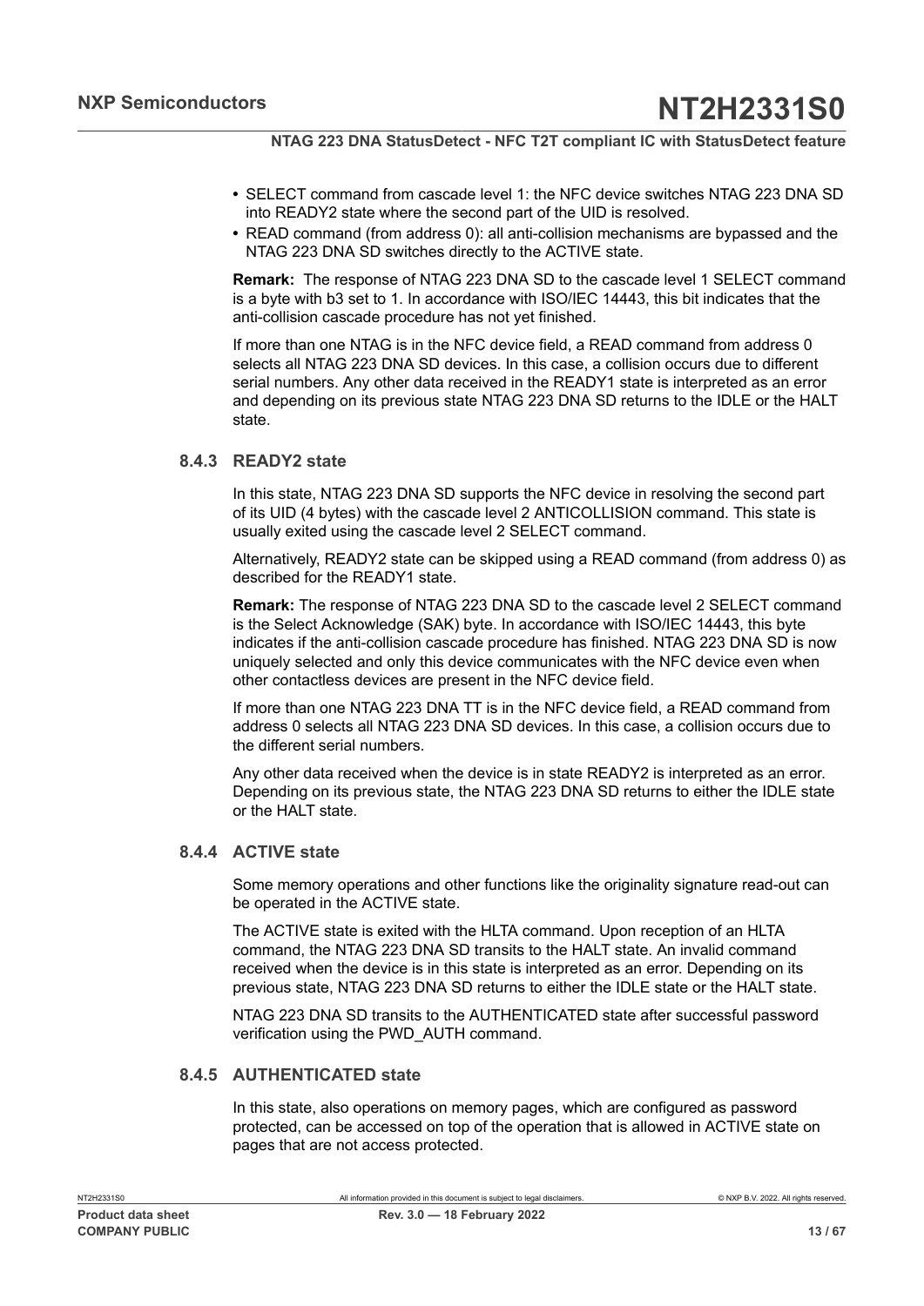- SELECT command from cascade level 1: the NFC device switches NTAG 223 DNA SD into READY2 state where the second part of the UID is resolved.
- READ command (from address 0): all anti-collision mechanisms are bypassed and the NTAG 223 DNA SD switches directly to the ACTIVE state.

**Remark:** The response of NTAG 223 DNA SD to the cascade level 1 SELECT command is a byte with b3 set to 1. In accordance with ISO/IEC 14443, this bit indicates that the anti-collision cascade procedure has not yet finished.

If more than one NTAG is in the NFC device field, a READ command from address 0 selects all NTAG 223 DNA SD devices. In this case, a collision occurs due to different serial numbers. Any other data received in the READY1 state is interpreted as an error and depending on its previous state NTAG 223 DNA SD returns to the IDLE or the HALT state.

### 8.4.3 READY2 state

In this state, NTAG 223 DNA SD supports the NFC device in resolving the second part of its UID (4 bytes) with the cascade level 2 ANTICOLLISION command. This state is usually exited using the cascade level 2 SELECT command.

Alternatively, READY2 state can be skipped using a READ command (from address 0) as described for the READY1 state.

**Remark:** The response of NTAG 223 DNA SD to the cascade level 2 SELECT command is the Select Acknowledge (SAK) byte. In accordance with ISO/IEC 14443, this byte indicates if the anti-collision cascade procedure has finished. NTAG 223 DNA SD is now uniquely selected and only this device communicates with the NFC device even when other contactless devices are present in the NFC device field.

If more than one NTAG 223 DNA TT is in the NFC device field, a READ command from address 0 selects all NTAG 223 DNA SD devices. In this case, a collision occurs due to the different serial numbers.

Any other data received when the device is in state READY2 is interpreted as an error. Depending on its previous state, the NTAG 223 DNA SD returns to either the IDLE state or the HALT state.

### 8.4.4 ACTIVE state

Some memory operations and other functions like the originality signature read-out can be operated in the ACTIVE state.

The ACTIVE state is exited with the HLTA command. Upon reception of an HLTA command, the NTAG 223 DNA SD transits to the HALT state. An invalid command received when the device is in this state is interpreted as an error. Depending on its previous state, NTAG 223 DNA SD returns to either the IDLE state or the HALT state.

NTAG 223 DNA SD transits to the AUTHENTICATED state after successful password verification using the PWD_AUTH command.

### 8.4.5 AUTHENTICATED state

In this state, also operations on memory pages, which are configured as password protected, can be accessed on top of the operation that is allowed in ACTIVE state on pages that are not access protected.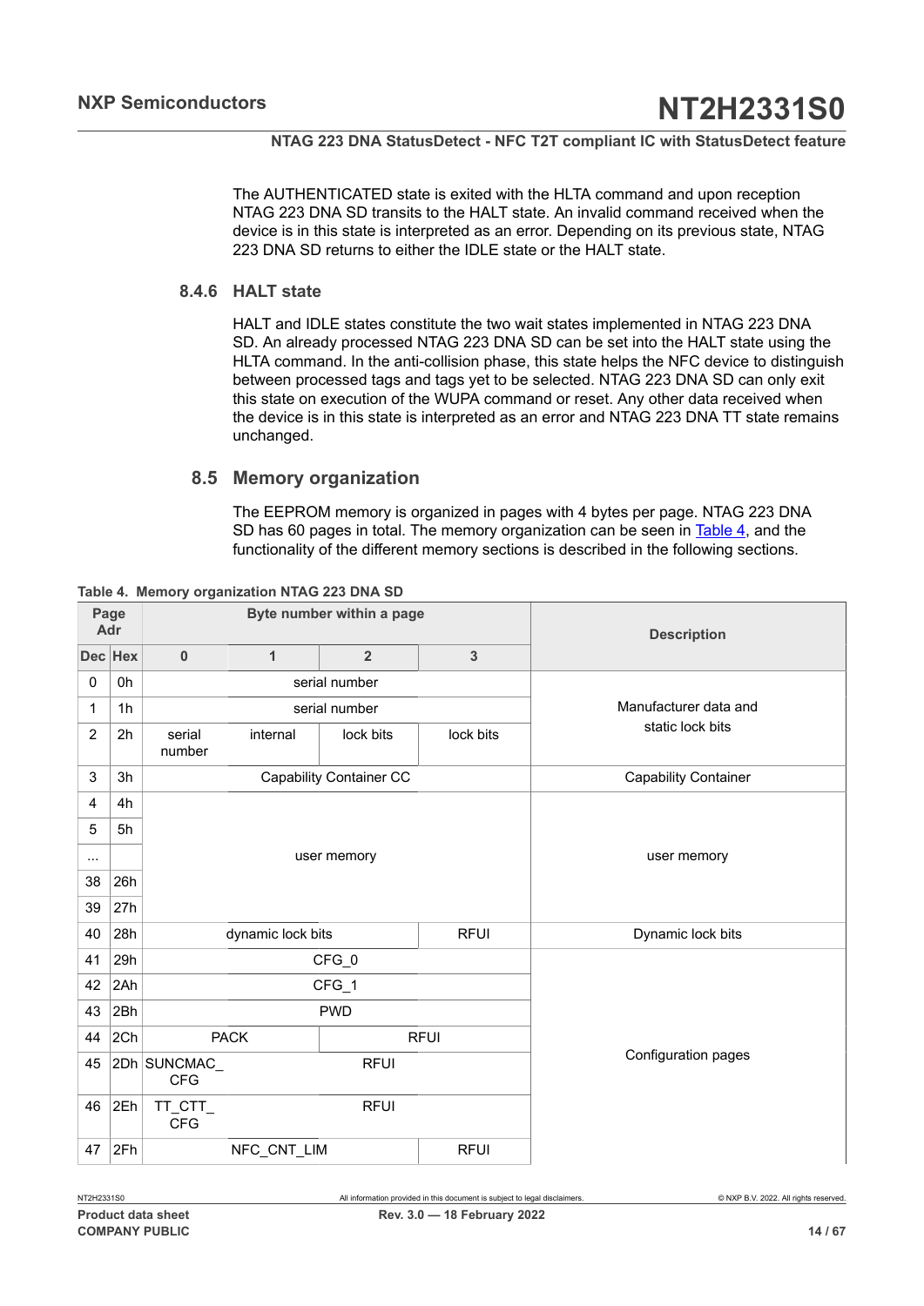The AUTHENTICATED state is exited with the HLTA command and upon reception NTAG 223 DNA SD transits to the HALT state. An invalid command received when the device is in this state is interpreted as an error. Depending on its previous state, NTAG 223 DNA SD returns to either the IDLE state or the HALT state.

### 8.4.6 HALT state

HALT and IDLE states constitute the two wait states implemented in NTAG 223 DNA SD. An already processed NTAG 223 DNA SD can be set into the HALT state using the HLTA command. In the anti-collision phase, this state helps the NFC device to distinguish between processed tags and tags yet to be selected. NTAG 223 DNA SD can only exit this state on execution of the WUPA command or reset. Any other data received when the device is in this state is interpreted as an error and NTAG 223 DNA TT state remains unchanged.

## 8.5 Memory organization

The EEPROM memory is organized in pages with 4 bytes per page. NTAG 223 DNA SD has 60 pages in total. The memory organization can be seen in Table 4, and the functionality of the different memory sections is described in the following sections.

**Table 4. Memory organization NTAG 223 DNA SD**

| Page Adr | | Byte number within a page | | | | Description |
|---|---|---|---|---|---|---|
| Dec | Hex | 0 | 1 | 2 | 3 | |
| 0 | 0h | serial number | | | | Manufacturer data and static lock bits |
| 1 | 1h | serial number | | | | |
| 2 | 2h | serial number | internal | lock bits | lock bits | |
| 3 | 3h | Capability Container CC | | | | Capability Container |
| 4 | 4h | user memory | | | | user memory |
| 5 | 5h | | | | | |
| ... | | | | | | |
| 38 | 26h | | | | | |
| 39 | 27h | | | | | |
| 40 | 28h | dynamic lock bits | | | RFUI | Dynamic lock bits |
| 41 | 29h | CFG_0 | | | | Configuration pages |
| 42 | 2Ah | CFG_1 | | | | |
| 43 | 2Bh | PWD | | | | |
| 44 | 2Ch | PACK | | RFUI | | |
| 45 | 2Dh | SUNCMAC_CFG | RFUI | | | |
| 46 | 2Eh | TT_CTT_CFG | RFUI | | | |
| 47 | 2Fh | NFC_CNT_LIM | | | RFUI | |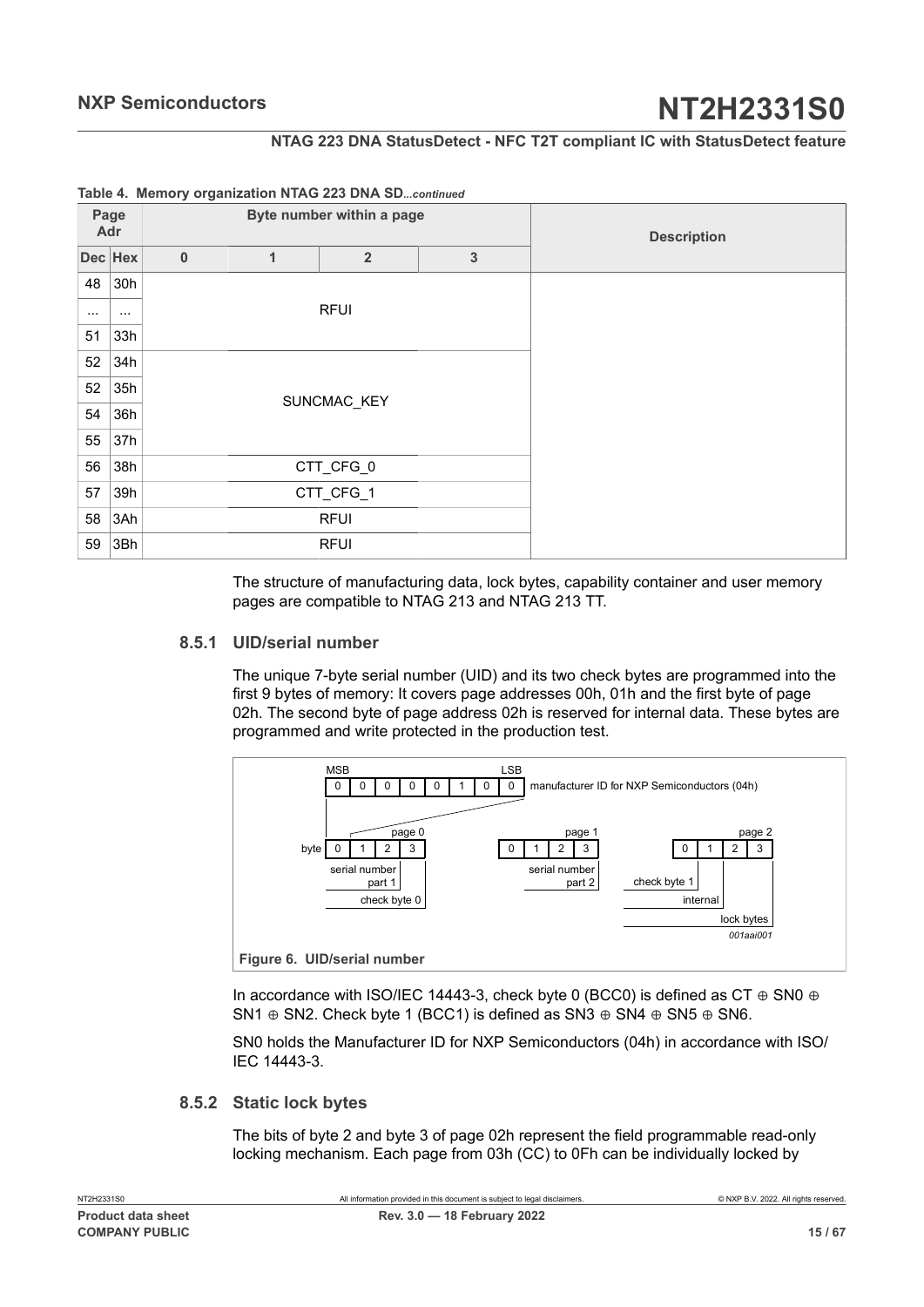**Table 4. Memory organization NTAG 223 DNA SD***...continued*

| Page Adr | | Byte number within a page | | | | Description |
|---|---|---|---|---|---|---|
| Dec | Hex | 0 | 1 | 2 | 3 | |
| 48 | 30h | RFUI | | | | |
| ... | ... | | | | | |
| 51 | 33h | | | | | |
| 52 | 34h | SUNCMAC_KEY | | | | |
| 52 | 35h | | | | | |
| 54 | 36h | | | | | |
| 55 | 37h | | | | | |
| 56 | 38h | CTT_CFG_0 | | | | |
| 57 | 39h | CTT_CFG_1 | | | | |
| 58 | 3Ah | RFUI | | | | |
| 59 | 3Bh | RFUI | | | | |

The structure of manufacturing data, lock bytes, capability container and user memory pages are compatible to NTAG 213 and NTAG 213 TT.

### 8.5.1 UID/serial number

The unique 7-byte serial number (UID) and its two check bytes are programmed into the first 9 bytes of memory: It covers page addresses 00h, 01h and the first byte of page 02h. The second byte of page address 02h is reserved for internal data. These bytes are programmed and write protected in the production test.

Figure 6. UID/serial number

In accordance with ISO/IEC 14443-3, check byte 0 (BCC0) is defined as CT ⊕ SN0 ⊕ SN1 ⊕ SN2. Check byte 1 (BCC1) is defined as SN3 ⊕ SN4 ⊕ SN5 ⊕ SN6.

SN0 holds the Manufacturer ID for NXP Semiconductors (04h) in accordance with ISO/ IEC 14443-3.

### 8.5.2 Static lock bytes

The bits of byte 2 and byte 3 of page 02h represent the field programmable read-only locking mechanism. Each page from 03h (CC) to 0Fh can be individually locked by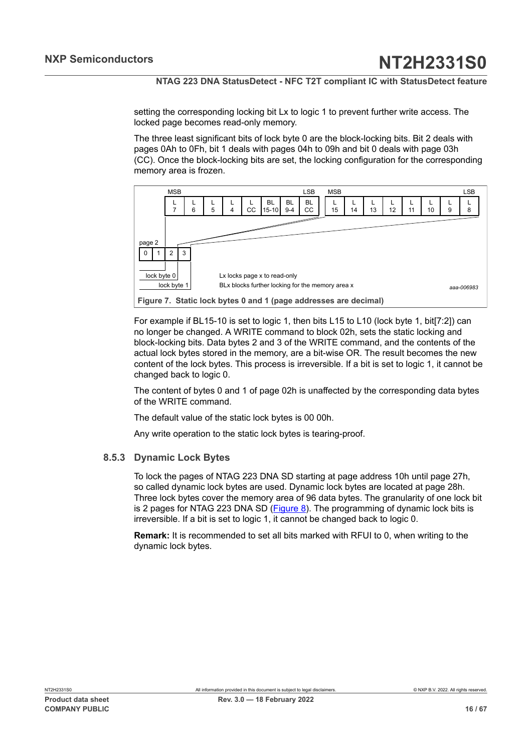setting the corresponding locking bit Lx to logic 1 to prevent further write access. The locked page becomes read-only memory.

The three least significant bits of lock byte 0 are the block-locking bits. Bit 2 deals with pages 0Ah to 0Fh, bit 1 deals with pages 04h to 09h and bit 0 deals with page 03h (CC). Once the block-locking bits are set, the locking configuration for the corresponding memory area is frozen.

| MSB | | | | | | | LSB | MSB | | | | | | | LSB |
|---|---|---|---|---|---|---|---|---|---|---|---|---|---|---|---|
| L 7 | L 6 | L 5 | L 4 | L CC | BL 15-10 | BL 9-4 | BL CC | L 15 | L 14 | L 13 | L 12 | L 11 | L 10 | L 9 | L 8 |

page 2: bytes 0, 1, 2 (lock byte 0), 3 (lock byte 1)

Lx locks page x to read-only

BLx blocks further locking for the memory area x

aaa-006983

**Figure 7. Static lock bytes 0 and 1 (page addresses are decimal)**

For example if BL15-10 is set to logic 1, then bits L15 to L10 (lock byte 1, bit[7:2]) can no longer be changed. A WRITE command to block 02h, sets the static locking and block-locking bits. Data bytes 2 and 3 of the WRITE command, and the contents of the actual lock bytes stored in the memory, are a bit-wise OR. The result becomes the new content of the lock bytes. This process is irreversible. If a bit is set to logic 1, it cannot be changed back to logic 0.

The content of bytes 0 and 1 of page 02h is unaffected by the corresponding data bytes of the WRITE command.

The default value of the static lock bytes is 00 00h.

Any write operation to the static lock bytes is tearing-proof.

### 8.5.3 Dynamic Lock Bytes

To lock the pages of NTAG 223 DNA SD starting at page address 10h until page 27h, so called dynamic lock bytes are used. Dynamic lock bytes are located at page 28h. Three lock bytes cover the memory area of 96 data bytes. The granularity of one lock bit is 2 pages for NTAG 223 DNA SD (Figure 8). The programming of dynamic lock bits is irreversible. If a bit is set to logic 1, it cannot be changed back to logic 0.

**Remark:** It is recommended to set all bits marked with RFUI to 0, when writing to the dynamic lock bytes.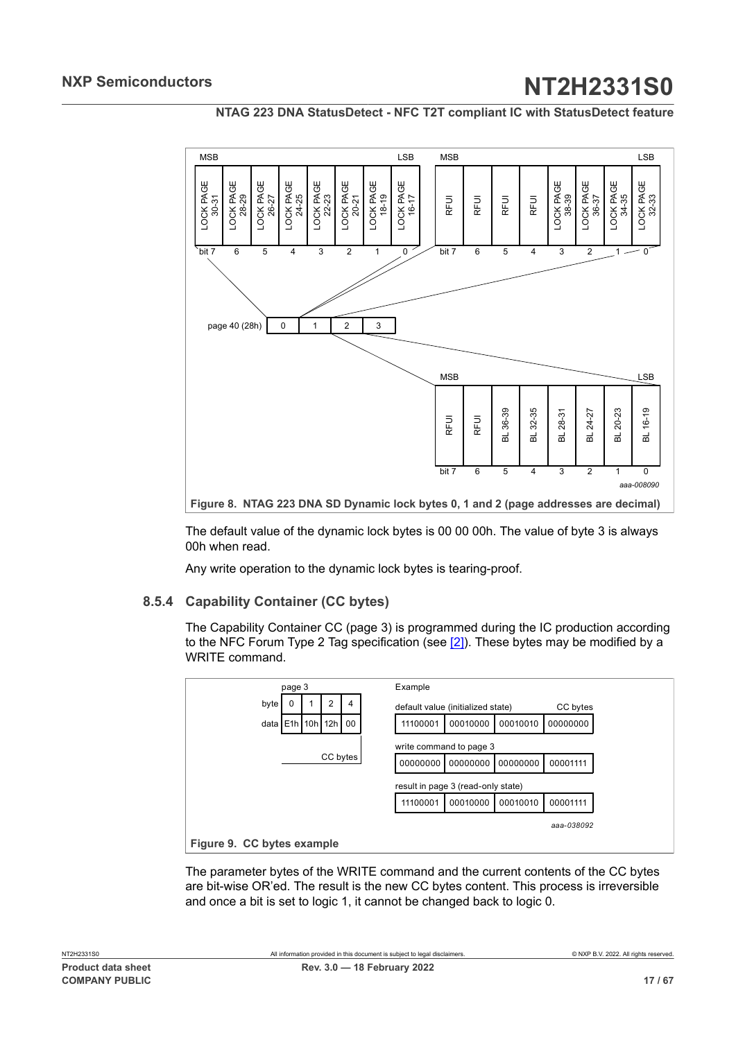| MSB | | | | | | | LSB |
|---|---|---|---|---|---|---|---|
| LOCK PAGE 30-31 | LOCK PAGE 28-29 | LOCK PAGE 26-27 | LOCK PAGE 24-25 | LOCK PAGE 22-23 | LOCK PAGE 20-21 | LOCK PAGE 18-19 | LOCK PAGE 16-17 |
| bit 7 | 6 | 5 | 4 | 3 | 2 | 1 | 0 |

| MSB | | | | | | | LSB |
|---|---|---|---|---|---|---|---|
| RFUI | RFUI | RFUI | RFUI | LOCK PAGE 38-39 | LOCK PAGE 36-37 | LOCK PAGE 34-35 | LOCK PAGE 32-33 |
| bit 7 | 6 | 5 | 4 | 3 | 2 | 1 | 0 |

page 40 (28h)

| 0 | 1 | 2 | 3 |
|---|---|---|---|

| MSB | | | | | | | LSB |
|---|---|---|---|---|---|---|---|
| RFUI | RFUI | BL 36-39 | BL 32-35 | BL 28-31 | BL 24-27 | BL 20-23 | BL 16-19 |
| bit 7 | 6 | 5 | 4 | 3 | 2 | 1 | 0 |

aaa-008090

**Figure 8. NTAG 223 DNA SD Dynamic lock bytes 0, 1 and 2 (page addresses are decimal)**

The default value of the dynamic lock bytes is 00 00 00h. The value of byte 3 is always 00h when read.

Any write operation to the dynamic lock bytes is tearing-proof.

### 8.5.4 Capability Container (CC bytes)

The Capability Container CC (page 3) is programmed during the IC production according to the NFC Forum Type 2 Tag specification (see [2]). These bytes may be modified by a WRITE command.

page 3

| byte | 0 | 1 | 2 | 4 |
|---|---|---|---|---|
| data | E1h | 10h | 12h | 00 |

CC bytes

Example

default value (initialized state) — CC bytes

| 11100001 | 00010000 | 00010010 | 00000000 |
|---|---|---|---|

write command to page 3

| 00000000 | 00000000 | 00000000 | 00001111 |
|---|---|---|---|

result in page 3 (read-only state)

| 11100001 | 00010000 | 00010010 | 00001111 |
|---|---|---|---|

aaa-038092

**Figure 9. CC bytes example**

The parameter bytes of the WRITE command and the current contents of the CC bytes are bit-wise OR'ed. The result is the new CC bytes content. This process is irreversible and once a bit is set to logic 1, it cannot be changed back to logic 0.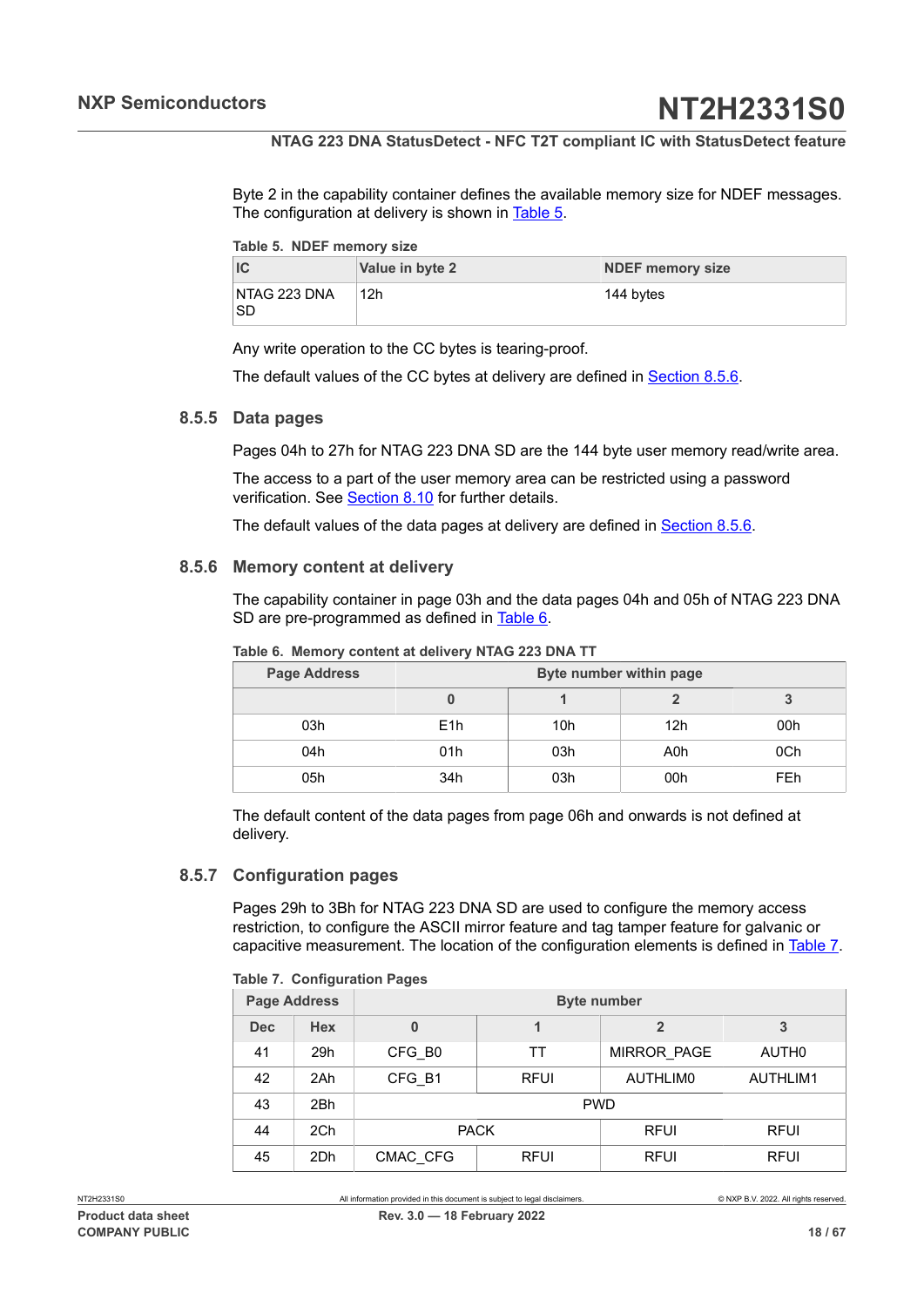Byte 2 in the capability container defines the available memory size for NDEF messages. The configuration at delivery is shown in Table 5.

Table 5. NDEF memory size

| IC | Value in byte 2 | NDEF memory size |
|---|---|---|
| NTAG 223 DNA SD | 12h | 144 bytes |

Any write operation to the CC bytes is tearing-proof.

The default values of the CC bytes at delivery are defined in Section 8.5.6.

### 8.5.5 Data pages

Pages 04h to 27h for NTAG 223 DNA SD are the 144 byte user memory read/write area.

The access to a part of the user memory area can be restricted using a password verification. See Section 8.10 for further details.

The default values of the data pages at delivery are defined in Section 8.5.6.

### 8.5.6 Memory content at delivery

The capability container in page 03h and the data pages 04h and 05h of NTAG 223 DNA SD are pre-programmed as defined in Table 6.

Table 6. Memory content at delivery NTAG 223 DNA TT

| Page Address | Byte number within page | | | |
|---|---|---|---|---|
| | 0 | 1 | 2 | 3 |
| 03h | E1h | 10h | 12h | 00h |
| 04h | 01h | 03h | A0h | 0Ch |
| 05h | 34h | 03h | 00h | FEh |

The default content of the data pages from page 06h and onwards is not defined at delivery.

### 8.5.7 Configuration pages

Pages 29h to 3Bh for NTAG 223 DNA SD are used to configure the memory access restriction, to configure the ASCII mirror feature and tag tamper feature for galvanic or capacitive measurement. The location of the configuration elements is defined in Table 7.

Table 7. Configuration Pages

| Page Address | | Byte number | | | |
|---|---|---|---|---|---|
| Dec | Hex | 0 | 1 | 2 | 3 |
| 41 | 29h | CFG_B0 | TT | MIRROR_PAGE | AUTH0 |
| 42 | 2Ah | CFG_B1 | RFUI | AUTHLIM0 | AUTHLIM1 |
| 43 | 2Bh | PWD | | | |
| 44 | 2Ch | PACK | | RFUI | RFUI |
| 45 | 2Dh | CMAC_CFG | RFUI | RFUI | RFUI |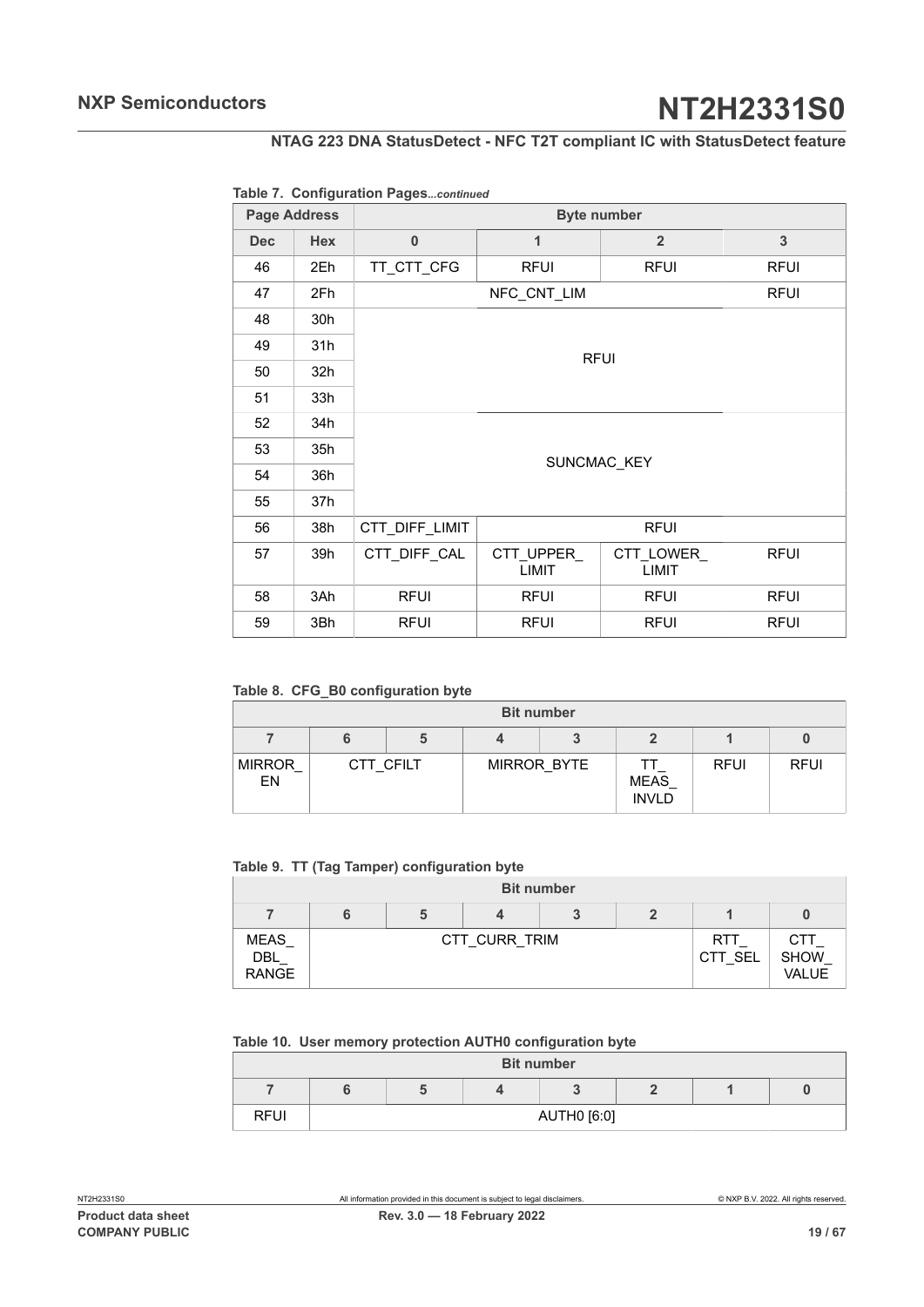**Table 7. Configuration Pages***...continued*

| Page Address | | Byte number | | | |
|---|---|---|---|---|---|
| Dec | Hex | 0 | 1 | 2 | 3 |
| 46 | 2Eh | TT_CTT_CFG | RFUI | RFUI | RFUI |
| 47 | 2Fh | NFC_CNT_LIM | | | RFUI |
| 48 | 30h | RFUI | | | |
| 49 | 31h | | | | |
| 50 | 32h | | | | |
| 51 | 33h | | | | |
| 52 | 34h | SUNCMAC_KEY | | | |
| 53 | 35h | | | | |
| 54 | 36h | | | | |
| 55 | 37h | | | | |
| 56 | 38h | CTT_DIFF_LIMIT | RFUI | | |
| 57 | 39h | CTT_DIFF_CAL | CTT_UPPER_ LIMIT | CTT_LOWER_ LIMIT | RFUI |
| 58 | 3Ah | RFUI | RFUI | RFUI | RFUI |
| 59 | 3Bh | RFUI | RFUI | RFUI | RFUI |

**Table 8. CFG_B0 configuration byte**

| Bit number | | | | | | | |
|---|---|---|---|---|---|---|---|
| 7 | 6 | 5 | 4 | 3 | 2 | 1 | 0 |
| MIRROR_ EN | CTT_CFILT | | MIRROR_BYTE | | TT_ MEAS_ INVLD | RFUI | RFUI |

**Table 9. TT (Tag Tamper) configuration byte**

| Bit number | | | | | | | |
|---|---|---|---|---|---|---|---|
| 7 | 6 | 5 | 4 | 3 | 2 | 1 | 0 |
| MEAS_ DBL_ RANGE | CTT_CURR_TRIM | | | | | RTT_ CTT_SEL | CTT_ SHOW_ VALUE |

**Table 10. User memory protection AUTH0 configuration byte**

| Bit number | | | | | | | |
|---|---|---|---|---|---|---|---|
| 7 | 6 | 5 | 4 | 3 | 2 | 1 | 0 |
| RFUI | AUTH0 [6:0] | | | | | | |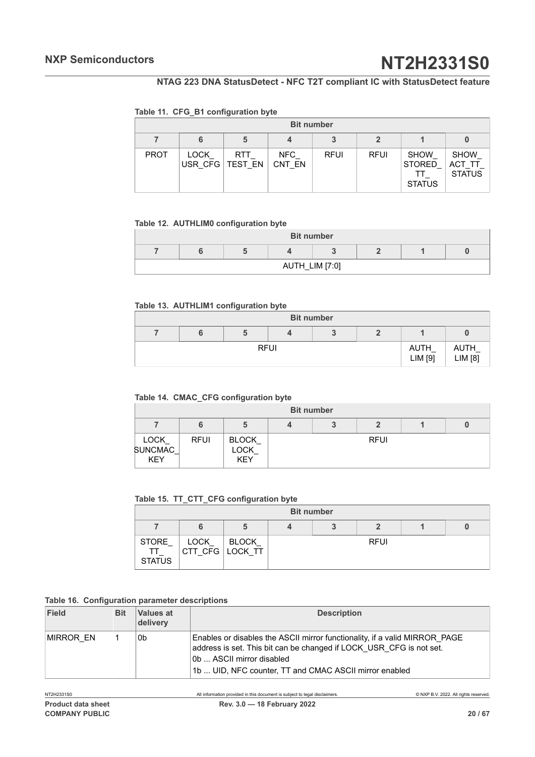**Table 11. CFG_B1 configuration byte**

| Bit number | | | | | | | |
|---|---|---|---|---|---|---|---|
| 7 | 6 | 5 | 4 | 3 | 2 | 1 | 0 |
| PROT | LOCK_ USR_CFG | RTT_ TEST_EN | NFC_ CNT_EN | RFUI | RFUI | SHOW_ STORED_ TT_ STATUS | SHOW_ ACT_TT_ STATUS |

**Table 12. AUTHLIM0 configuration byte**

| Bit number | | | | | | | |
|---|---|---|---|---|---|---|---|
| 7 | 6 | 5 | 4 | 3 | 2 | 1 | 0 |
| AUTH_LIM [7:0] | | | | | | | |

**Table 13. AUTHLIM1 configuration byte**

| Bit number | | | | | | | |
|---|---|---|---|---|---|---|---|
| 7 | 6 | 5 | 4 | 3 | 2 | 1 | 0 |
| RFUI | | | | | | AUTH_ LIM [9] | AUTH_ LIM [8] |

**Table 14. CMAC_CFG configuration byte**

| Bit number | | | | | | | |
|---|---|---|---|---|---|---|---|
| 7 | 6 | 5 | 4 | 3 | 2 | 1 | 0 |
| LOCK_ SUNCMAC_ KEY | RFUI | BLOCK_ LOCK_ KEY | RFUI | | | | |

**Table 15. TT_CTT_CFG configuration byte**

| Bit number | | | | | | | |
|---|---|---|---|---|---|---|---|
| 7 | 6 | 5 | 4 | 3 | 2 | 1 | 0 |
| STORE_ TT_ STATUS | LOCK_ CTT_CFG | BLOCK_ LOCK_TT | RFUI | | | | |

**Table 16. Configuration parameter descriptions**

| Field | Bit | Values at delivery | Description |
|---|---|---|---|
| MIRROR_EN | 1 | 0b | Enables or disables the ASCII mirror functionality, if a valid MIRROR_PAGE address is set. This bit can be changed if LOCK_USR_CFG is not set.<br>0b ... ASCII mirror disabled<br>1b ... UID, NFC counter, TT and CMAC ASCII mirror enabled |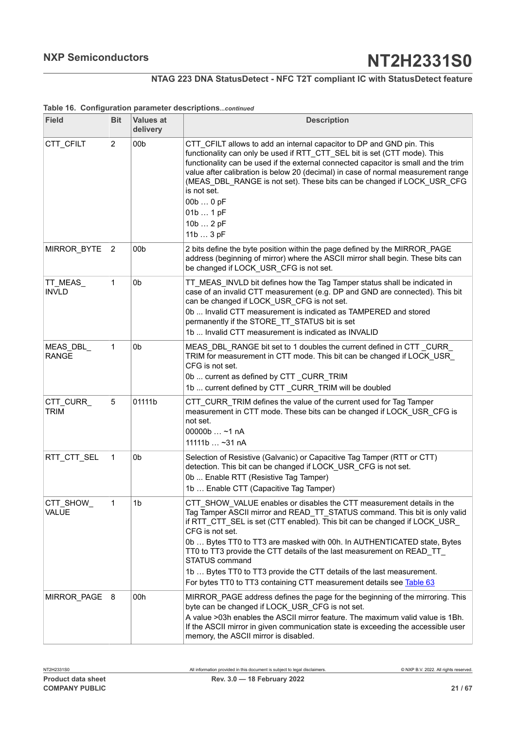**Table 16. Configuration parameter descriptions***...continued*

| Field | Bit | Values at delivery | Description |
|---|---|---|---|
| CTT_CFILT | 2 | 00b | CTT_CFILT allows to add an internal capacitor to DP and GND pin. This functionality can only be used if RTT_CTT_SEL bit is set (CTT mode). This functionality can be used if the external connected capacitor is small and the trim value after calibration is below 20 (decimal) in case of normal measurement range (MEAS_DBL_RANGE is not set). These bits can be changed if LOCK_USR_CFG is not set.<br>00b … 0 pF<br>01b … 1 pF<br>10b … 2 pF<br>11b … 3 pF |
| MIRROR_BYTE | 2 | 00b | 2 bits define the byte position within the page defined by the MIRROR_PAGE address (beginning of mirror) where the ASCII mirror shall begin. These bits can be changed if LOCK_USR_CFG is not set. |
| TT_MEAS_INVLD | 1 | 0b | TT_MEAS_INVLD bit defines how the Tag Tamper status shall be indicated in case of an invalid CTT measurement (e.g. DP and GND are connected). This bit can be changed if LOCK_USR_CFG is not set.<br>0b ... Invalid CTT measurement is indicated as TAMPERED and stored permanently if the STORE_TT_STATUS bit is set<br>1b ... Invalid CTT measurement is indicated as INVALID |
| MEAS_DBL_RANGE | 1 | 0b | MEAS_DBL_RANGE bit set to 1 doubles the current defined in CTT _CURR_TRIM for measurement in CTT mode. This bit can be changed if LOCK_USR_CFG is not set.<br>0b ... current as defined by CTT _CURR_TRIM<br>1b ... current defined by CTT _CURR_TRIM will be doubled |
| CTT_CURR_TRIM | 5 | 01111b | CTT_CURR_TRIM defines the value of the current used for Tag Tamper measurement in CTT mode. These bits can be changed if LOCK_USR_CFG is not set.<br>00000b … ~1 nA<br>11111b … ~31 nA |
| RTT_CTT_SEL | 1 | 0b | Selection of Resistive (Galvanic) or Capacitive Tag Tamper (RTT or CTT) detection. This bit can be changed if LOCK_USR_CFG is not set.<br>0b ... Enable RTT (Resistive Tag Tamper)<br>1b … Enable CTT (Capacitive Tag Tamper) |
| CTT_SHOW_VALUE | 1 | 1b | CTT_SHOW_VALUE enables or disables the CTT measurement details in the Tag Tamper ASCII mirror and READ_TT_STATUS command. This bit is only valid if RTT_CTT_SEL is set (CTT enabled). This bit can be changed if LOCK_USR_CFG is not set.<br>0b … Bytes TT0 to TT3 are masked with 00h. In AUTHENTICATED state, Bytes TT0 to TT3 provide the CTT details of the last measurement on READ_TT_STATUS command<br>1b … Bytes TT0 to TT3 provide the CTT details of the last measurement.<br>For bytes TT0 to TT3 containing CTT measurement details see Table 63 |
| MIRROR_PAGE | 8 | 00h | MIRROR_PAGE address defines the page for the beginning of the mirroring. This byte can be changed if LOCK_USR_CFG is not set.<br>A value >03h enables the ASCII mirror feature. The maximum valid value is 1Bh. If the ASCII mirror in given communication state is exceeding the accessible user memory, the ASCII mirror is disabled. |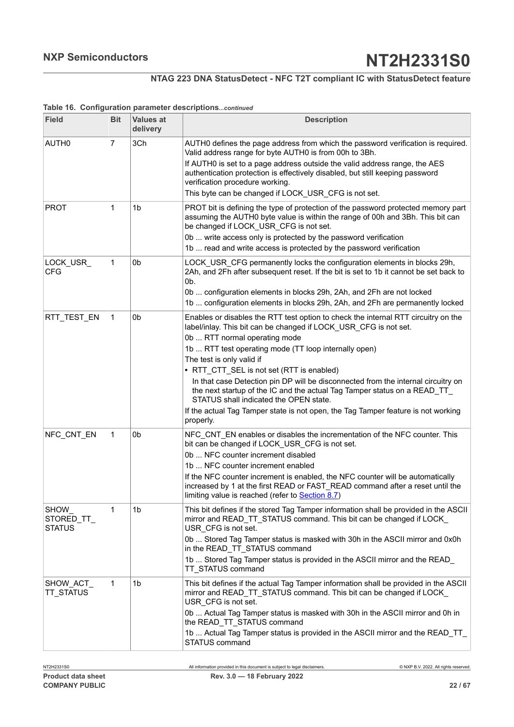**Table 16. Configuration parameter descriptions**...*continued*

| Field | Bit | Values at delivery | Description |
|---|---|---|---|
| AUTH0 | 7 | 3Ch | AUTH0 defines the page address from which the password verification is required. Valid address range for byte AUTH0 is from 00h to 3Bh.<br>If AUTH0 is set to a page address outside the valid address range, the AES authentication protection is effectively disabled, but still keeping password verification procedure working.<br>This byte can be changed if LOCK_USR_CFG is not set. |
| PROT | 1 | 1b | PROT bit is defining the type of protection of the password protected memory part assuming the AUTH0 byte value is within the range of 00h and 3Bh. This bit can be changed if LOCK_USR_CFG is not set.<br>0b ... write access only is protected by the password verification<br>1b ... read and write access is protected by the password verification |
| LOCK_USR_CFG | 1 | 0b | LOCK_USR_CFG permanently locks the configuration elements in blocks 29h, 2Ah, and 2Fh after subsequent reset. If the bit is set to 1b it cannot be set back to 0b.<br>0b ... configuration elements in blocks 29h, 2Ah, and 2Fh are not locked<br>1b ... configuration elements in blocks 29h, 2Ah, and 2Fh are permanently locked |
| RTT_TEST_EN | 1 | 0b | Enables or disables the RTT test option to check the internal RTT circuitry on the label/inlay. This bit can be changed if LOCK_USR_CFG is not set.<br>0b ... RTT normal operating mode<br>1b ... RTT test operating mode (TT loop internally open)<br>The test is only valid if<br>• RTT_CTT_SEL is not set (RTT is enabled)<br>In that case Detection pin DP will be disconnected from the internal circuitry on the next startup of the IC and the actual Tag Tamper status on a READ_TT_STATUS shall indicated the OPEN state.<br>If the actual Tag Tamper state is not open, the Tag Tamper feature is not working properly. |
| NFC_CNT_EN | 1 | 0b | NFC_CNT_EN enables or disables the incrementation of the NFC counter. This bit can be changed if LOCK_USR_CFG is not set.<br>0b ... NFC counter increment disabled<br>1b ... NFC counter increment enabled<br>If the NFC counter increment is enabled, the NFC counter will be automatically increased by 1 at the first READ or FAST_READ command after a reset until the limiting value is reached (refer to Section 8.7) |
| SHOW_STORED_TT_STATUS | 1 | 1b | This bit defines if the stored Tag Tamper information shall be provided in the ASCII mirror and READ_TT_STATUS command. This bit can be changed if LOCK_USR_CFG is not set.<br>0b ... Stored Tag Tamper status is masked with 30h in the ASCII mirror and 0x0h in the READ_TT_STATUS command<br>1b ... Stored Tag Tamper status is provided in the ASCII mirror and the READ_TT_STATUS command |
| SHOW_ACT_TT_STATUS | 1 | 1b | This bit defines if the actual Tag Tamper information shall be provided in the ASCII mirror and READ_TT_STATUS command. This bit can be changed if LOCK_USR_CFG is not set.<br>0b ... Actual Tag Tamper status is masked with 30h in the ASCII mirror and 0h in the READ_TT_STATUS command<br>1b ... Actual Tag Tamper status is provided in the ASCII mirror and the READ_TT_STATUS command |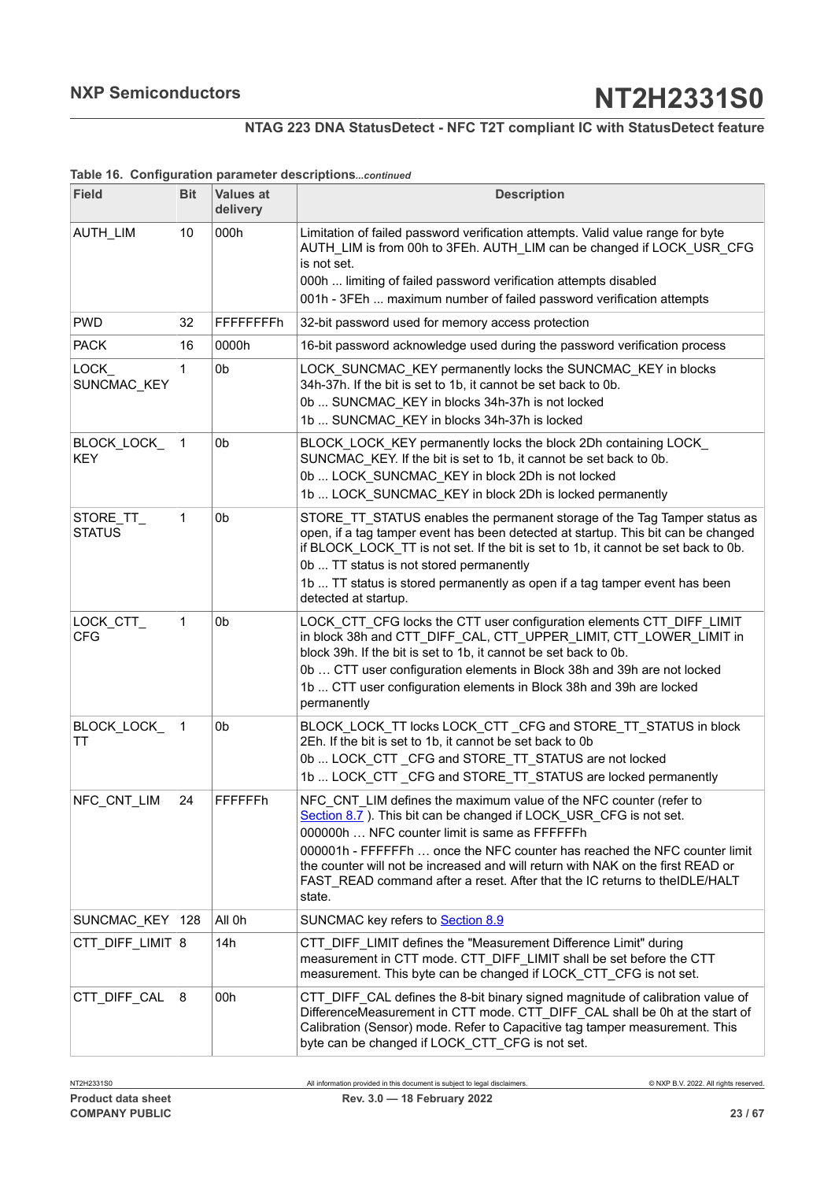**Table 16. Configuration parameter descriptions***...continued*

| Field | Bit | Values at delivery | Description |
|---|---|---|---|
| AUTH_LIM | 10 | 000h | Limitation of failed password verification attempts. Valid value range for byte AUTH_LIM is from 00h to 3FEh. AUTH_LIM can be changed if LOCK_USR_CFG is not set.<br>000h ... limiting of failed password verification attempts disabled<br>001h - 3FEh ... maximum number of failed password verification attempts |
| PWD | 32 | FFFFFFFFh | 32-bit password used for memory access protection |
| PACK | 16 | 0000h | 16-bit password acknowledge used during the password verification process |
| LOCK_SUNCMAC_KEY | 1 | 0b | LOCK_SUNCMAC_KEY permanently locks the SUNCMAC_KEY in blocks 34h-37h. If the bit is set to 1b, it cannot be set back to 0b.<br>0b ... SUNCMAC_KEY in blocks 34h-37h is not locked<br>1b ... SUNCMAC_KEY in blocks 34h-37h is locked |
| BLOCK_LOCK_KEY | 1 | 0b | BLOCK_LOCK_KEY permanently locks the block 2Dh containing LOCK_SUNCMAC_KEY. If the bit is set to 1b, it cannot be set back to 0b.<br>0b ... LOCK_SUNCMAC_KEY in block 2Dh is not locked<br>1b ... LOCK_SUNCMAC_KEY in block 2Dh is locked permanently |
| STORE_TT_STATUS | 1 | 0b | STORE_TT_STATUS enables the permanent storage of the Tag Tamper status as open, if a tag tamper event has been detected at startup. This bit can be changed if BLOCK_LOCK_TT is not set. If the bit is set to 1b, it cannot be set back to 0b.<br>0b ... TT status is not stored permanently<br>1b ... TT status is stored permanently as open if a tag tamper event has been detected at startup. |
| LOCK_CTT_CFG | 1 | 0b | LOCK_CTT_CFG locks the CTT user configuration elements CTT_DIFF_LIMIT in block 38h and CTT_DIFF_CAL, CTT_UPPER_LIMIT, CTT_LOWER_LIMIT in block 39h. If the bit is set to 1b, it cannot be set back to 0b.<br>0b … CTT user configuration elements in Block 38h and 39h are not locked<br>1b ... CTT user configuration elements in Block 38h and 39h are locked permanently |
| BLOCK_LOCK_TT | 1 | 0b | BLOCK_LOCK_TT locks LOCK_CTT _CFG and STORE_TT_STATUS in block 2Eh. If the bit is set to 1b, it cannot be set back to 0b<br>0b ... LOCK_CTT _CFG and STORE_TT_STATUS are not locked<br>1b ... LOCK_CTT _CFG and STORE_TT_STATUS are locked permanently |
| NFC_CNT_LIM | 24 | FFFFFFh | NFC_CNT_LIM defines the maximum value of the NFC counter (refer to Section 8.7 ). This bit can be changed if LOCK_USR_CFG is not set.<br>000000h … NFC counter limit is same as FFFFFFh<br>000001h - FFFFFFh … once the NFC counter has reached the NFC counter limit the counter will not be increased and will return with NAK on the first READ or FAST_READ command after a reset. After that the IC returns to theIDLE/HALT state. |
| SUNCMAC_KEY | 128 | All 0h | SUNCMAC key refers to Section 8.9 |
| CTT_DIFF_LIMIT | 8 | 14h | CTT_DIFF_LIMIT defines the "Measurement Difference Limit" during measurement in CTT mode. CTT_DIFF_LIMIT shall be set before the CTT measurement. This byte can be changed if LOCK_CTT_CFG is not set. |
| CTT_DIFF_CAL | 8 | 00h | CTT_DIFF_CAL defines the 8-bit binary signed magnitude of calibration value of DifferenceMeasurement in CTT mode. CTT_DIFF_CAL shall be 0h at the start of Calibration (Sensor) mode. Refer to Capacitive tag tamper measurement. This byte can be changed if LOCK_CTT_CFG is not set. |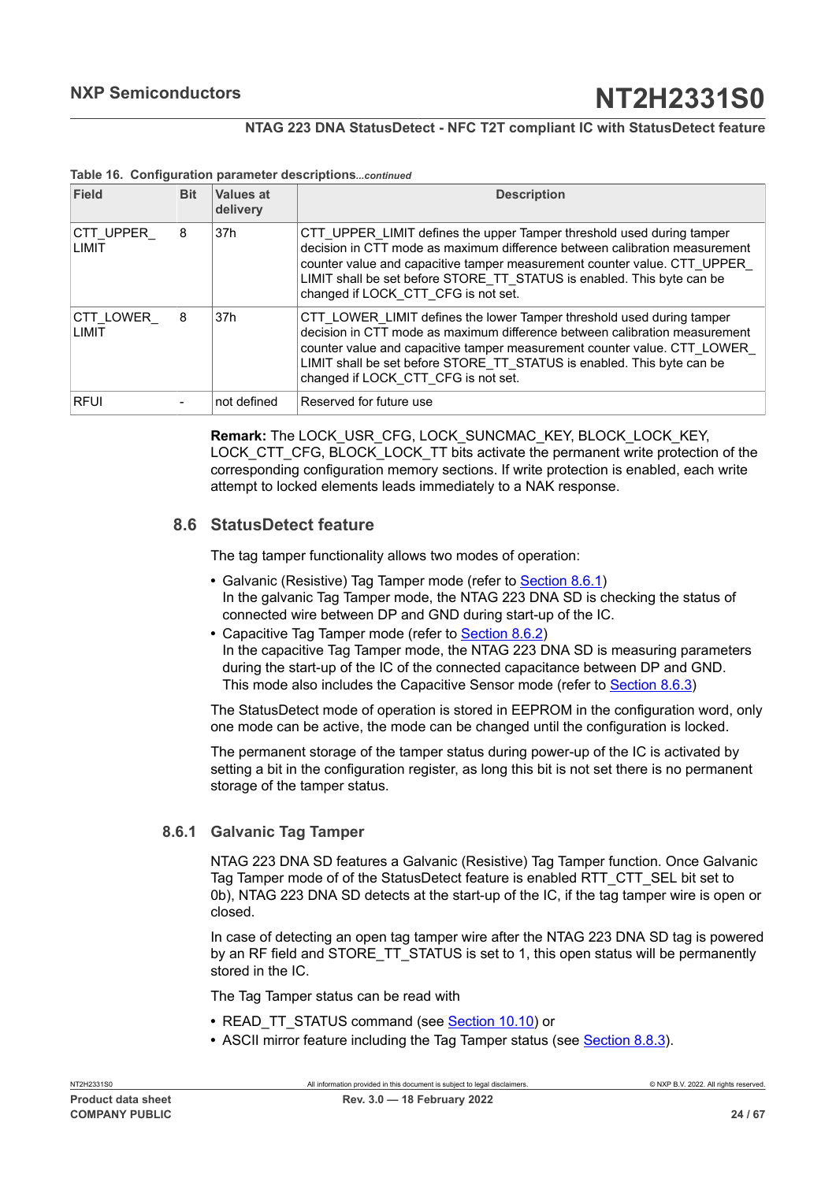**Table 16. Configuration parameter descriptions**...*continued*

| Field | Bit | Values at delivery | Description |
|---|---|---|---|
| CTT_UPPER_LIMIT | 8 | 37h | CTT_UPPER_LIMIT defines the upper Tamper threshold used during tamper decision in CTT mode as maximum difference between calibration measurement counter value and capacitive tamper measurement counter value. CTT_UPPER_LIMIT shall be set before STORE_TT_STATUS is enabled. This byte can be changed if LOCK_CTT_CFG is not set. |
| CTT_LOWER_LIMIT | 8 | 37h | CTT_LOWER_LIMIT defines the lower Tamper threshold used during tamper decision in CTT mode as maximum difference between calibration measurement counter value and capacitive tamper measurement counter value. CTT_LOWER_LIMIT shall be set before STORE_TT_STATUS is enabled. This byte can be changed if LOCK_CTT_CFG is not set. |
| RFUI | - | not defined | Reserved for future use |

**Remark:** The LOCK_USR_CFG, LOCK_SUNCMAC_KEY, BLOCK_LOCK_KEY, LOCK_CTT_CFG, BLOCK_LOCK_TT bits activate the permanent write protection of the corresponding configuration memory sections. If write protection is enabled, each write attempt to locked elements leads immediately to a NAK response.

## 8.6 StatusDetect feature

The tag tamper functionality allows two modes of operation:

- Galvanic (Resistive) Tag Tamper mode (refer to Section 8.6.1)
  In the galvanic Tag Tamper mode, the NTAG 223 DNA SD is checking the status of connected wire between DP and GND during start-up of the IC.
- Capacitive Tag Tamper mode (refer to Section 8.6.2)
  In the capacitive Tag Tamper mode, the NTAG 223 DNA SD is measuring parameters during the start-up of the IC of the connected capacitance between DP and GND. This mode also includes the Capacitive Sensor mode (refer to Section 8.6.3)

The StatusDetect mode of operation is stored in EEPROM in the configuration word, only one mode can be active, the mode can be changed until the configuration is locked.

The permanent storage of the tamper status during power-up of the IC is activated by setting a bit in the configuration register, as long this bit is not set there is no permanent storage of the tamper status.

### 8.6.1 Galvanic Tag Tamper

NTAG 223 DNA SD features a Galvanic (Resistive) Tag Tamper function. Once Galvanic Tag Tamper mode of of the StatusDetect feature is enabled RTT_CTT_SEL bit set to 0b), NTAG 223 DNA SD detects at the start-up of the IC, if the tag tamper wire is open or closed.

In case of detecting an open tag tamper wire after the NTAG 223 DNA SD tag is powered by an RF field and STORE_TT_STATUS is set to 1, this open status will be permanently stored in the IC.

The Tag Tamper status can be read with

- READ_TT_STATUS command (see Section 10.10) or
- ASCII mirror feature including the Tag Tamper status (see Section 8.8.3).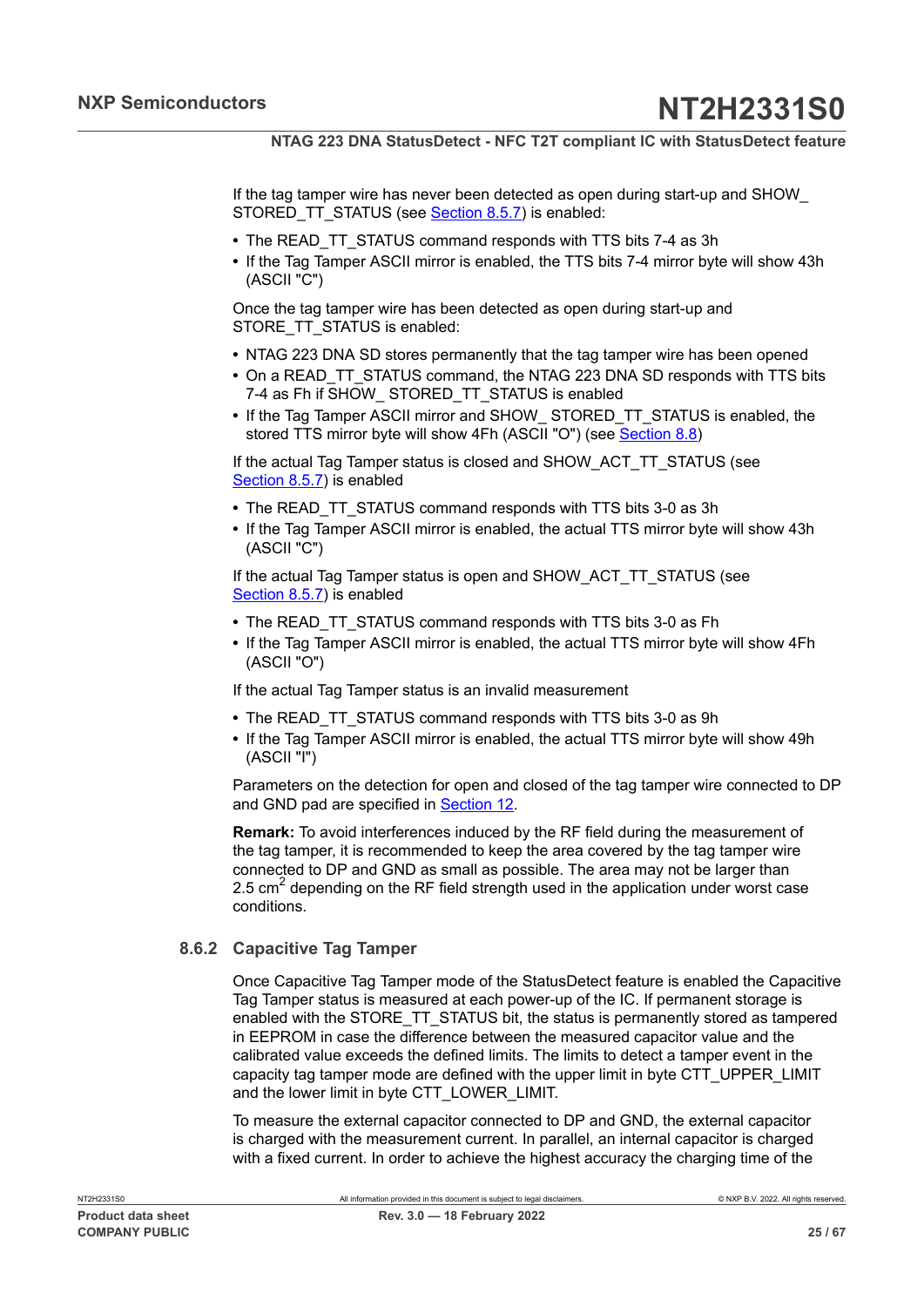If the tag tamper wire has never been detected as open during start-up and SHOW_STORED_TT_STATUS (see Section 8.5.7) is enabled:

- The READ_TT_STATUS command responds with TTS bits 7-4 as 3h
- If the Tag Tamper ASCII mirror is enabled, the TTS bits 7-4 mirror byte will show 43h (ASCII "C")

Once the tag tamper wire has been detected as open during start-up and STORE_TT_STATUS is enabled:

- NTAG 223 DNA SD stores permanently that the tag tamper wire has been opened
- On a READ_TT_STATUS command, the NTAG 223 DNA SD responds with TTS bits 7-4 as Fh if SHOW_ STORED_TT_STATUS is enabled
- If the Tag Tamper ASCII mirror and SHOW_ STORED_TT_STATUS is enabled, the stored TTS mirror byte will show 4Fh (ASCII "O") (see Section 8.8)

If the actual Tag Tamper status is closed and SHOW_ACT_TT_STATUS (see Section 8.5.7) is enabled

- The READ_TT_STATUS command responds with TTS bits 3-0 as 3h
- If the Tag Tamper ASCII mirror is enabled, the actual TTS mirror byte will show 43h (ASCII "C")

If the actual Tag Tamper status is open and SHOW_ACT_TT_STATUS (see Section 8.5.7) is enabled

- The READ_TT_STATUS command responds with TTS bits 3-0 as Fh
- If the Tag Tamper ASCII mirror is enabled, the actual TTS mirror byte will show 4Fh (ASCII "O")

If the actual Tag Tamper status is an invalid measurement

- The READ_TT_STATUS command responds with TTS bits 3-0 as 9h
- If the Tag Tamper ASCII mirror is enabled, the actual TTS mirror byte will show 49h (ASCII "I")

Parameters on the detection for open and closed of the tag tamper wire connected to DP and GND pad are specified in Section 12.

**Remark:** To avoid interferences induced by the RF field during the measurement of the tag tamper, it is recommended to keep the area covered by the tag tamper wire connected to DP and GND as small as possible. The area may not be larger than 2.5 $cm^2$ depending on the RF field strength used in the application under worst case conditions.

### 8.6.2 Capacitive Tag Tamper

Once Capacitive Tag Tamper mode of the StatusDetect feature is enabled the Capacitive Tag Tamper status is measured at each power-up of the IC. If permanent storage is enabled with the STORE_TT_STATUS bit, the status is permanently stored as tampered in EEPROM in case the difference between the measured capacitor value and the calibrated value exceeds the defined limits. The limits to detect a tamper event in the capacity tag tamper mode are defined with the upper limit in byte CTT_UPPER_LIMIT and the lower limit in byte CTT_LOWER_LIMIT.

To measure the external capacitor connected to DP and GND, the external capacitor is charged with the measurement current. In parallel, an internal capacitor is charged with a fixed current. In order to achieve the highest accuracy the charging time of the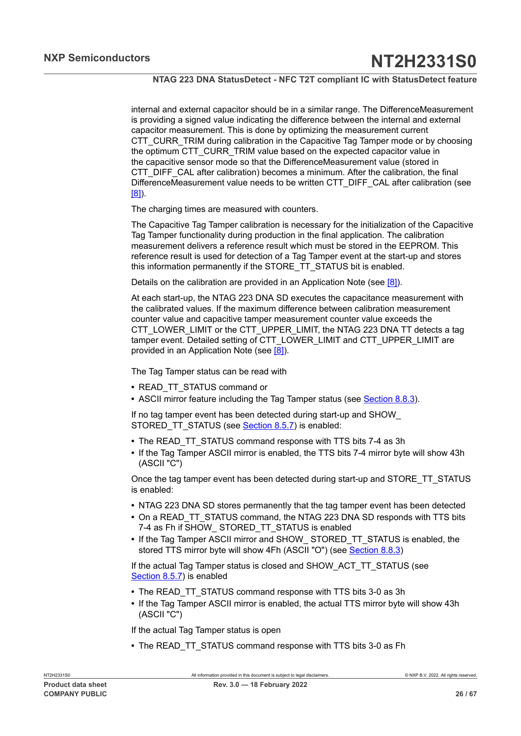internal and external capacitor should be in a similar range. The DifferenceMeasurement is providing a signed value indicating the difference between the internal and external capacitor measurement. This is done by optimizing the measurement current CTT_CURR_TRIM during calibration in the Capacitive Tag Tamper mode or by choosing the optimum CTT_CURR_TRIM value based on the expected capacitor value in the capacitive sensor mode so that the DifferenceMeasurement value (stored in CTT_DIFF_CAL after calibration) becomes a minimum. After the calibration, the final DifferenceMeasurement value needs to be written CTT_DIFF_CAL after calibration (see [8]).

The charging times are measured with counters.

The Capacitive Tag Tamper calibration is necessary for the initialization of the Capacitive Tag Tamper functionality during production in the final application. The calibration measurement delivers a reference result which must be stored in the EEPROM. This reference result is used for detection of a Tag Tamper event at the start-up and stores this information permanently if the STORE_TT_STATUS bit is enabled.

Details on the calibration are provided in an Application Note (see [8]).

At each start-up, the NTAG 223 DNA SD executes the capacitance measurement with the calibrated values. If the maximum difference between calibration measurement counter value and capacitive tamper measurement counter value exceeds the CTT_LOWER_LIMIT or the CTT_UPPER_LIMIT, the NTAG 223 DNA TT detects a tag tamper event. Detailed setting of CTT_LOWER_LIMIT and CTT_UPPER_LIMIT are provided in an Application Note (see [8]).

The Tag Tamper status can be read with

- READ_TT_STATUS command or
- ASCII mirror feature including the Tag Tamper status (see Section 8.8.3).

If no tag tamper event has been detected during start-up and SHOW_STORED_TT_STATUS (see Section 8.5.7) is enabled:

- The READ_TT_STATUS command response with TTS bits 7-4 as 3h
- If the Tag Tamper ASCII mirror is enabled, the TTS bits 7-4 mirror byte will show 43h (ASCII "C")

Once the tag tamper event has been detected during start-up and STORE_TT_STATUS is enabled:

- NTAG 223 DNA SD stores permanently that the tag tamper event has been detected
- On a READ_TT_STATUS command, the NTAG 223 DNA SD responds with TTS bits 7-4 as Fh if SHOW_ STORED_TT_STATUS is enabled
- If the Tag Tamper ASCII mirror and SHOW_ STORED_TT_STATUS is enabled, the stored TTS mirror byte will show 4Fh (ASCII "O") (see Section 8.8.3)

If the actual Tag Tamper status is closed and SHOW_ACT_TT_STATUS (see Section 8.5.7) is enabled

- The READ_TT_STATUS command response with TTS bits 3-0 as 3h
- If the Tag Tamper ASCII mirror is enabled, the actual TTS mirror byte will show 43h (ASCII "C")

If the actual Tag Tamper status is open

- The READ_TT_STATUS command response with TTS bits 3-0 as Fh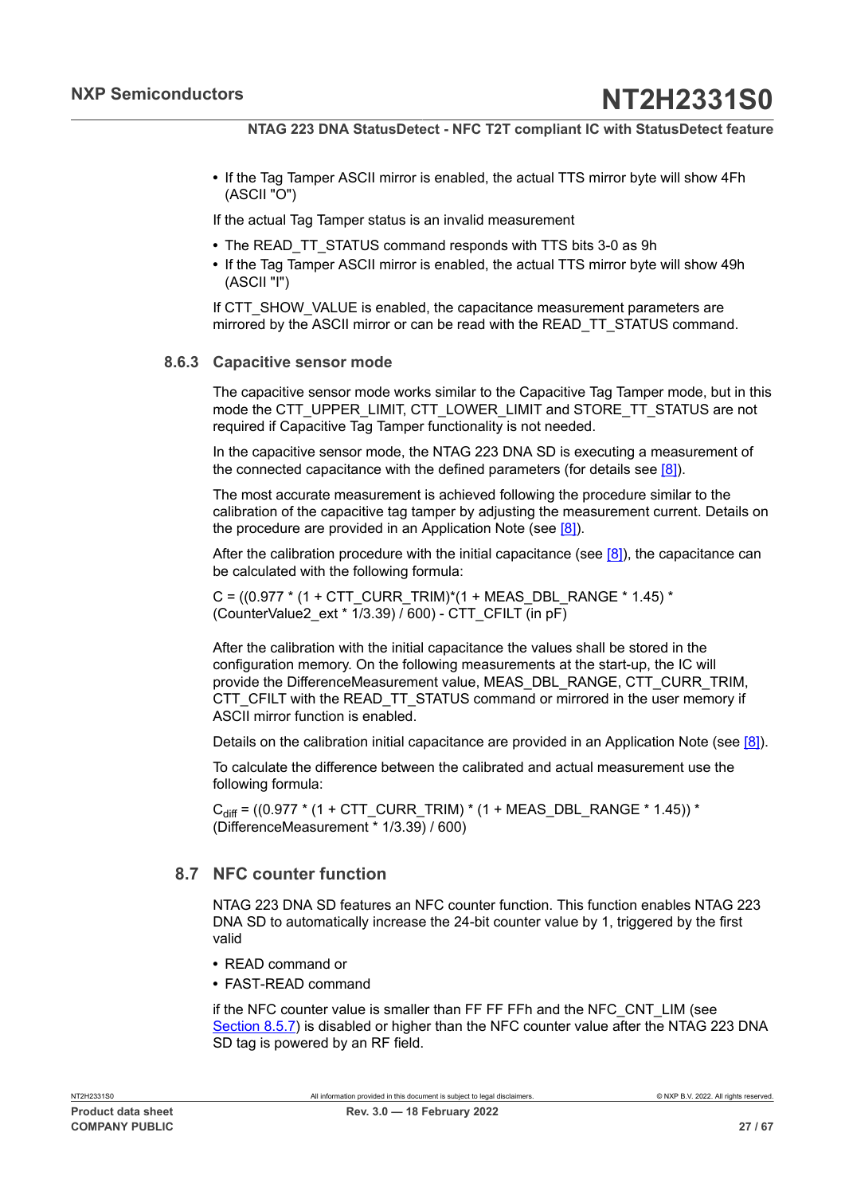- If the Tag Tamper ASCII mirror is enabled, the actual TTS mirror byte will show 4Fh (ASCII "O")

If the actual Tag Tamper status is an invalid measurement

- The READ_TT_STATUS command responds with TTS bits 3-0 as 9h
- If the Tag Tamper ASCII mirror is enabled, the actual TTS mirror byte will show 49h (ASCII "I")

If CTT_SHOW_VALUE is enabled, the capacitance measurement parameters are mirrored by the ASCII mirror or can be read with the READ_TT_STATUS command.

### 8.6.3 Capacitive sensor mode

The capacitive sensor mode works similar to the Capacitive Tag Tamper mode, but in this mode the CTT_UPPER_LIMIT, CTT_LOWER_LIMIT and STORE_TT_STATUS are not required if Capacitive Tag Tamper functionality is not needed.

In the capacitive sensor mode, the NTAG 223 DNA SD is executing a measurement of the connected capacitance with the defined parameters (for details see [8]).

The most accurate measurement is achieved following the procedure similar to the calibration of the capacitive tag tamper by adjusting the measurement current. Details on the procedure are provided in an Application Note (see [8]).

After the calibration procedure with the initial capacitance (see [8]), the capacitance can be calculated with the following formula:

C = ((0.977 * (1 + CTT_CURR_TRIM)*(1 + MEAS_DBL_RANGE * 1.45) * (CounterValue2_ext * 1/3.39) / 600) - CTT_CFILT (in pF)

After the calibration with the initial capacitance the values shall be stored in the configuration memory. On the following measurements at the start-up, the IC will provide the DifferenceMeasurement value, MEAS_DBL_RANGE, CTT_CURR_TRIM, CTT_CFILT with the READ_TT_STATUS command or mirrored in the user memory if ASCII mirror function is enabled.

Details on the calibration initial capacitance are provided in an Application Note (see [8]).

To calculate the difference between the calibrated and actual measurement use the following formula:

$C_{diff}$ = ((0.977 * (1 + CTT_CURR_TRIM) * (1 + MEAS_DBL_RANGE * 1.45)) * (DifferenceMeasurement * 1/3.39) / 600)

## 8.7 NFC counter function

NTAG 223 DNA SD features an NFC counter function. This function enables NTAG 223 DNA SD to automatically increase the 24-bit counter value by 1, triggered by the first valid

- READ command or
- FAST-READ command

if the NFC counter value is smaller than FF FF FFh and the NFC_CNT_LIM (see Section 8.5.7) is disabled or higher than the NFC counter value after the NTAG 223 DNA SD tag is powered by an RF field.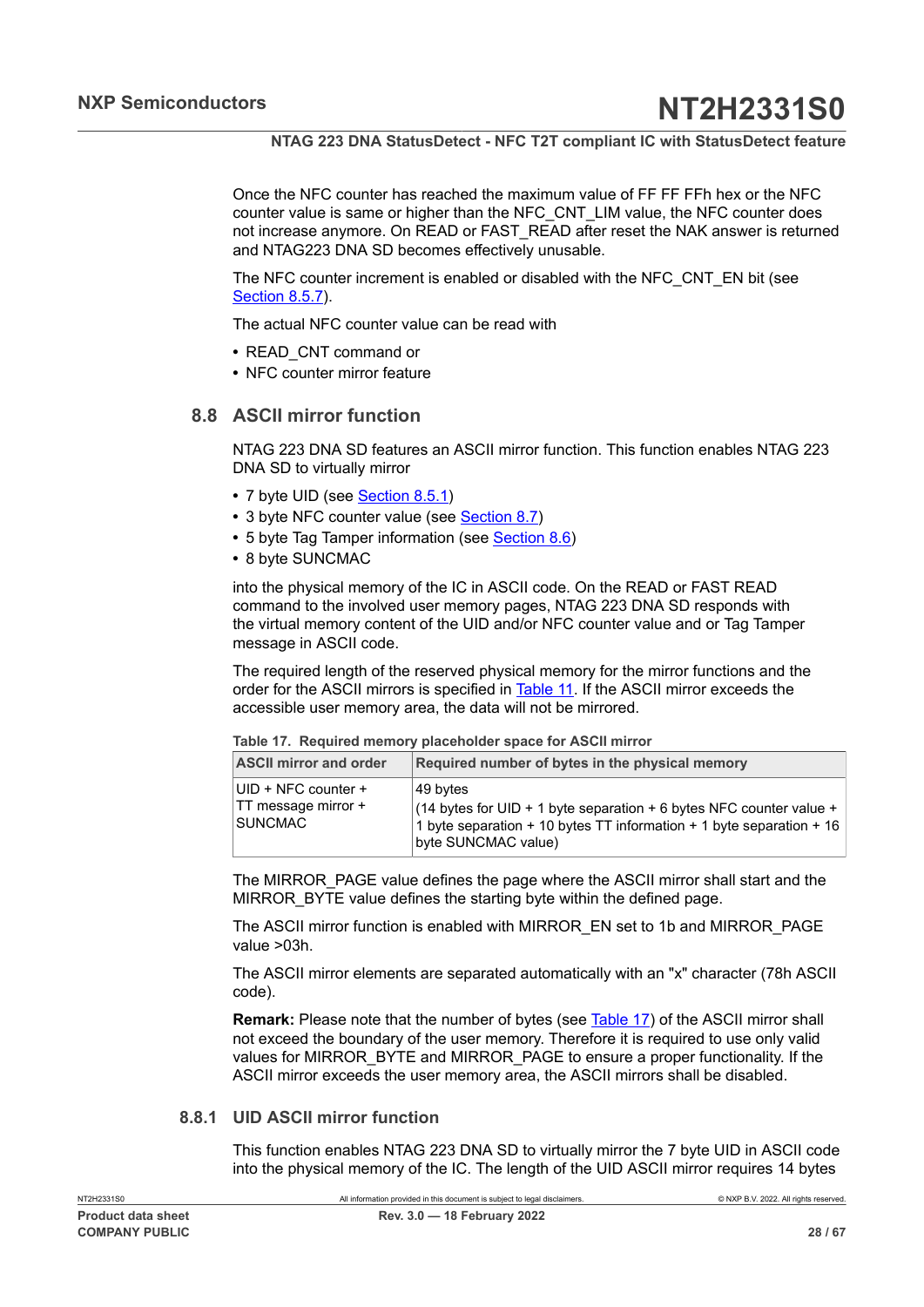Once the NFC counter has reached the maximum value of FF FF FFh hex or the NFC counter value is same or higher than the NFC_CNT_LIM value, the NFC counter does not increase anymore. On READ or FAST_READ after reset the NAK answer is returned and NTAG223 DNA SD becomes effectively unusable.

The NFC counter increment is enabled or disabled with the NFC_CNT_EN bit (see Section 8.5.7).

The actual NFC counter value can be read with

- READ_CNT command or
- NFC counter mirror feature

## 8.8 ASCII mirror function

NTAG 223 DNA SD features an ASCII mirror function. This function enables NTAG 223 DNA SD to virtually mirror

- 7 byte UID (see Section 8.5.1)
- 3 byte NFC counter value (see Section 8.7)
- 5 byte Tag Tamper information (see Section 8.6)
- 8 byte SUNCMAC

into the physical memory of the IC in ASCII code. On the READ or FAST READ command to the involved user memory pages, NTAG 223 DNA SD responds with the virtual memory content of the UID and/or NFC counter value and or Tag Tamper message in ASCII code.

The required length of the reserved physical memory for the mirror functions and the order for the ASCII mirrors is specified in Table 11. If the ASCII mirror exceeds the accessible user memory area, the data will not be mirrored.

**Table 17. Required memory placeholder space for ASCII mirror**

| ASCII mirror and order | Required number of bytes in the physical memory |
|---|---|
| UID + NFC counter + TT message mirror + SUNCMAC | 49 bytes<br>(14 bytes for UID + 1 byte separation + 6 bytes NFC counter value + 1 byte separation + 10 bytes TT information + 1 byte separation + 16 byte SUNCMAC value) |

The MIRROR_PAGE value defines the page where the ASCII mirror shall start and the MIRROR_BYTE value defines the starting byte within the defined page.

The ASCII mirror function is enabled with MIRROR_EN set to 1b and MIRROR_PAGE value >03h.

The ASCII mirror elements are separated automatically with an "x" character (78h ASCII code).

**Remark:** Please note that the number of bytes (see Table 17) of the ASCII mirror shall not exceed the boundary of the user memory. Therefore it is required to use only valid values for MIRROR_BYTE and MIRROR_PAGE to ensure a proper functionality. If the ASCII mirror exceeds the user memory area, the ASCII mirrors shall be disabled.

### 8.8.1 UID ASCII mirror function

This function enables NTAG 223 DNA SD to virtually mirror the 7 byte UID in ASCII code into the physical memory of the IC. The length of the UID ASCII mirror requires 14 bytes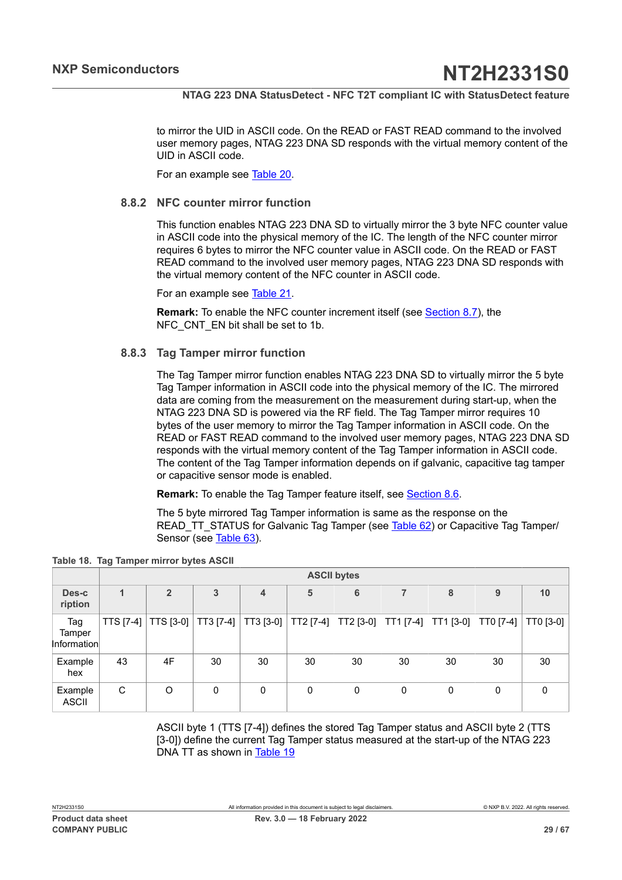to mirror the UID in ASCII code. On the READ or FAST READ command to the involved user memory pages, NTAG 223 DNA SD responds with the virtual memory content of the UID in ASCII code.

For an example see Table 20.

### 8.8.2 NFC counter mirror function

This function enables NTAG 223 DNA SD to virtually mirror the 3 byte NFC counter value in ASCII code into the physical memory of the IC. The length of the NFC counter mirror requires 6 bytes to mirror the NFC counter value in ASCII code. On the READ or FAST READ command to the involved user memory pages, NTAG 223 DNA SD responds with the virtual memory content of the NFC counter in ASCII code.

For an example see Table 21.

**Remark:** To enable the NFC counter increment itself (see Section 8.7), the NFC_CNT_EN bit shall be set to 1b.

### 8.8.3 Tag Tamper mirror function

The Tag Tamper mirror function enables NTAG 223 DNA SD to virtually mirror the 5 byte Tag Tamper information in ASCII code into the physical memory of the IC. The mirrored data are coming from the measurement on the measurement during start-up, when the NTAG 223 DNA SD is powered via the RF field. The Tag Tamper mirror requires 10 bytes of the user memory to mirror the Tag Tamper information in ASCII code. On the READ or FAST READ command to the involved user memory pages, NTAG 223 DNA SD responds with the virtual memory content of the Tag Tamper information in ASCII code. The content of the Tag Tamper information depends on if galvanic, capacitive tag tamper or capacitive sensor mode is enabled.

**Remark:** To enable the Tag Tamper feature itself, see Section 8.6.

The 5 byte mirrored Tag Tamper information is same as the response on the READ_TT_STATUS for Galvanic Tag Tamper (see Table 62) or Capacitive Tag Tamper/ Sensor (see Table 63).

**Table 18. Tag Tamper mirror bytes ASCII**

| | ASCII bytes | | | | | | | | | |
|---|---|---|---|---|---|---|---|---|---|---|
| Des-cription | 1 | 2 | 3 | 4 | 5 | 6 | 7 | 8 | 9 | 10 |
| Tag Tamper Information | TTS [7-4] | TTS [3-0] | TT3 [7-4] | TT3 [3-0] | TT2 [7-4] | TT2 [3-0] | TT1 [7-4] | TT1 [3-0] | TT0 [7-4] | TT0 [3-0] |
| Example hex | 43 | 4F | 30 | 30 | 30 | 30 | 30 | 30 | 30 | 30 |
| Example ASCII | C | O | 0 | 0 | 0 | 0 | 0 | 0 | 0 | 0 |

ASCII byte 1 (TTS [7-4]) defines the stored Tag Tamper status and ASCII byte 2 (TTS [3-0]) define the current Tag Tamper status measured at the start-up of the NTAG 223 DNA TT as shown in Table 19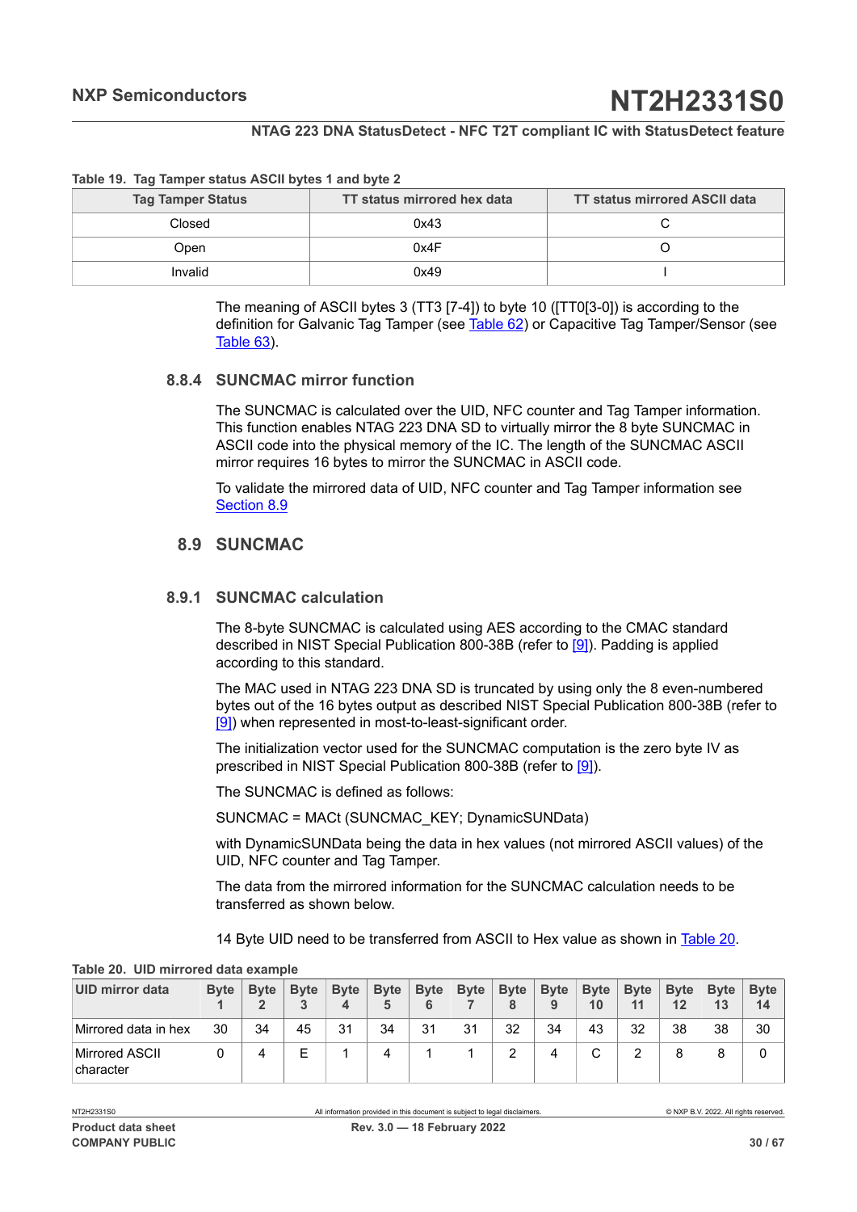Table 19. Tag Tamper status ASCII bytes 1 and byte 2

| Tag Tamper Status | TT status mirrored hex data | TT status mirrored ASCII data |
|---|---|---|
| Closed | 0x43 | C |
| Open | 0x4F | O |
| Invalid | 0x49 | I |

The meaning of ASCII bytes 3 (TT3 [7-4]) to byte 10 ([TT0[3-0]) is according to the definition for Galvanic Tag Tamper (see Table 62) or Capacitive Tag Tamper/Sensor (see Table 63).

### 8.8.4 SUNCMAC mirror function

The SUNCMAC is calculated over the UID, NFC counter and Tag Tamper information. This function enables NTAG 223 DNA SD to virtually mirror the 8 byte SUNCMAC in ASCII code into the physical memory of the IC. The length of the SUNCMAC ASCII mirror requires 16 bytes to mirror the SUNCMAC in ASCII code.

To validate the mirrored data of UID, NFC counter and Tag Tamper information see Section 8.9

## 8.9 SUNCMAC

### 8.9.1 SUNCMAC calculation

The 8-byte SUNCMAC is calculated using AES according to the CMAC standard described in NIST Special Publication 800-38B (refer to [9]). Padding is applied according to this standard.

The MAC used in NTAG 223 DNA SD is truncated by using only the 8 even-numbered bytes out of the 16 bytes output as described NIST Special Publication 800-38B (refer to [9]) when represented in most-to-least-significant order.

The initialization vector used for the SUNCMAC computation is the zero byte IV as prescribed in NIST Special Publication 800-38B (refer to [9]).

The SUNCMAC is defined as follows:

SUNCMAC = MACt (SUNCMAC_KEY; DynamicSUNData)

with DynamicSUNData being the data in hex values (not mirrored ASCII values) of the UID, NFC counter and Tag Tamper.

The data from the mirrored information for the SUNCMAC calculation needs to be transferred as shown below.

14 Byte UID need to be transferred from ASCII to Hex value as shown in Table 20.

Table 20. UID mirrored data example

| UID mirror data | Byte 1 | Byte 2 | Byte 3 | Byte 4 | Byte 5 | Byte 6 | Byte 7 | Byte 8 | Byte 9 | Byte 10 | Byte 11 | Byte 12 | Byte 13 | Byte 14 |
|---|---|---|---|---|---|---|---|---|---|---|---|---|---|---|
| Mirrored data in hex | 30 | 34 | 45 | 31 | 34 | 31 | 31 | 32 | 34 | 43 | 32 | 38 | 38 | 30 |
| Mirrored ASCII character | 0 | 4 | E | 1 | 4 | 1 | 1 | 2 | 4 | C | 2 | 8 | 8 | 0 |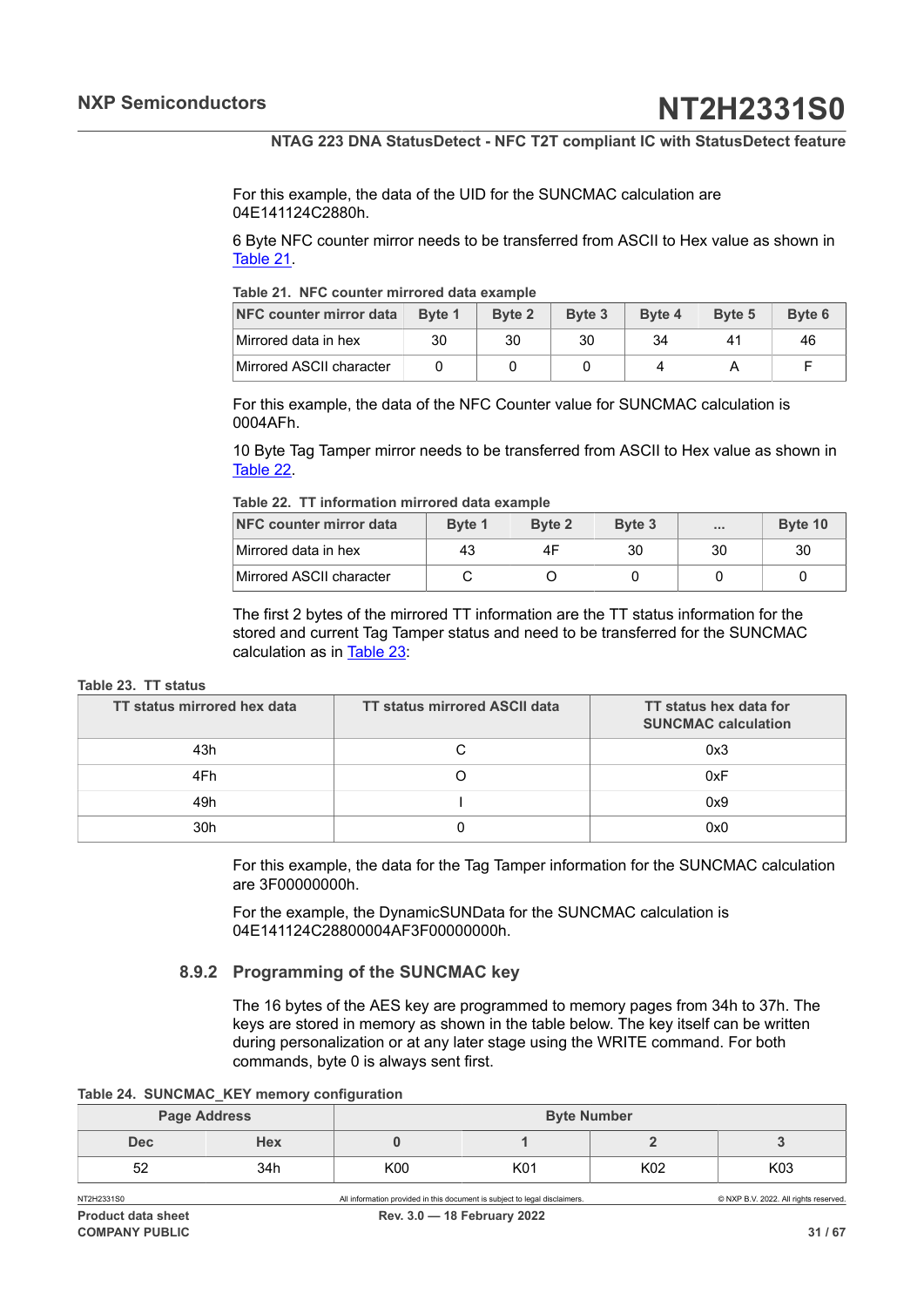For this example, the data of the UID for the SUNCMAC calculation are 04E141124C2880h.

6 Byte NFC counter mirror needs to be transferred from ASCII to Hex value as shown in Table 21.

**Table 21. NFC counter mirrored data example**

| NFC counter mirror data | Byte 1 | Byte 2 | Byte 3 | Byte 4 | Byte 5 | Byte 6 |
|---|---|---|---|---|---|---|
| Mirrored data in hex | 30 | 30 | 30 | 34 | 41 | 46 |
| Mirrored ASCII character | 0 | 0 | 0 | 4 | A | F |

For this example, the data of the NFC Counter value for SUNCMAC calculation is 0004AFh.

10 Byte Tag Tamper mirror needs to be transferred from ASCII to Hex value as shown in Table 22.

**Table 22. TT information mirrored data example**

| NFC counter mirror data | Byte 1 | Byte 2 | Byte 3 | ... | Byte 10 |
|---|---|---|---|---|---|
| Mirrored data in hex | 43 | 4F | 30 | 30 | 30 |
| Mirrored ASCII character | C | O | 0 | 0 | 0 |

The first 2 bytes of the mirrored TT information are the TT status information for the stored and current Tag Tamper status and need to be transferred for the SUNCMAC calculation as in Table 23:

**Table 23. TT status**

| TT status mirrored hex data | TT status mirrored ASCII data | TT status hex data for SUNCMAC calculation |
|---|---|---|
| 43h | C | 0x3 |
| 4Fh | O | 0xF |
| 49h | I | 0x9 |
| 30h | 0 | 0x0 |

For this example, the data for the Tag Tamper information for the SUNCMAC calculation are 3F00000000h.

For the example, the DynamicSUNData for the SUNCMAC calculation is 04E141124C28800004AF3F00000000h.

### 8.9.2 Programming of the SUNCMAC key

The 16 bytes of the AES key are programmed to memory pages from 34h to 37h. The keys are stored in memory as shown in the table below. The key itself can be written during personalization or at any later stage using the WRITE command. For both commands, byte 0 is always sent first.

**Table 24. SUNCMAC_KEY memory configuration**

| Page Address | | Byte Number | | | |
|---|---|---|---|---|---|
| Dec | Hex | 0 | 1 | 2 | 3 |
| 52 | 34h | K00 | K01 | K02 | K03 |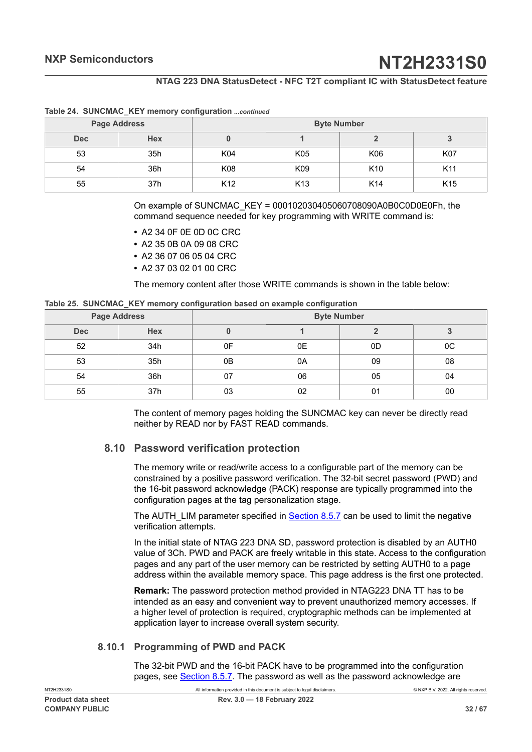**Table 24. SUNCMAC_KEY memory configuration** *...continued*

| Page Address | | Byte Number | | | |
|---|---|---|---|---|---|
| Dec | Hex | 0 | 1 | 2 | 3 |
| 53 | 35h | K04 | K05 | K06 | K07 |
| 54 | 36h | K08 | K09 | K10 | K11 |
| 55 | 37h | K12 | K13 | K14 | K15 |

On example of SUNCMAC_KEY = 000102030405060708090A0B0C0D0E0Fh, the command sequence needed for key programming with WRITE command is:

- A2 34 0F 0E 0D 0C CRC
- A2 35 0B 0A 09 08 CRC
- A2 36 07 06 05 04 CRC
- A2 37 03 02 01 00 CRC

The memory content after those WRITE commands is shown in the table below:

**Table 25. SUNCMAC_KEY memory configuration based on example configuration**

| Page Address | | Byte Number | | | |
|---|---|---|---|---|---|
| Dec | Hex | 0 | 1 | 2 | 3 |
| 52 | 34h | 0F | 0E | 0D | 0C |
| 53 | 35h | 0B | 0A | 09 | 08 |
| 54 | 36h | 07 | 06 | 05 | 04 |
| 55 | 37h | 03 | 02 | 01 | 00 |

The content of memory pages holding the SUNCMAC key can never be directly read neither by READ nor by FAST READ commands.

## 8.10 Password verification protection

The memory write or read/write access to a configurable part of the memory can be constrained by a positive password verification. The 32-bit secret password (PWD) and the 16-bit password acknowledge (PACK) response are typically programmed into the configuration pages at the tag personalization stage.

The AUTH_LIM parameter specified in Section 8.5.7 can be used to limit the negative verification attempts.

In the initial state of NTAG 223 DNA SD, password protection is disabled by an AUTH0 value of 3Ch. PWD and PACK are freely writable in this state. Access to the configuration pages and any part of the user memory can be restricted by setting AUTH0 to a page address within the available memory space. This page address is the first one protected.

**Remark:** The password protection method provided in NTAG223 DNA TT has to be intended as an easy and convenient way to prevent unauthorized memory accesses. If a higher level of protection is required, cryptographic methods can be implemented at application layer to increase overall system security.

### 8.10.1 Programming of PWD and PACK

The 32-bit PWD and the 16-bit PACK have to be programmed into the configuration pages, see Section 8.5.7. The password as well as the password acknowledge are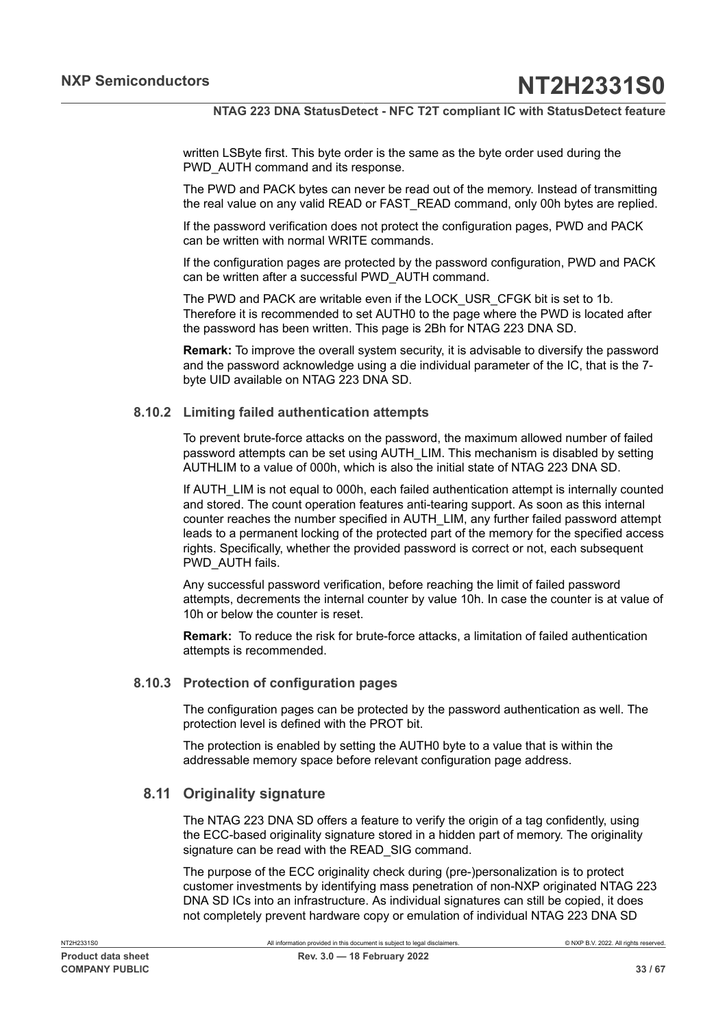written LSByte first. This byte order is the same as the byte order used during the PWD_AUTH command and its response.

The PWD and PACK bytes can never be read out of the memory. Instead of transmitting the real value on any valid READ or FAST_READ command, only 00h bytes are replied.

If the password verification does not protect the configuration pages, PWD and PACK can be written with normal WRITE commands.

If the configuration pages are protected by the password configuration, PWD and PACK can be written after a successful PWD_AUTH command.

The PWD and PACK are writable even if the LOCK_USR_CFGK bit is set to 1b. Therefore it is recommended to set AUTH0 to the page where the PWD is located after the password has been written. This page is 2Bh for NTAG 223 DNA SD.

**Remark:** To improve the overall system security, it is advisable to diversify the password and the password acknowledge using a die individual parameter of the IC, that is the 7-byte UID available on NTAG 223 DNA SD.

### 8.10.2 Limiting failed authentication attempts

To prevent brute-force attacks on the password, the maximum allowed number of failed password attempts can be set using AUTH_LIM. This mechanism is disabled by setting AUTHLIM to a value of 000h, which is also the initial state of NTAG 223 DNA SD.

If AUTH_LIM is not equal to 000h, each failed authentication attempt is internally counted and stored. The count operation features anti-tearing support. As soon as this internal counter reaches the number specified in AUTH_LIM, any further failed password attempt leads to a permanent locking of the protected part of the memory for the specified access rights. Specifically, whether the provided password is correct or not, each subsequent PWD_AUTH fails.

Any successful password verification, before reaching the limit of failed password attempts, decrements the internal counter by value 10h. In case the counter is at value of 10h or below the counter is reset.

**Remark:** To reduce the risk for brute-force attacks, a limitation of failed authentication attempts is recommended.

### 8.10.3 Protection of configuration pages

The configuration pages can be protected by the password authentication as well. The protection level is defined with the PROT bit.

The protection is enabled by setting the AUTH0 byte to a value that is within the addressable memory space before relevant configuration page address.

## 8.11 Originality signature

The NTAG 223 DNA SD offers a feature to verify the origin of a tag confidently, using the ECC-based originality signature stored in a hidden part of memory. The originality signature can be read with the READ_SIG command.

The purpose of the ECC originality check during (pre-)personalization is to protect customer investments by identifying mass penetration of non-NXP originated NTAG 223 DNA SD ICs into an infrastructure. As individual signatures can still be copied, it does not completely prevent hardware copy or emulation of individual NTAG 223 DNA SD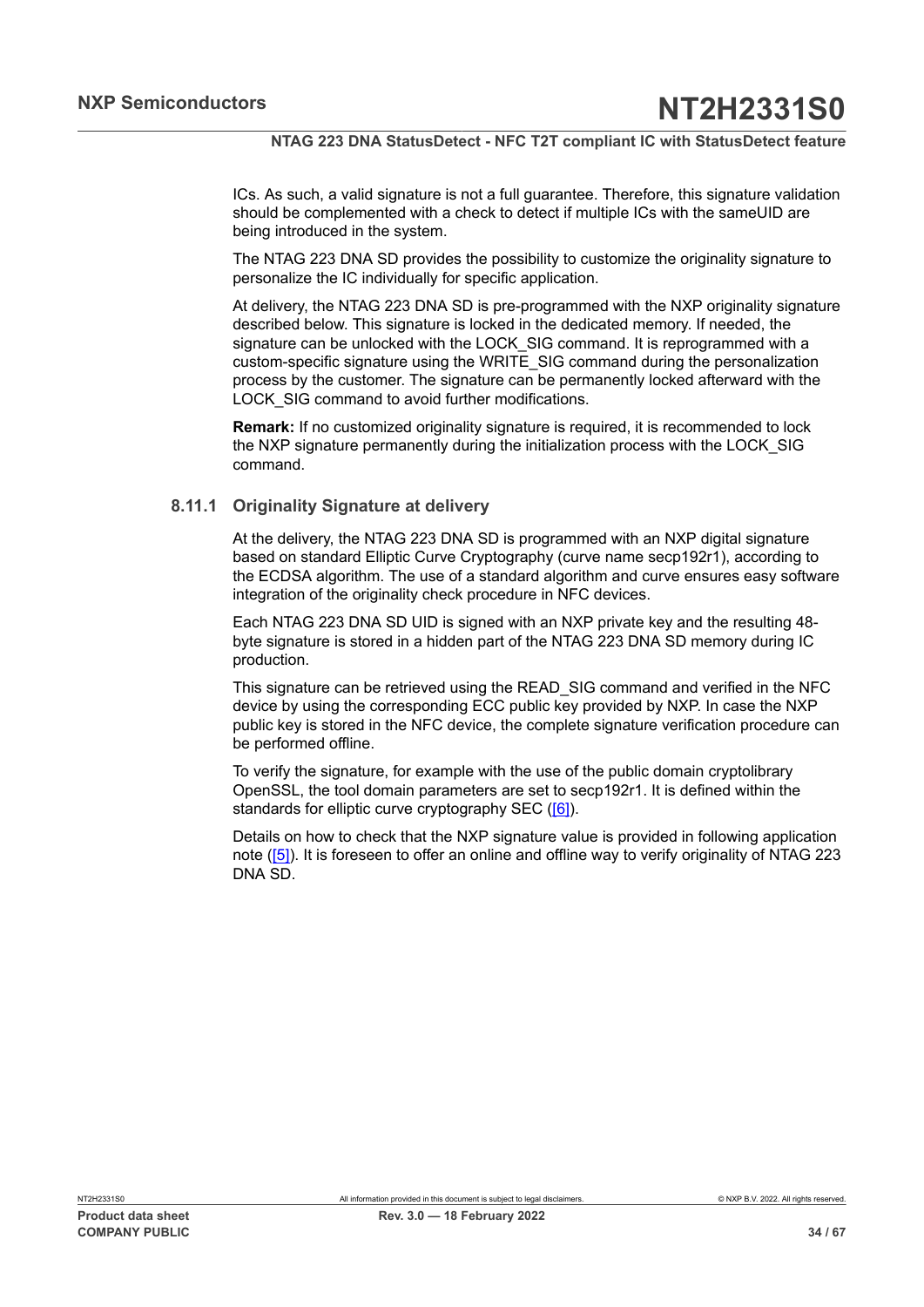ICs. As such, a valid signature is not a full guarantee. Therefore, this signature validation should be complemented with a check to detect if multiple ICs with the sameUID are being introduced in the system.

The NTAG 223 DNA SD provides the possibility to customize the originality signature to personalize the IC individually for specific application.

At delivery, the NTAG 223 DNA SD is pre-programmed with the NXP originality signature described below. This signature is locked in the dedicated memory. If needed, the signature can be unlocked with the LOCK_SIG command. It is reprogrammed with a custom-specific signature using the WRITE_SIG command during the personalization process by the customer. The signature can be permanently locked afterward with the LOCK_SIG command to avoid further modifications.

**Remark:** If no customized originality signature is required, it is recommended to lock the NXP signature permanently during the initialization process with the LOCK_SIG command.

### 8.11.1 Originality Signature at delivery

At the delivery, the NTAG 223 DNA SD is programmed with an NXP digital signature based on standard Elliptic Curve Cryptography (curve name secp192r1), according to the ECDSA algorithm. The use of a standard algorithm and curve ensures easy software integration of the originality check procedure in NFC devices.

Each NTAG 223 DNA SD UID is signed with an NXP private key and the resulting 48-byte signature is stored in a hidden part of the NTAG 223 DNA SD memory during IC production.

This signature can be retrieved using the READ_SIG command and verified in the NFC device by using the corresponding ECC public key provided by NXP. In case the NXP public key is stored in the NFC device, the complete signature verification procedure can be performed offline.

To verify the signature, for example with the use of the public domain cryptolibrary OpenSSL, the tool domain parameters are set to secp192r1. It is defined within the standards for elliptic curve cryptography SEC ([6]).

Details on how to check that the NXP signature value is provided in following application note ([5]). It is foreseen to offer an online and offline way to verify originality of NTAG 223 DNA SD.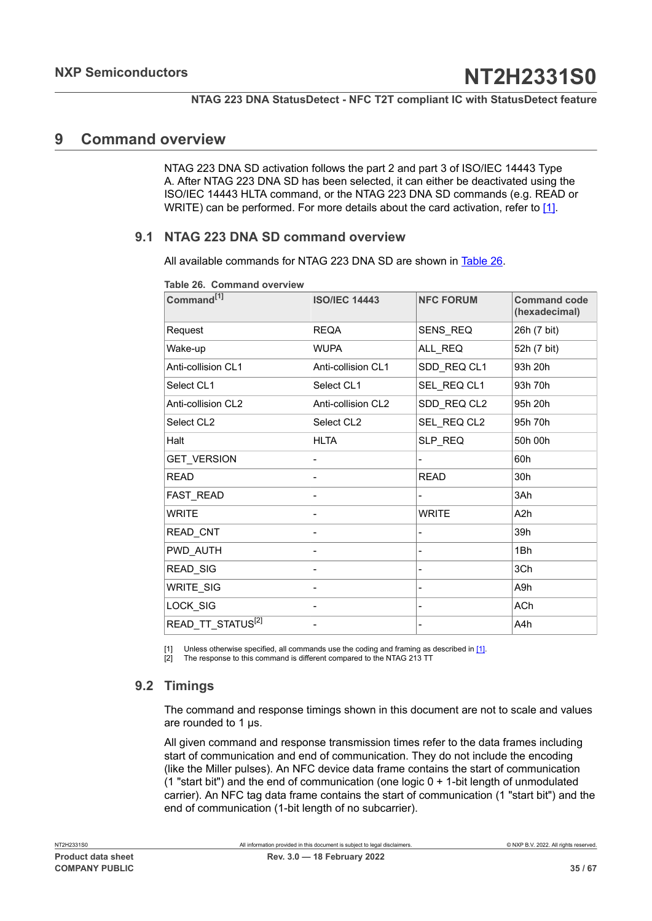# 9 Command overview

NTAG 223 DNA SD activation follows the part 2 and part 3 of ISO/IEC 14443 Type A. After NTAG 223 DNA SD has been selected, it can either be deactivated using the ISO/IEC 14443 HLTA command, or the NTAG 223 DNA SD commands (e.g. READ or WRITE) can be performed. For more details about the card activation, refer to [1].

## 9.1 NTAG 223 DNA SD command overview

All available commands for NTAG 223 DNA SD are shown in Table 26.

**Table 26. Command overview**

| Command[1] | ISO/IEC 14443 | NFC FORUM | Command code (hexadecimal) |
|---|---|---|---|
| Request | REQA | SENS_REQ | 26h (7 bit) |
| Wake-up | WUPA | ALL_REQ | 52h (7 bit) |
| Anti-collision CL1 | Anti-collision CL1 | SDD_REQ CL1 | 93h 20h |
| Select CL1 | Select CL1 | SEL_REQ CL1 | 93h 70h |
| Anti-collision CL2 | Anti-collision CL2 | SDD_REQ CL2 | 95h 20h |
| Select CL2 | Select CL2 | SEL_REQ CL2 | 95h 70h |
| Halt | HLTA | SLP_REQ | 50h 00h |
| GET_VERSION | - | - | 60h |
| READ | - | READ | 30h |
| FAST_READ | - | - | 3Ah |
| WRITE | - | WRITE | A2h |
| READ_CNT | - | - | 39h |
| PWD_AUTH | - | - | 1Bh |
| READ_SIG | - | - | 3Ch |
| WRITE_SIG | - | - | A9h |
| LOCK_SIG | - | - | ACh |
| READ_TT_STATUS[2] | - | - | A4h |

[1] Unless otherwise specified, all commands use the coding and framing as described in [1].
[2] The response to this command is different compared to the NTAG 213 TT

## 9.2 Timings

The command and response timings shown in this document are not to scale and values are rounded to 1 μs.

All given command and response transmission times refer to the data frames including start of communication and end of communication. They do not include the encoding (like the Miller pulses). An NFC device data frame contains the start of communication (1 "start bit") and the end of communication (one logic 0 + 1-bit length of unmodulated carrier). An NFC tag data frame contains the start of communication (1 "start bit") and the end of communication (1-bit length of no subcarrier).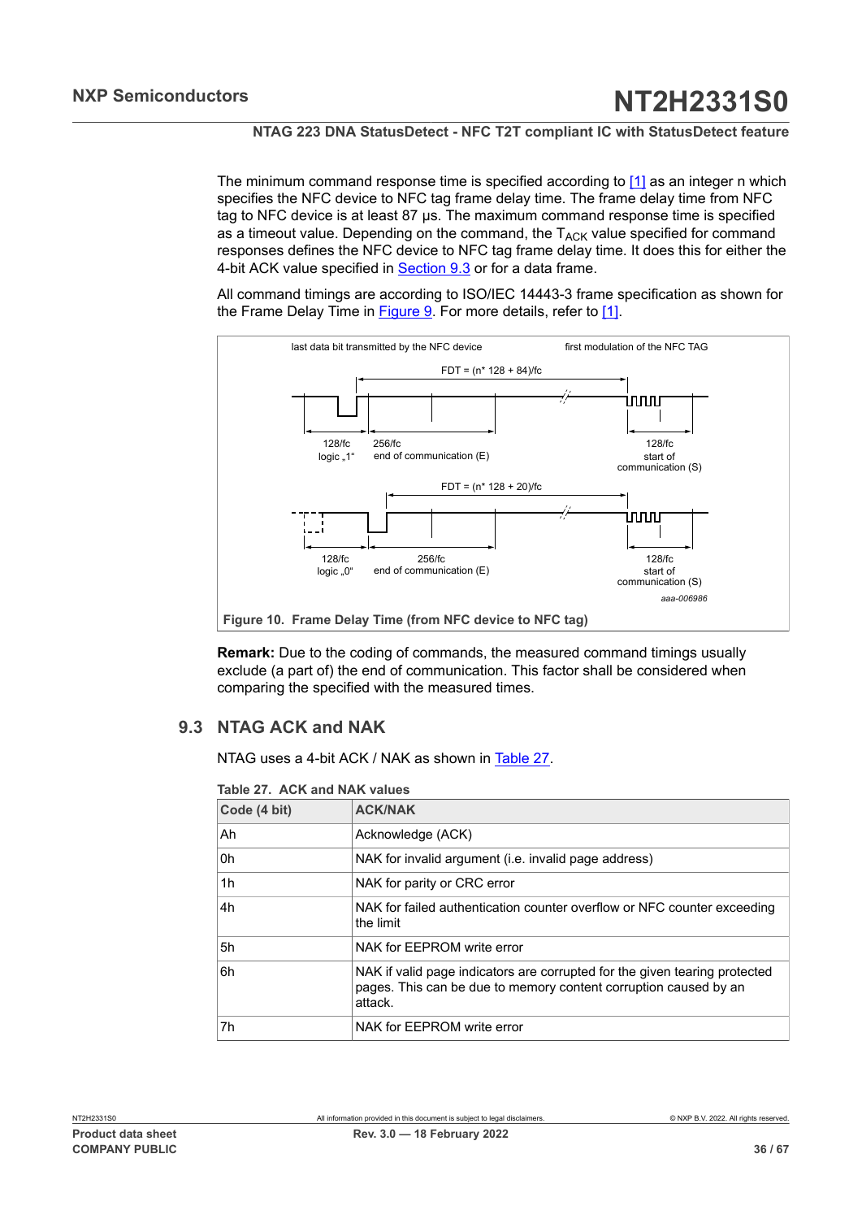The minimum command response time is specified according to [1] as an integer n which specifies the NFC device to NFC tag frame delay time. The frame delay time from NFC tag to NFC device is at least 87 µs. The maximum command response time is specified as a timeout value. Depending on the command, the $T_{ACK}$ value specified for command responses defines the NFC device to NFC tag frame delay time. It does this for either the 4-bit ACK value specified in Section 9.3 or for a data frame.

All command timings are according to ISO/IEC 14443-3 frame specification as shown for the Frame Delay Time in Figure 9. For more details, refer to [1].

last data bit transmitted by the NFC device — first modulation of the NFC TAG

FDT = (n* 128 + 84)/fc

128/fc logic „1“ — 256/fc end of communication (E) — 128/fc start of communication (S)

FDT = (n* 128 + 20)/fc

128/fc logic „0“ — 256/fc end of communication (E) — 128/fc start of communication (S)

aaa-006986

**Figure 10. Frame Delay Time (from NFC device to NFC tag)**

**Remark:** Due to the coding of commands, the measured command timings usually exclude (a part of) the end of communication. This factor shall be considered when comparing the specified with the measured times.

## 9.3 NTAG ACK and NAK

NTAG uses a 4-bit ACK / NAK as shown in Table 27.

**Table 27. ACK and NAK values**

| Code (4 bit) | ACK/NAK |
|---|---|
| Ah | Acknowledge (ACK) |
| 0h | NAK for invalid argument (i.e. invalid page address) |
| 1h | NAK for parity or CRC error |
| 4h | NAK for failed authentication counter overflow or NFC counter exceeding the limit |
| 5h | NAK for EEPROM write error |
| 6h | NAK if valid page indicators are corrupted for the given tearing protected pages. This can be due to memory content corruption caused by an attack. |
| 7h | NAK for EEPROM write error |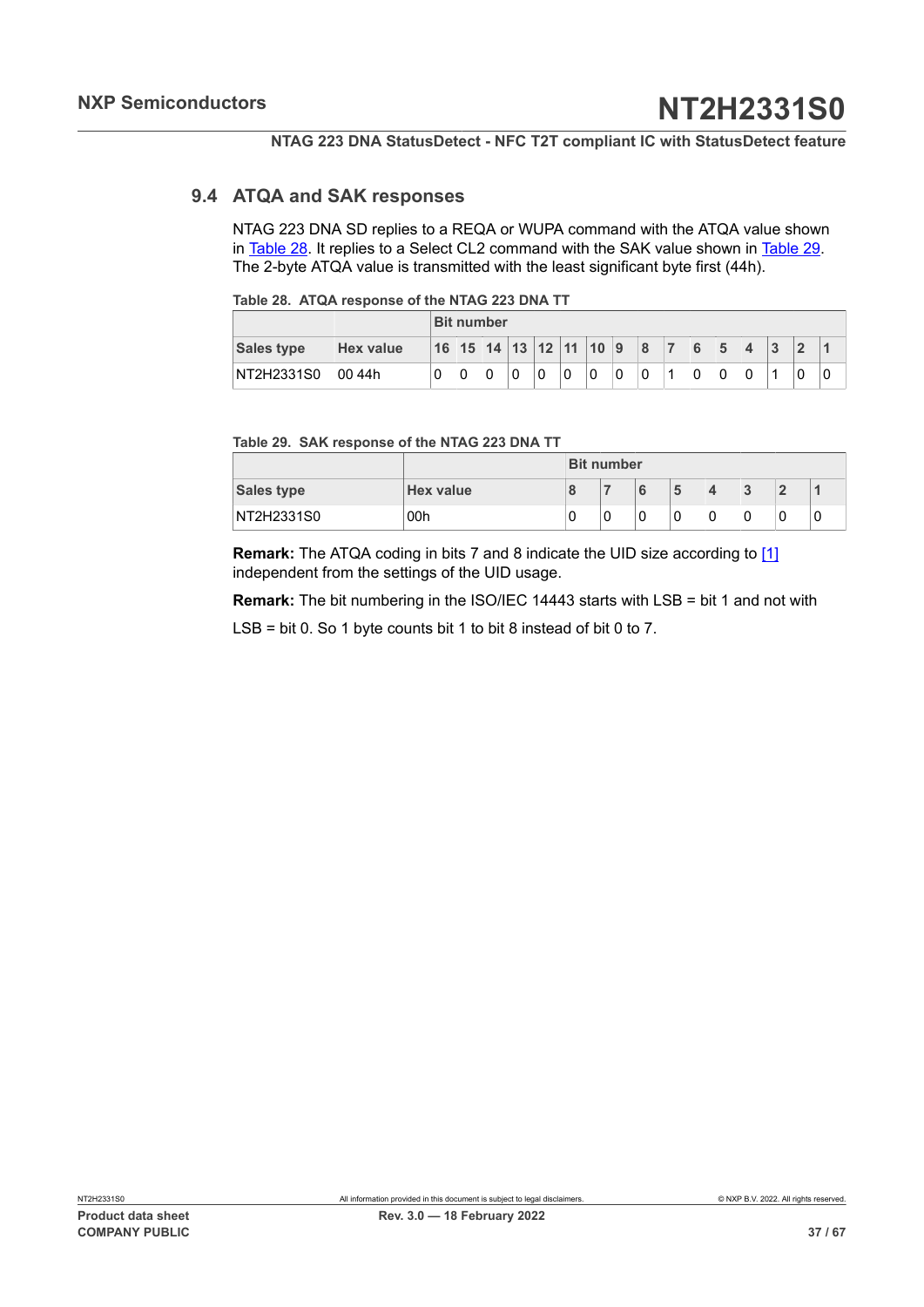## 9.4 ATQA and SAK responses

NTAG 223 DNA SD replies to a REQA or WUPA command with the ATQA value shown in Table 28. It replies to a Select CL2 command with the SAK value shown in Table 29. The 2-byte ATQA value is transmitted with the least significant byte first (44h).

**Table 28. ATQA response of the NTAG 223 DNA TT**

| | | Bit number | | | | | | | | | | | | | | | |
|---|---|---|---|---|---|---|---|---|---|---|---|---|---|---|---|---|---|
| **Sales type** | **Hex value** | **16** | **15** | **14** | **13** | **12** | **11** | **10** | **9** | **8** | **7** | **6** | **5** | **4** | **3** | **2** | **1** |
| NT2H2331S0 | 00 44h | 0 | 0 | 0 | 0 | 0 | 0 | 0 | 0 | 0 | 1 | 0 | 0 | 0 | 1 | 0 | 0 |

**Table 29. SAK response of the NTAG 223 DNA TT**

| | | Bit number | | | | | | | |
|---|---|---|---|---|---|---|---|---|---|
| **Sales type** | **Hex value** | **8** | **7** | **6** | **5** | **4** | **3** | **2** | **1** |
| NT2H2331S0 | 00h | 0 | 0 | 0 | 0 | 0 | 0 | 0 | 0 |

**Remark:** The ATQA coding in bits 7 and 8 indicate the UID size according to [1] independent from the settings of the UID usage.

**Remark:** The bit numbering in the ISO/IEC 14443 starts with LSB = bit 1 and not with LSB = bit 0. So 1 byte counts bit 1 to bit 8 instead of bit 0 to 7.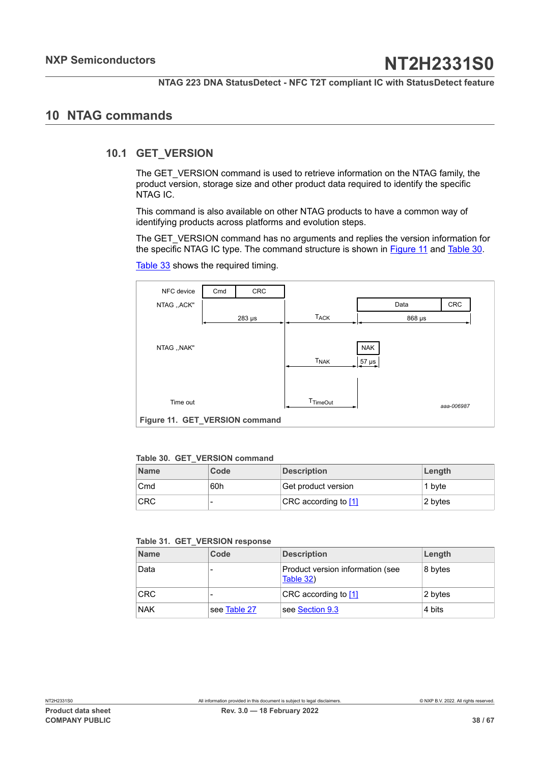# 10 NTAG commands

## 10.1 GET_VERSION

The GET_VERSION command is used to retrieve information on the NTAG family, the product version, storage size and other product data required to identify the specific NTAG IC.

This command is also available on other NTAG products to have a common way of identifying products across platforms and evolution steps.

The GET_VERSION command has no arguments and replies the version information for the specific NTAG IC type. The command structure is shown in Figure 11 and Table 30.

Table 33 shows the required timing.

NFC device Cmd CRC

NTAG „ACK" 283 µs $T_{ACK}$ Data CRC 868 µs

NTAG „NAK" $T_{NAK}$ NAK 57 µs

Time out $T_{TimeOut}$

aaa-006987

**Figure 11. GET_VERSION command**

**Table 30. GET_VERSION command**

| Name | Code | Description | Length |
|---|---|---|---|
| Cmd | 60h | Get product version | 1 byte |
| CRC | - | CRC according to [1] | 2 bytes |

**Table 31. GET_VERSION response**

| Name | Code | Description | Length |
|---|---|---|---|
| Data | - | Product version information (see Table 32) | 8 bytes |
| CRC | - | CRC according to [1] | 2 bytes |
| NAK | see Table 27 | see Section 9.3 | 4 bits |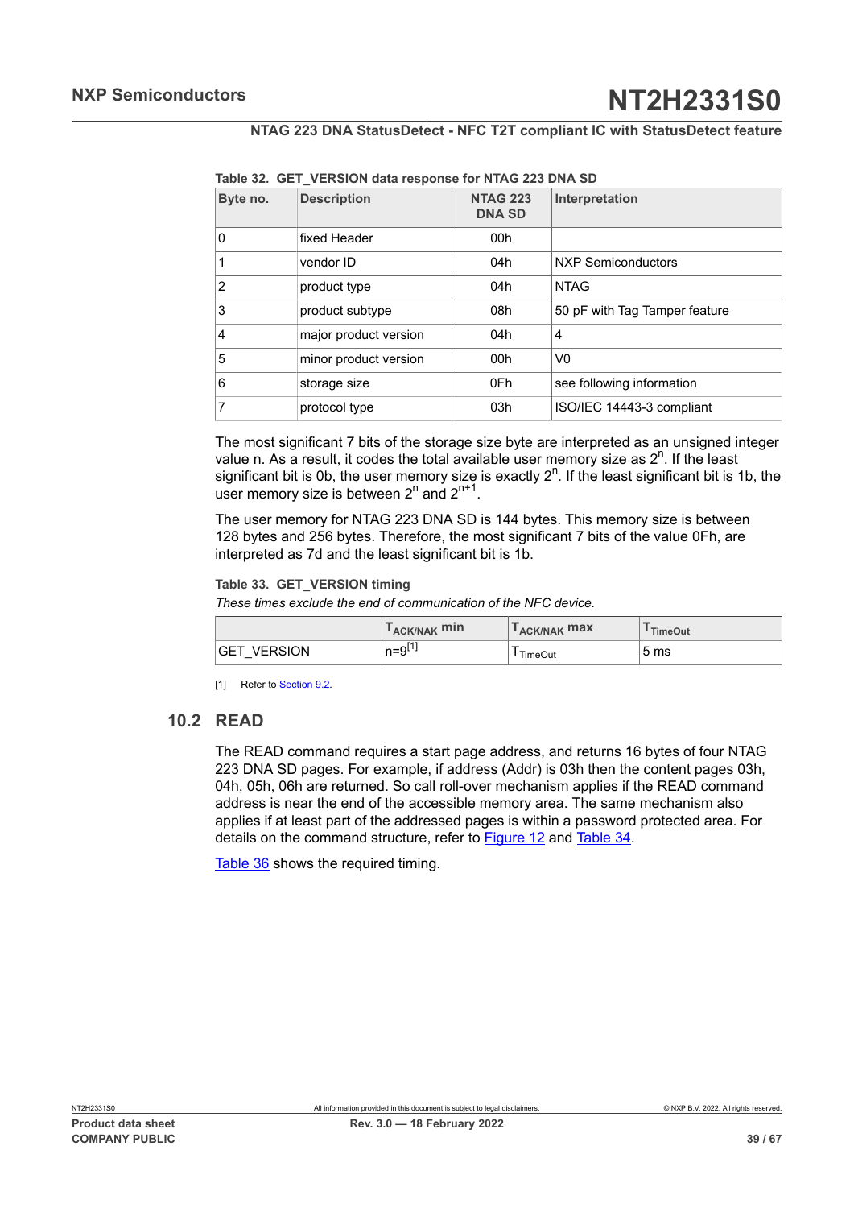**Table 32. GET_VERSION data response for NTAG 223 DNA SD**

| Byte no. | Description | NTAG 223 DNA SD | Interpretation |
|---|---|---|---|
| 0 | fixed Header | 00h | |
| 1 | vendor ID | 04h | NXP Semiconductors |
| 2 | product type | 04h | NTAG |
| 3 | product subtype | 08h | 50 pF with Tag Tamper feature |
| 4 | major product version | 04h | 4 |
| 5 | minor product version | 00h | V0 |
| 6 | storage size | 0Fh | see following information |
| 7 | protocol type | 03h | ISO/IEC 14443-3 compliant |

The most significant 7 bits of the storage size byte are interpreted as an unsigned integer value n. As a result, it codes the total available user memory size as $2^n$. If the least significant bit is 0b, the user memory size is exactly $2^n$. If the least significant bit is 1b, the user memory size is between $2^n$ and $2^{n+1}$.

The user memory for NTAG 223 DNA SD is 144 bytes. This memory size is between 128 bytes and 256 bytes. Therefore, the most significant 7 bits of the value 0Fh, are interpreted as 7d and the least significant bit is 1b.

**Table 33. GET_VERSION timing**

*These times exclude the end of communication of the NFC device.*

| | $T_{ACK/NAK}$ min | $T_{ACK/NAK}$ max | $T_{TimeOut}$ |
|---|---|---|---|
| GET_VERSION | n=9[1] | $T_{TimeOut}$ | 5 ms |

[1] Refer to Section 9.2.

## 10.2 READ

The READ command requires a start page address, and returns 16 bytes of four NTAG 223 DNA SD pages. For example, if address (Addr) is 03h then the content pages 03h, 04h, 05h, 06h are returned. So call roll-over mechanism applies if the READ command address is near the end of the accessible memory area. The same mechanism also applies if at least part of the addressed pages is within a password protected area. For details on the command structure, refer to Figure 12 and Table 34.

Table 36 shows the required timing.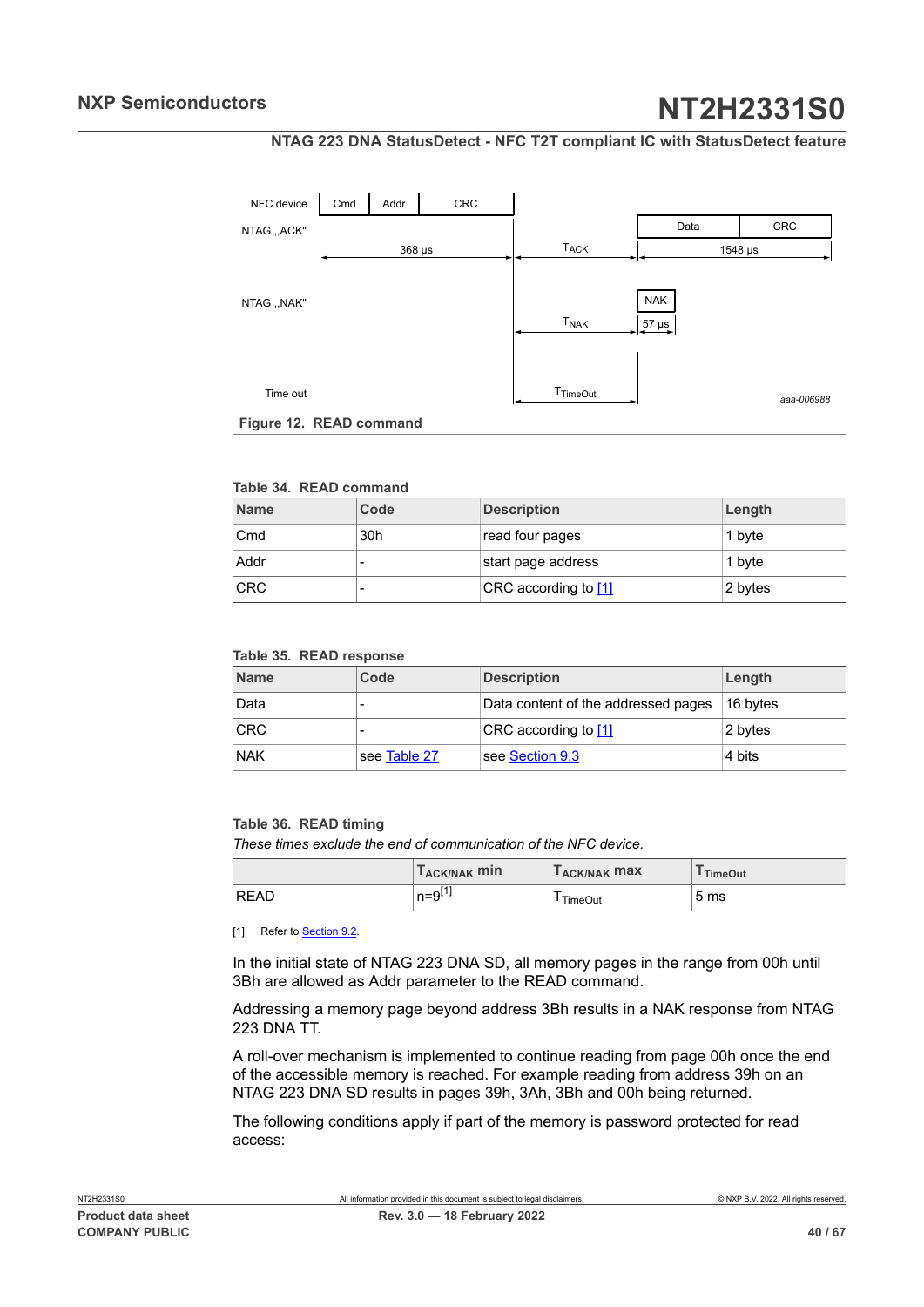Figure 12. READ command

Table 34. READ command

| Name | Code | Description | Length |
|---|---|---|---|
| Cmd | 30h | read four pages | 1 byte |
| Addr | - | start page address | 1 byte |
| CRC | - | CRC according to [1] | 2 bytes |

Table 35. READ response

| Name | Code | Description | Length |
|---|---|---|---|
| Data | - | Data content of the addressed pages | 16 bytes |
| CRC | - | CRC according to [1] | 2 bytes |
| NAK | see Table 27 | see Section 9.3 | 4 bits |

Table 36. READ timing

*These times exclude the end of communication of the NFC device.*

| | $T_{ACK/NAK}$ min | $T_{ACK/NAK}$ max | $T_{TimeOut}$ |
|---|---|---|---|
| READ | n=9[1] | $T_{TimeOut}$ | 5 ms |

[1] Refer to Section 9.2.

In the initial state of NTAG 223 DNA SD, all memory pages in the range from 00h until 3Bh are allowed as Addr parameter to the READ command.

Addressing a memory page beyond address 3Bh results in a NAK response from NTAG 223 DNA TT.

A roll-over mechanism is implemented to continue reading from page 00h once the end of the accessible memory is reached. For example reading from address 39h on an NTAG 223 DNA SD results in pages 39h, 3Ah, 3Bh and 00h being returned.

The following conditions apply if part of the memory is password protected for read access: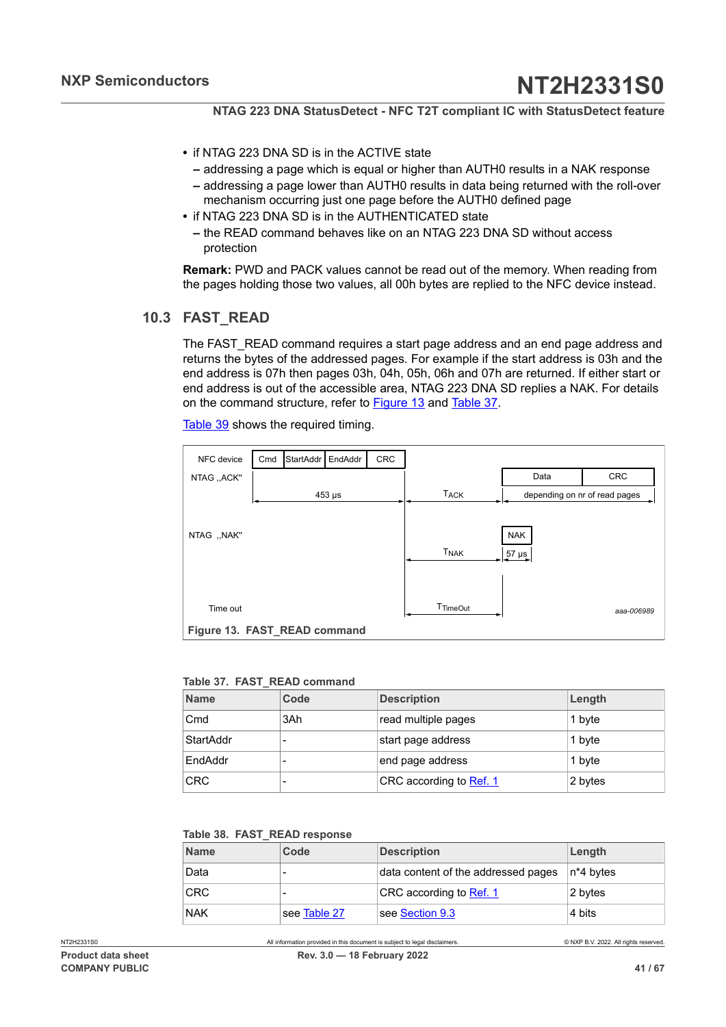- if NTAG 223 DNA SD is in the ACTIVE state
  - addressing a page which is equal or higher than AUTH0 results in a NAK response
  - addressing a page lower than AUTH0 results in data being returned with the roll-over mechanism occurring just one page before the AUTH0 defined page
- if NTAG 223 DNA SD is in the AUTHENTICATED state
  - the READ command behaves like on an NTAG 223 DNA SD without access protection

**Remark:** PWD and PACK values cannot be read out of the memory. When reading from the pages holding those two values, all 00h bytes are replied to the NFC device instead.

## 10.3 FAST_READ

The FAST_READ command requires a start page address and an end page address and returns the bytes of the addressed pages. For example if the start address is 03h and the end address is 07h then pages 03h, 04h, 05h, 06h and 07h are returned. If either start or end address is out of the accessible area, NTAG 223 DNA SD replies a NAK. For details on the command structure, refer to Figure 13 and Table 37.

Table 39 shows the required timing.

NFC device: Cmd | StartAddr | EndAddr | CRC — 453 µs

NTAG ,,ACK": $T_{ACK}$ — Data | CRC — depending on nr of read pages

NTAG ,,NAK": $T_{NAK}$ — NAK — 57 µs

Time out: $T_{TimeOut}$

aaa-006989

**Figure 13. FAST_READ command**

**Table 37. FAST_READ command**

| Name | Code | Description | Length |
|---|---|---|---|
| Cmd | 3Ah | read multiple pages | 1 byte |
| StartAddr | - | start page address | 1 byte |
| EndAddr | - | end page address | 1 byte |
| CRC | - | CRC according to Ref. 1 | 2 bytes |

**Table 38. FAST_READ response**

| Name | Code | Description | Length |
|---|---|---|---|
| Data | - | data content of the addressed pages | n*4 bytes |
| CRC | - | CRC according to Ref. 1 | 2 bytes |
| NAK | see Table 27 | see Section 9.3 | 4 bits |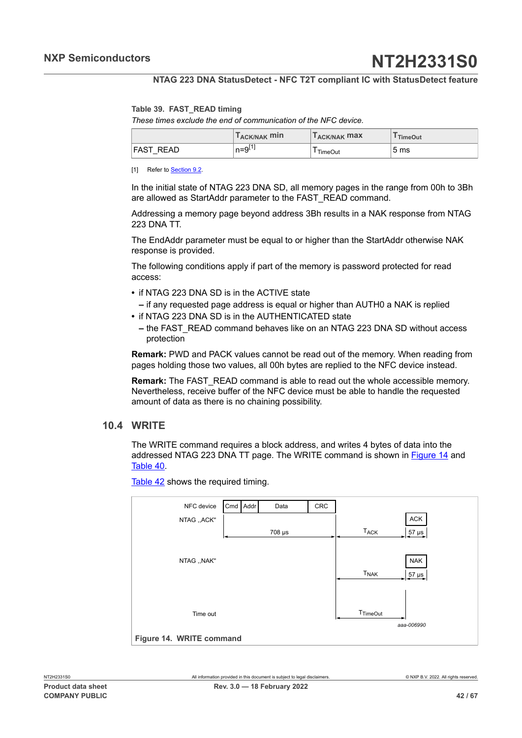**Table 39. FAST_READ timing**

*These times exclude the end of communication of the NFC device.*

| | $T_{ACK/NAK}$ min | $T_{ACK/NAK}$ max | $T_{TimeOut}$ |
|---|---|---|---|
| FAST_READ | n=9[1] | $T_{TimeOut}$ | 5 ms |

[1] Refer to Section 9.2.

In the initial state of NTAG 223 DNA SD, all memory pages in the range from 00h to 3Bh are allowed as StartAddr parameter to the FAST_READ command.

Addressing a memory page beyond address 3Bh results in a NAK response from NTAG 223 DNA TT.

The EndAddr parameter must be equal to or higher than the StartAddr otherwise NAK response is provided.

The following conditions apply if part of the memory is password protected for read access:

- if NTAG 223 DNA SD is in the ACTIVE state
  - if any requested page address is equal or higher than AUTH0 a NAK is replied
- if NTAG 223 DNA SD is in the AUTHENTICATED state
  - the FAST_READ command behaves like on an NTAG 223 DNA SD without access protection

**Remark:** PWD and PACK values cannot be read out of the memory. When reading from pages holding those two values, all 00h bytes are replied to the NFC device instead.

**Remark:** The FAST_READ command is able to read out the whole accessible memory. Nevertheless, receive buffer of the NFC device must be able to handle the requested amount of data as there is no chaining possibility.

## 10.4 WRITE

The WRITE command requires a block address, and writes 4 bytes of data into the addressed NTAG 223 DNA TT page. The WRITE command is shown in Figure 14 and Table 40.

Table 42 shows the required timing.

NFC device | Cmd | Addr | Data | CRC

NTAG ,,ACK" — 708 µs — $T_{ACK}$ — ACK 57 µs

NTAG ,,NAK" — $T_{NAK}$ — NAK 57 µs

Time out — $T_{TimeOut}$

aaa-006990

**Figure 14. WRITE command**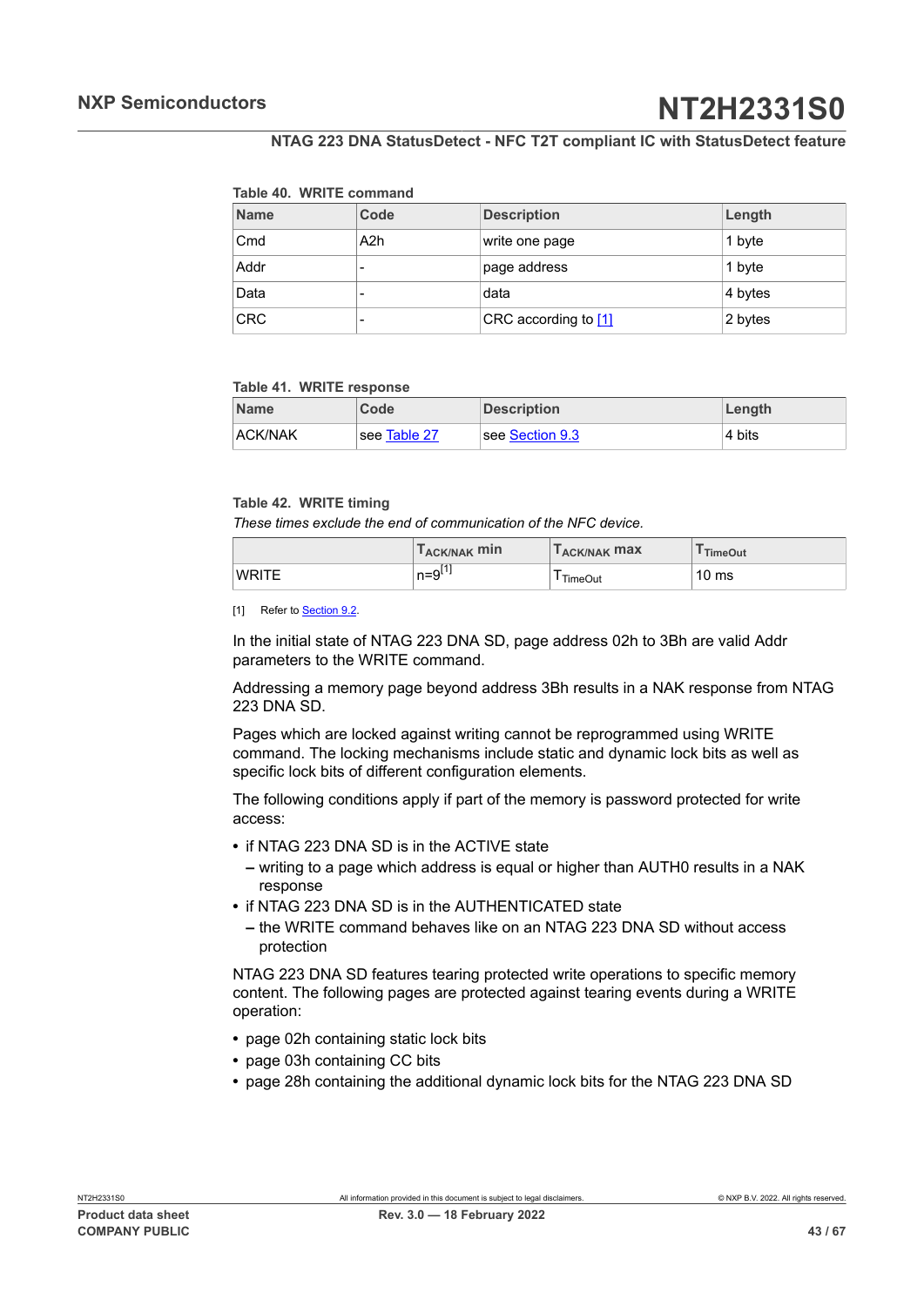**Table 40. WRITE command**

| Name | Code | Description | Length |
|---|---|---|---|
| Cmd | A2h | write one page | 1 byte |
| Addr | - | page address | 1 byte |
| Data | - | data | 4 bytes |
| CRC | - | CRC according to [1] | 2 bytes |

**Table 41. WRITE response**

| Name | Code | Description | Length |
|---|---|---|---|
| ACK/NAK | see Table 27 | see Section 9.3 | 4 bits |

**Table 42. WRITE timing**

*These times exclude the end of communication of the NFC device.*

| | $T_{ACK/NAK}$ min | $T_{ACK/NAK}$ max | $T_{TimeOut}$ |
|---|---|---|---|
| WRITE | n=9[1] | $T_{TimeOut}$ | 10 ms |

[1] Refer to Section 9.2.

In the initial state of NTAG 223 DNA SD, page address 02h to 3Bh are valid Addr parameters to the WRITE command.

Addressing a memory page beyond address 3Bh results in a NAK response from NTAG 223 DNA SD.

Pages which are locked against writing cannot be reprogrammed using WRITE command. The locking mechanisms include static and dynamic lock bits as well as specific lock bits of different configuration elements.

The following conditions apply if part of the memory is password protected for write access:

- if NTAG 223 DNA SD is in the ACTIVE state
  - writing to a page which address is equal or higher than AUTH0 results in a NAK response
- if NTAG 223 DNA SD is in the AUTHENTICATED state
  - the WRITE command behaves like on an NTAG 223 DNA SD without access protection

NTAG 223 DNA SD features tearing protected write operations to specific memory content. The following pages are protected against tearing events during a WRITE operation:

- page 02h containing static lock bits
- page 03h containing CC bits
- page 28h containing the additional dynamic lock bits for the NTAG 223 DNA SD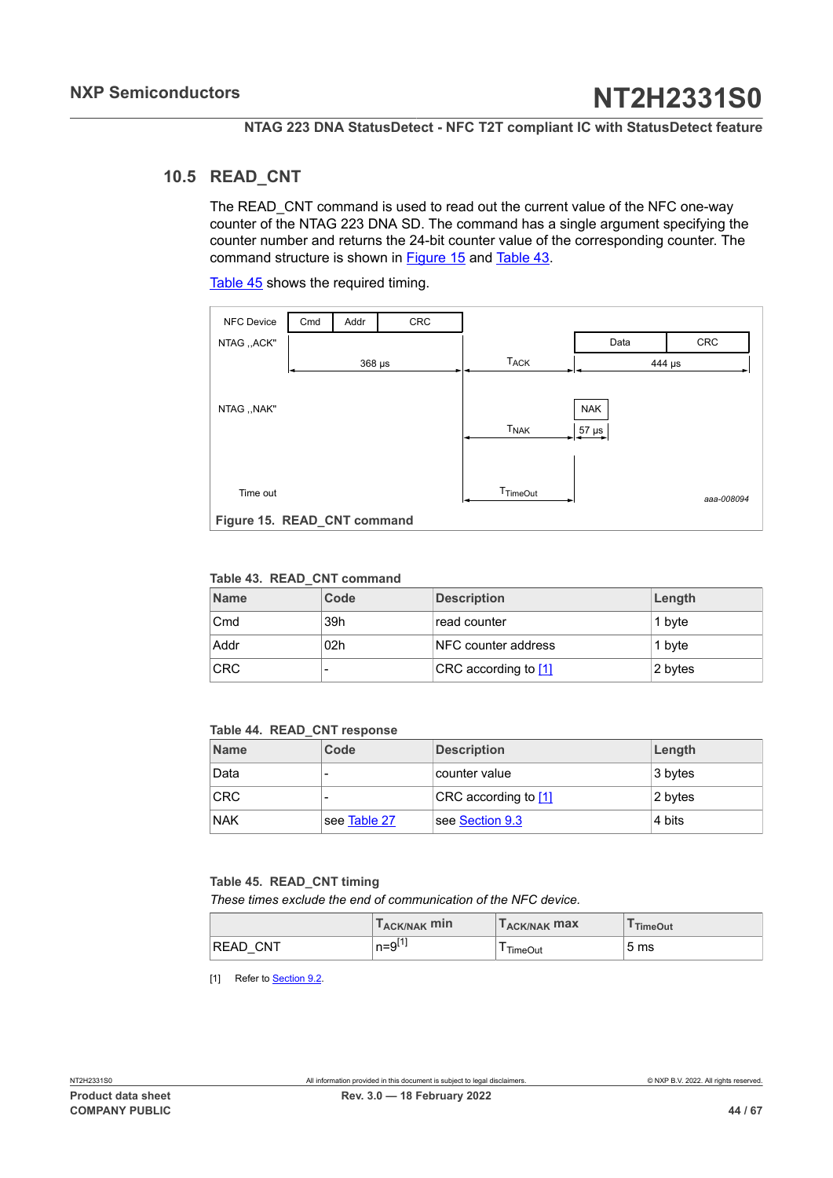## 10.5 READ_CNT

The READ_CNT command is used to read out the current value of the NFC one-way counter of the NTAG 223 DNA SD. The command has a single argument specifying the counter number and returns the 24-bit counter value of the corresponding counter. The command structure is shown in Figure 15 and Table 43.

Table 45 shows the required timing.

NFC Device | Cmd | Addr | CRC

NTAG „ACK" | 368 µs | $T_{ACK}$ | Data | CRC | 444 µs

NTAG „NAK" | $T_{NAK}$ | NAK | 57 µs

Time out | $T_{TimeOut}$

aaa-008094

**Figure 15. READ_CNT command**

**Table 43. READ_CNT command**

| Name | Code | Description | Length |
|---|---|---|---|
| Cmd | 39h | read counter | 1 byte |
| Addr | 02h | NFC counter address | 1 byte |
| CRC | - | CRC according to [1] | 2 bytes |

**Table 44. READ_CNT response**

| Name | Code | Description | Length |
|---|---|---|---|
| Data | - | counter value | 3 bytes |
| CRC | - | CRC according to [1] | 2 bytes |
| NAK | see Table 27 | see Section 9.3 | 4 bits |

**Table 45. READ_CNT timing**

*These times exclude the end of communication of the NFC device.*

| | $T_{ACK/NAK}$ min | $T_{ACK/NAK}$ max | $T_{TimeOut}$ |
|---|---|---|---|
| READ_CNT | n=9[1] | $T_{TimeOut}$ | 5 ms |

[1] Refer to Section 9.2.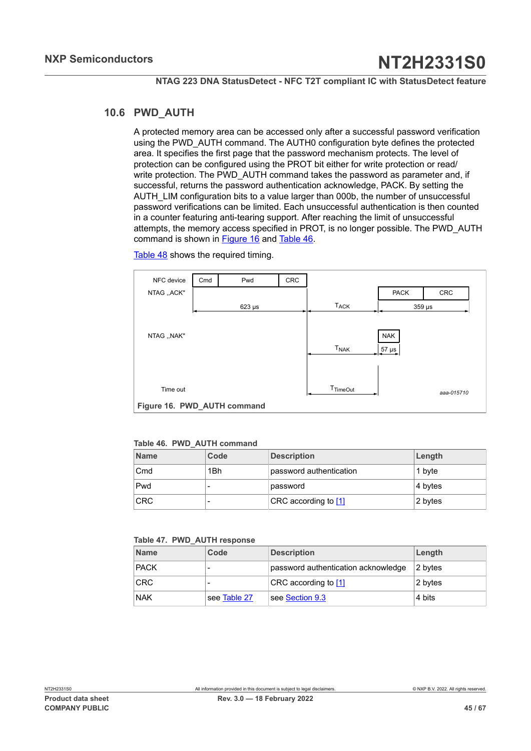### 10.6 PWD_AUTH

A protected memory area can be accessed only after a successful password verification using the PWD_AUTH command. The AUTH0 configuration byte defines the protected area. It specifies the first page that the password mechanism protects. The level of protection can be configured using the PROT bit either for write protection or read/ write protection. The PWD_AUTH command takes the password as parameter and, if successful, returns the password authentication acknowledge, PACK. By setting the AUTH_LIM configuration bits to a value larger than 000b, the number of unsuccessful password verifications can be limited. Each unsuccessful authentication is then counted in a counter featuring anti-tearing support. After reaching the limit of unsuccessful attempts, the memory access specified in PROT, is no longer possible. The PWD_AUTH command is shown in Figure 16 and Table 46.

Table 48 shows the required timing.

NFC device: Cmd | Pwd | CRC — 623 µs

NTAG „ACK": $T_{ACK}$ — PACK | CRC — 359 µs

NTAG „NAK": $T_{NAK}$ — NAK — 57 µs

Time out: $T_{TimeOut}$

aaa-015710

**Figure 16. PWD_AUTH command**

**Table 46. PWD_AUTH command**

| Name | Code | Description | Length |
|---|---|---|---|
| Cmd | 1Bh | password authentication | 1 byte |
| Pwd | - | password | 4 bytes |
| CRC | - | CRC according to [1] | 2 bytes |

**Table 47. PWD_AUTH response**

| Name | Code | Description | Length |
|---|---|---|---|
| PACK | - | password authentication acknowledge | 2 bytes |
| CRC | - | CRC according to [1] | 2 bytes |
| NAK | see Table 27 | see Section 9.3 | 4 bits |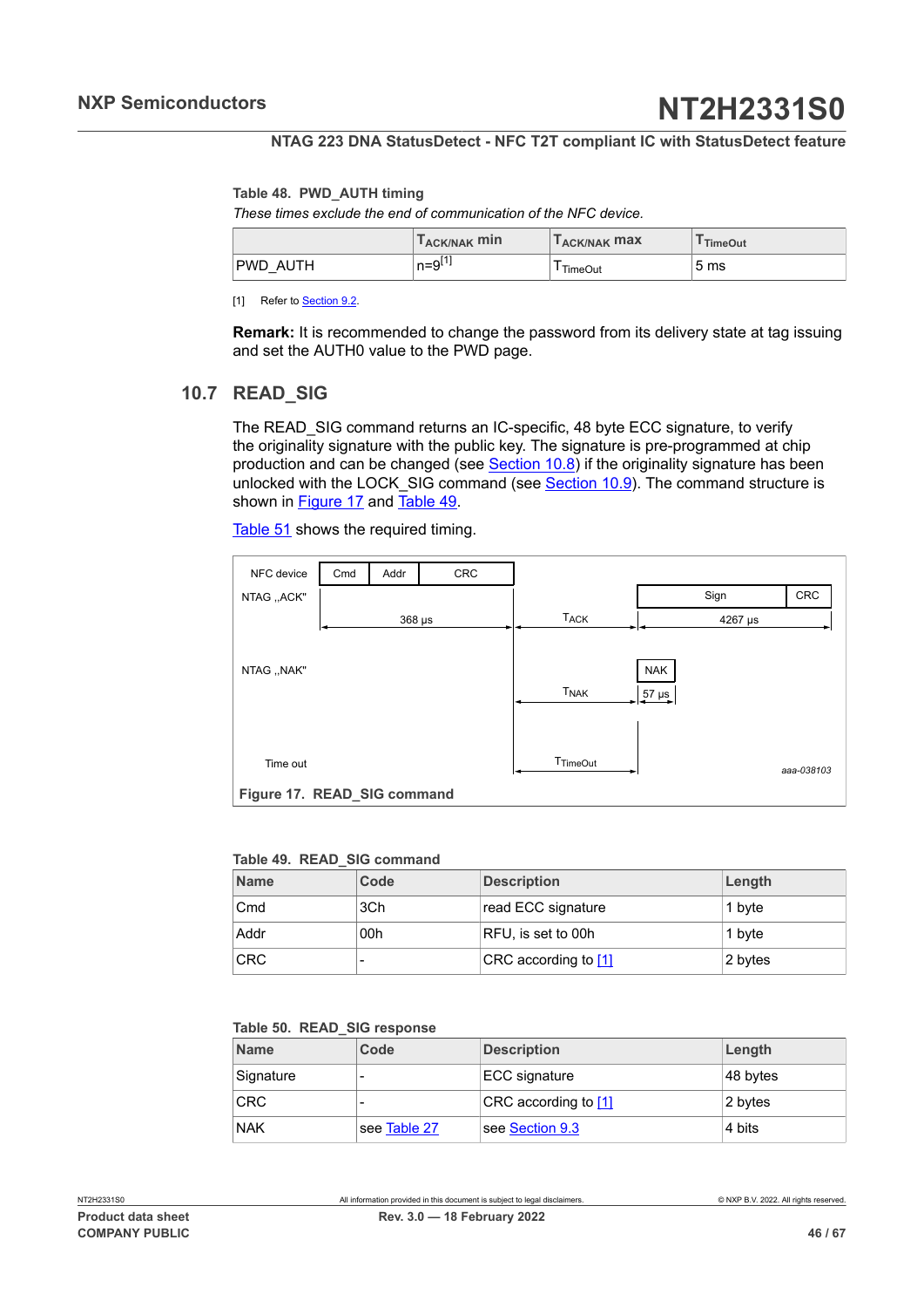**Table 48. PWD_AUTH timing**

*These times exclude the end of communication of the NFC device.*

| | $T_{ACK/NAK}$ min | $T_{ACK/NAK}$ max | $T_{TimeOut}$ |
|---|---|---|---|
| PWD_AUTH | n=9[1] | $T_{TimeOut}$ | 5 ms |

[1] Refer to Section 9.2.

**Remark:** It is recommended to change the password from its delivery state at tag issuing and set the AUTH0 value to the PWD page.

## 10.7 READ_SIG

The READ_SIG command returns an IC-specific, 48 byte ECC signature, to verify the originality signature with the public key. The signature is pre-programmed at chip production and can be changed (see Section 10.8) if the originality signature has been unlocked with the LOCK_SIG command (see Section 10.9). The command structure is shown in Figure 17 and Table 49.

Table 51 shows the required timing.

Figure 17. READ_SIG command

**Table 49. READ_SIG command**

| Name | Code | Description | Length |
|---|---|---|---|
| Cmd | 3Ch | read ECC signature | 1 byte |
| Addr | 00h | RFU, is set to 00h | 1 byte |
| CRC | - | CRC according to [1] | 2 bytes |

**Table 50. READ_SIG response**

| Name | Code | Description | Length |
|---|---|---|---|
| Signature | - | ECC signature | 48 bytes |
| CRC | - | CRC according to [1] | 2 bytes |
| NAK | see Table 27 | see Section 9.3 | 4 bits |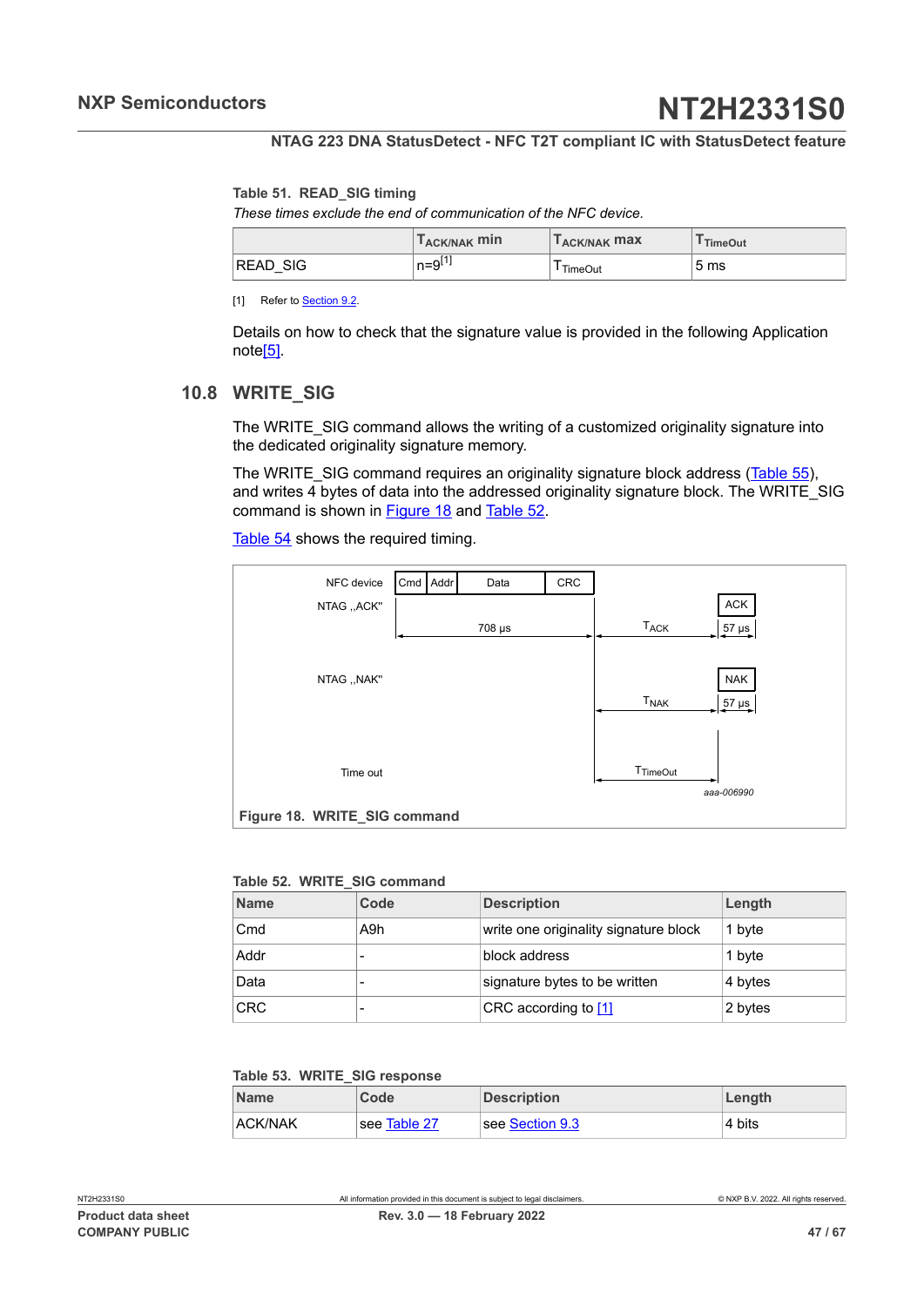**Table 51. READ_SIG timing**

*These times exclude the end of communication of the NFC device.*

| | $T_{ACK/NAK}$ min | $T_{ACK/NAK}$ max | $T_{TimeOut}$ |
|---|---|---|---|
| READ_SIG | n=9[1] | $T_{TimeOut}$ | 5 ms |

[1] Refer to Section 9.2.

Details on how to check that the signature value is provided in the following Application note[5].

## 10.8 WRITE_SIG

The WRITE_SIG command allows the writing of a customized originality signature into the dedicated originality signature memory.

The WRITE_SIG command requires an originality signature block address (Table 55), and writes 4 bytes of data into the addressed originality signature block. The WRITE_SIG command is shown in Figure 18 and Table 52.

Table 54 shows the required timing.

NFC device | Cmd | Addr | Data | CRC

NTAG „ACK" — 708 µs — $T_{ACK}$ — ACK 57 µs

NTAG „NAK" — $T_{NAK}$ — NAK 57 µs

Time out — $T_{TimeOut}$

aaa-006990

**Figure 18. WRITE_SIG command**

**Table 52. WRITE_SIG command**

| Name | Code | Description | Length |
|---|---|---|---|
| Cmd | A9h | write one originality signature block | 1 byte |
| Addr | - | block address | 1 byte |
| Data | - | signature bytes to be written | 4 bytes |
| CRC | - | CRC according to [1] | 2 bytes |

**Table 53. WRITE_SIG response**

| Name | Code | Description | Length |
|---|---|---|---|
| ACK/NAK | see Table 27 | see Section 9.3 | 4 bits |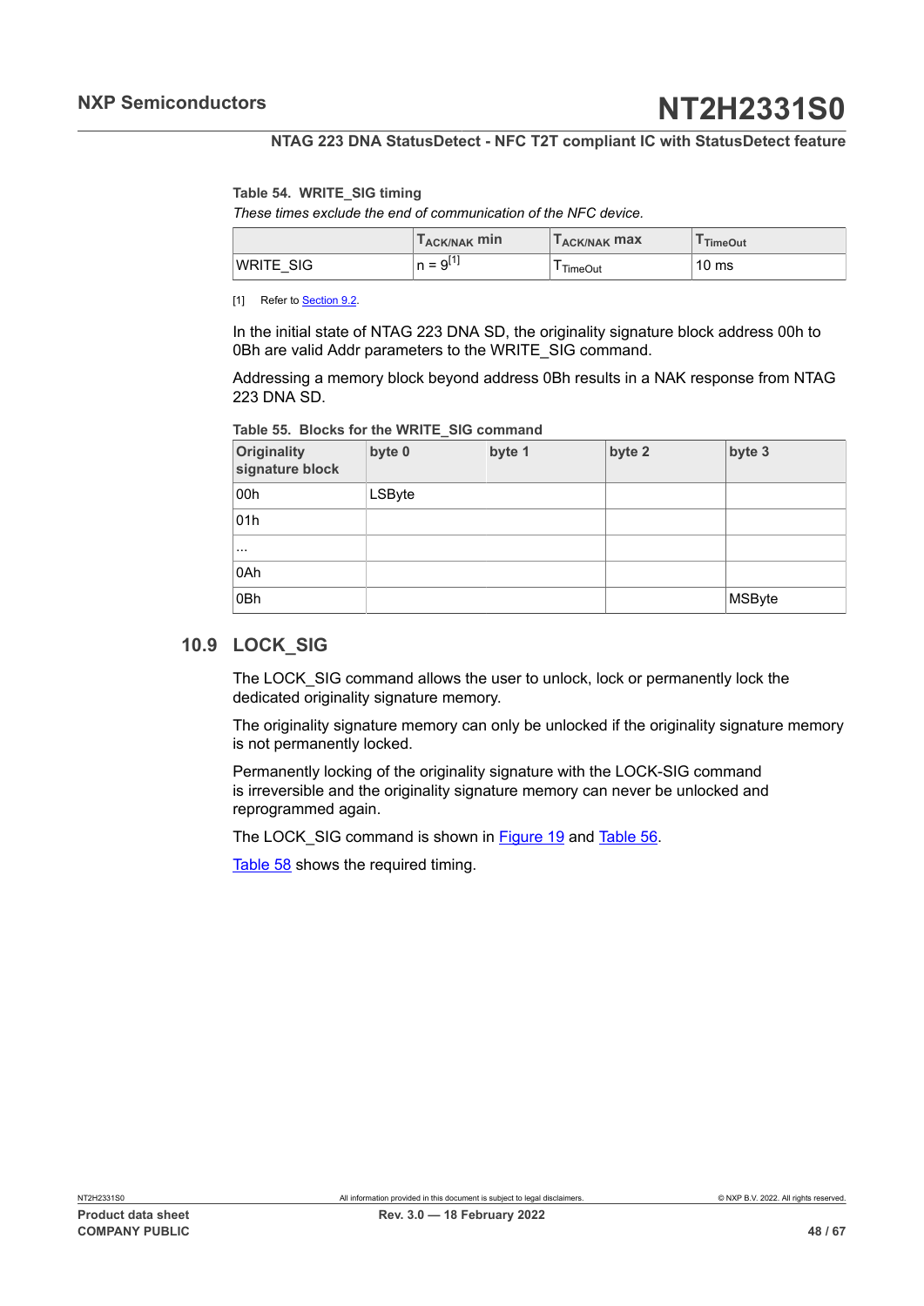**Table 54. WRITE_SIG timing**

*These times exclude the end of communication of the NFC device.*

| | $T_{ACK/NAK}$ min | $T_{ACK/NAK}$ max | $T_{TimeOut}$ |
|---|---|---|---|
| WRITE_SIG | n = 9[1] | $T_{TimeOut}$ | 10 ms |

[1] Refer to Section 9.2.

In the initial state of NTAG 223 DNA SD, the originality signature block address 00h to 0Bh are valid Addr parameters to the WRITE_SIG command.

Addressing a memory block beyond address 0Bh results in a NAK response from NTAG 223 DNA SD.

**Table 55. Blocks for the WRITE_SIG command**

| Originality signature block | byte 0 | byte 1 | byte 2 | byte 3 |
|---|---|---|---|---|
| 00h | LSByte | | | |
| 01h | | | | |
| ... | | | | |
| 0Ah | | | | |
| 0Bh | | | | MSByte |

## 10.9 LOCK_SIG

The LOCK_SIG command allows the user to unlock, lock or permanently lock the dedicated originality signature memory.

The originality signature memory can only be unlocked if the originality signature memory is not permanently locked.

Permanently locking of the originality signature with the LOCK-SIG command is irreversible and the originality signature memory can never be unlocked and reprogrammed again.

The LOCK_SIG command is shown in Figure 19 and Table 56.

Table 58 shows the required timing.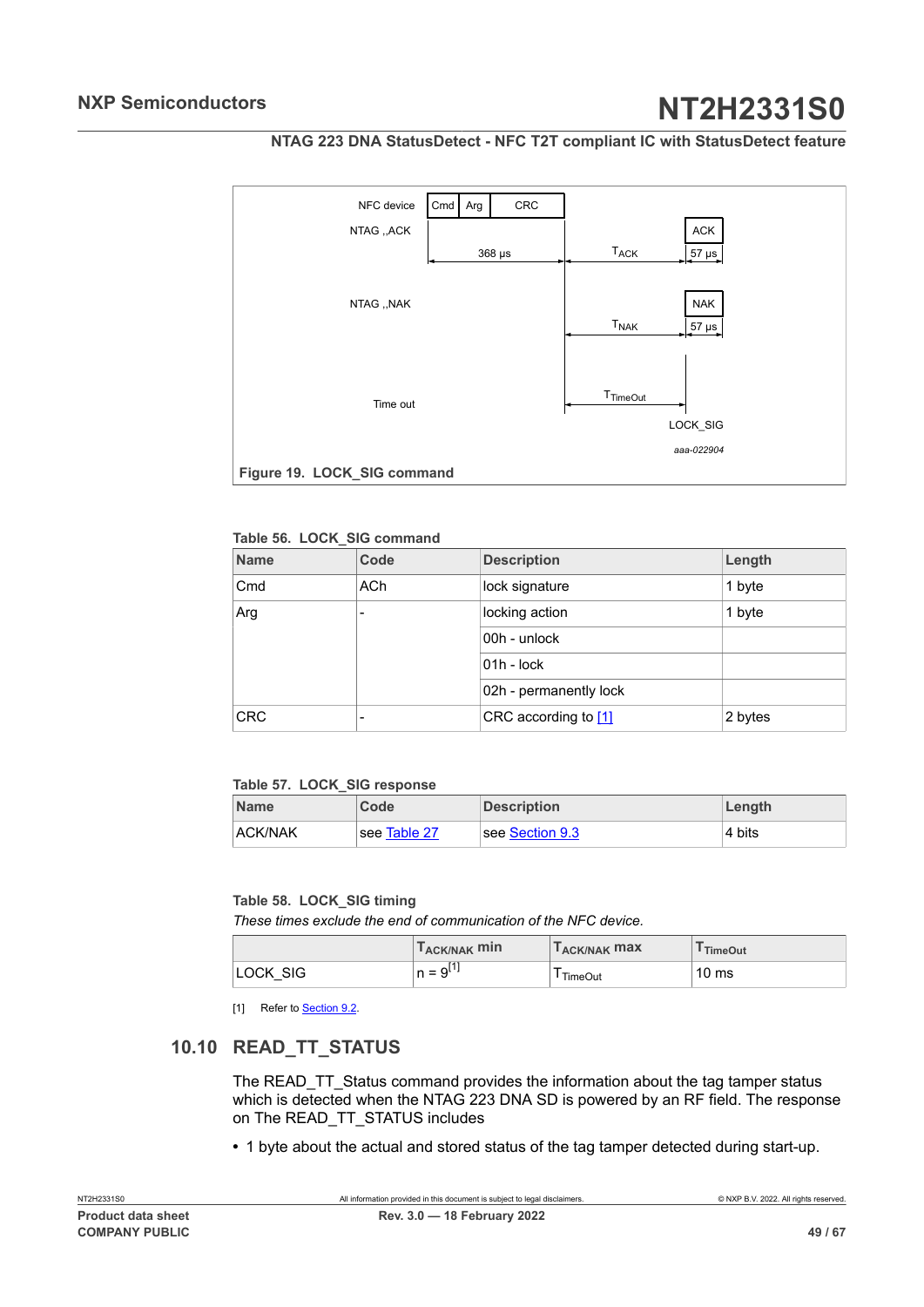**Figure 19. LOCK_SIG command**

**Table 56. LOCK_SIG command**

| Name | Code | Description | Length |
|---|---|---|---|
| Cmd | ACh | lock signature | 1 byte |
| Arg | - | locking action | 1 byte |
| | | 00h - unlock | |
| | | 01h - lock | |
| | | 02h - permanently lock | |
| CRC | - | CRC according to [1] | 2 bytes |

**Table 57. LOCK_SIG response**

| Name | Code | Description | Length |
|---|---|---|---|
| ACK/NAK | see Table 27 | see Section 9.3 | 4 bits |

**Table 58. LOCK_SIG timing**

*These times exclude the end of communication of the NFC device.*

| | $T_{ACK/NAK}$ min | $T_{ACK/NAK}$ max | $T_{TimeOut}$ |
|---|---|---|---|
| LOCK_SIG | n = 9[1] | $T_{TimeOut}$ | 10 ms |

[1] Refer to Section 9.2.

## 10.10 READ_TT_STATUS

The READ_TT_Status command provides the information about the tag tamper status which is detected when the NTAG 223 DNA SD is powered by an RF field. The response on The READ_TT_STATUS includes

- 1 byte about the actual and stored status of the tag tamper detected during start-up.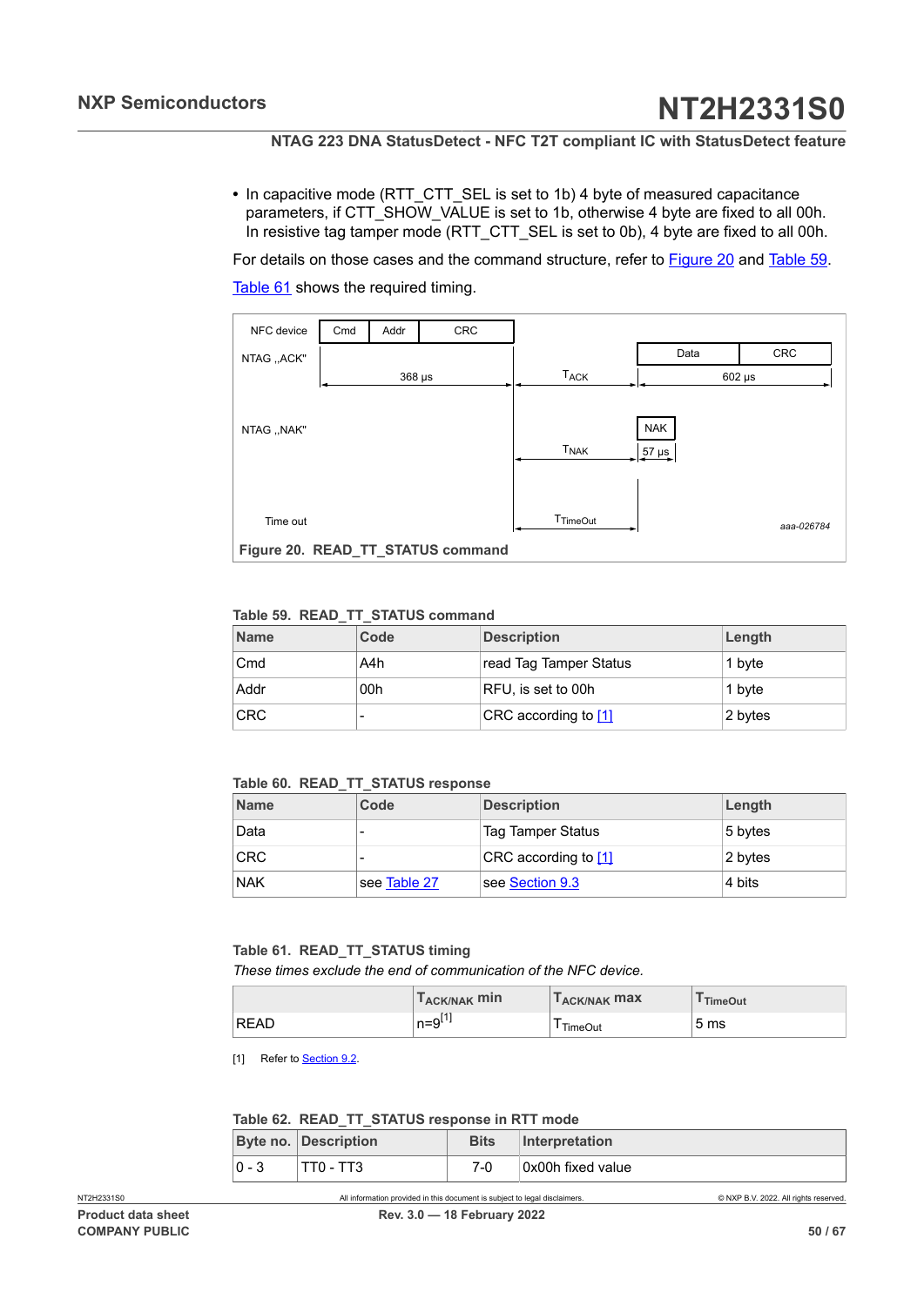- In capacitive mode (RTT_CTT_SEL is set to 1b) 4 byte of measured capacitance parameters, if CTT_SHOW_VALUE is set to 1b, otherwise 4 byte are fixed to all 00h. In resistive tag tamper mode (RTT_CTT_SEL is set to 0b), 4 byte are fixed to all 00h.

For details on those cases and the command structure, refer to Figure 20 and Table 59.

Table 61 shows the required timing.

NFC device | Cmd | Addr | CRC

NTAG „ACK" 368 µs $T_{ACK}$ | Data | CRC | 602 µs

NTAG „NAK" $T_{NAK}$ | NAK | 57 µs

Time out $T_{TimeOut}$

aaa-026784

**Figure 20. READ_TT_STATUS command**

**Table 59. READ_TT_STATUS command**

| Name | Code | Description | Length |
|---|---|---|---|
| Cmd | A4h | read Tag Tamper Status | 1 byte |
| Addr | 00h | RFU, is set to 00h | 1 byte |
| CRC | - | CRC according to [1] | 2 bytes |

**Table 60. READ_TT_STATUS response**

| Name | Code | Description | Length |
|---|---|---|---|
| Data | - | Tag Tamper Status | 5 bytes |
| CRC | - | CRC according to [1] | 2 bytes |
| NAK | see Table 27 | see Section 9.3 | 4 bits |

**Table 61. READ_TT_STATUS timing**

*These times exclude the end of communication of the NFC device.*

| | $T_{ACK/NAK}$ min | $T_{ACK/NAK}$ max | $T_{TimeOut}$ |
|---|---|---|---|
| READ | n=9 [1] | $T_{TimeOut}$ | 5 ms |

[1] Refer to Section 9.2.

**Table 62. READ_TT_STATUS response in RTT mode**

| Byte no. | Description | Bits | Interpretation |
|---|---|---|---|
| 0 - 3 | TT0 - TT3 | 7-0 | 0x00h fixed value |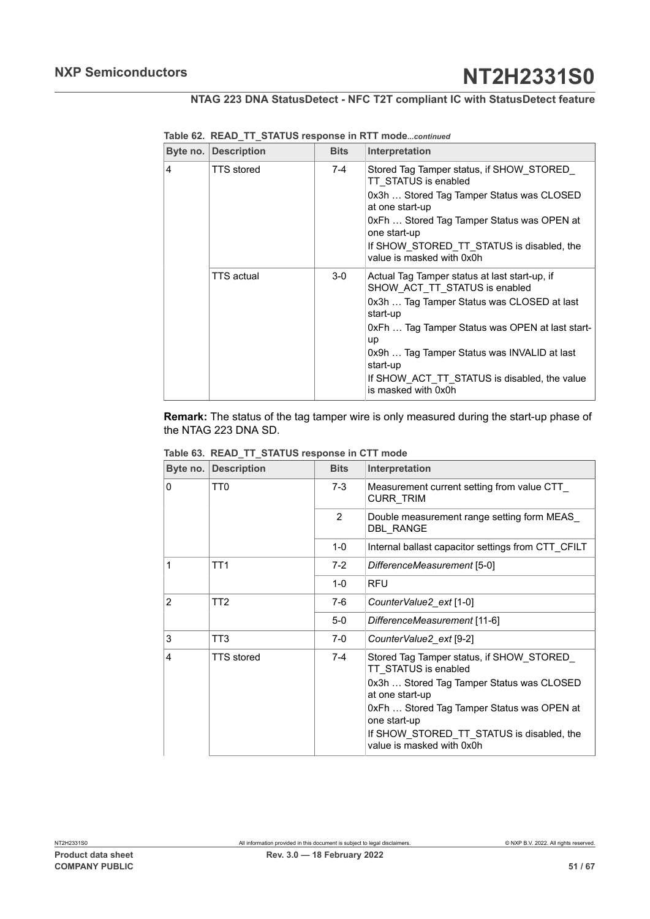**Table 62. READ_TT_STATUS response in RTT mode**...*continued*

| Byte no. | Description | Bits | Interpretation |
|---|---|---|---|
| 4 | TTS stored | 7-4 | Stored Tag Tamper status, if SHOW_STORED_TT_STATUS is enabled<br>0x3h … Stored Tag Tamper Status was CLOSED at one start-up<br>0xFh … Stored Tag Tamper Status was OPEN at one start-up<br>If SHOW_STORED_TT_STATUS is disabled, the value is masked with 0x0h |
| | TTS actual | 3-0 | Actual Tag Tamper status at last start-up, if SHOW_ACT_TT_STATUS is enabled<br>0x3h … Tag Tamper Status was CLOSED at last start-up<br>0xFh … Tag Tamper Status was OPEN at last start-up<br>0x9h … Tag Tamper Status was INVALID at last start-up<br>If SHOW_ACT_TT_STATUS is disabled, the value is masked with 0x0h |

**Remark:** The status of the tag tamper wire is only measured during the start-up phase of the NTAG 223 DNA SD.

**Table 63. READ_TT_STATUS response in CTT mode**

| Byte no. | Description | Bits | Interpretation |
|---|---|---|---|
| 0 | TT0 | 7-3 | Measurement current setting from value CTT_CURR_TRIM |
| | | 2 | Double measurement range setting form MEAS_DBL_RANGE |
| | | 1-0 | Internal ballast capacitor settings from CTT_CFILT |
| 1 | TT1 | 7-2 | *DifferenceMeasurement* [5-0] |
| | | 1-0 | RFU |
| 2 | TT2 | 7-6 | *CounterValue2_ext* [1-0] |
| | | 5-0 | *DifferenceMeasurement* [11-6] |
| 3 | TT3 | 7-0 | *CounterValue2_ext* [9-2] |
| 4 | TTS stored | 7-4 | Stored Tag Tamper status, if SHOW_STORED_TT_STATUS is enabled<br>0x3h … Stored Tag Tamper Status was CLOSED at one start-up<br>0xFh … Stored Tag Tamper Status was OPEN at one start-up<br>If SHOW_STORED_TT_STATUS is disabled, the value is masked with 0x0h |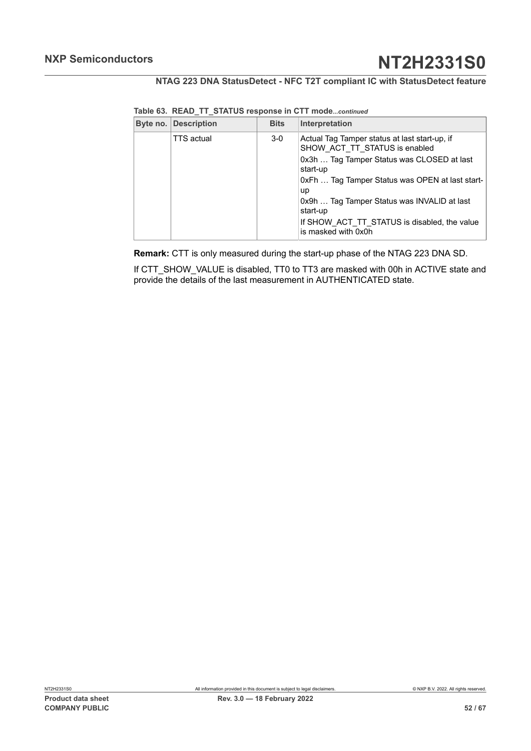**Table 63. READ_TT_STATUS response in CTT mode***...continued*

| Byte no. | Description | Bits | Interpretation |
| --- | --- | --- | --- |
| | TTS actual | 3-0 | Actual Tag Tamper status at last start-up, if SHOW_ACT_TT_STATUS is enabled<br>0x3h … Tag Tamper Status was CLOSED at last start-up<br>0xFh … Tag Tamper Status was OPEN at last start-up<br>0x9h … Tag Tamper Status was INVALID at last start-up<br>If SHOW_ACT_TT_STATUS is disabled, the value is masked with 0x0h |

**Remark:** CTT is only measured during the start-up phase of the NTAG 223 DNA SD.

If CTT_SHOW_VALUE is disabled, TT0 to TT3 are masked with 00h in ACTIVE state and provide the details of the last measurement in AUTHENTICATED state.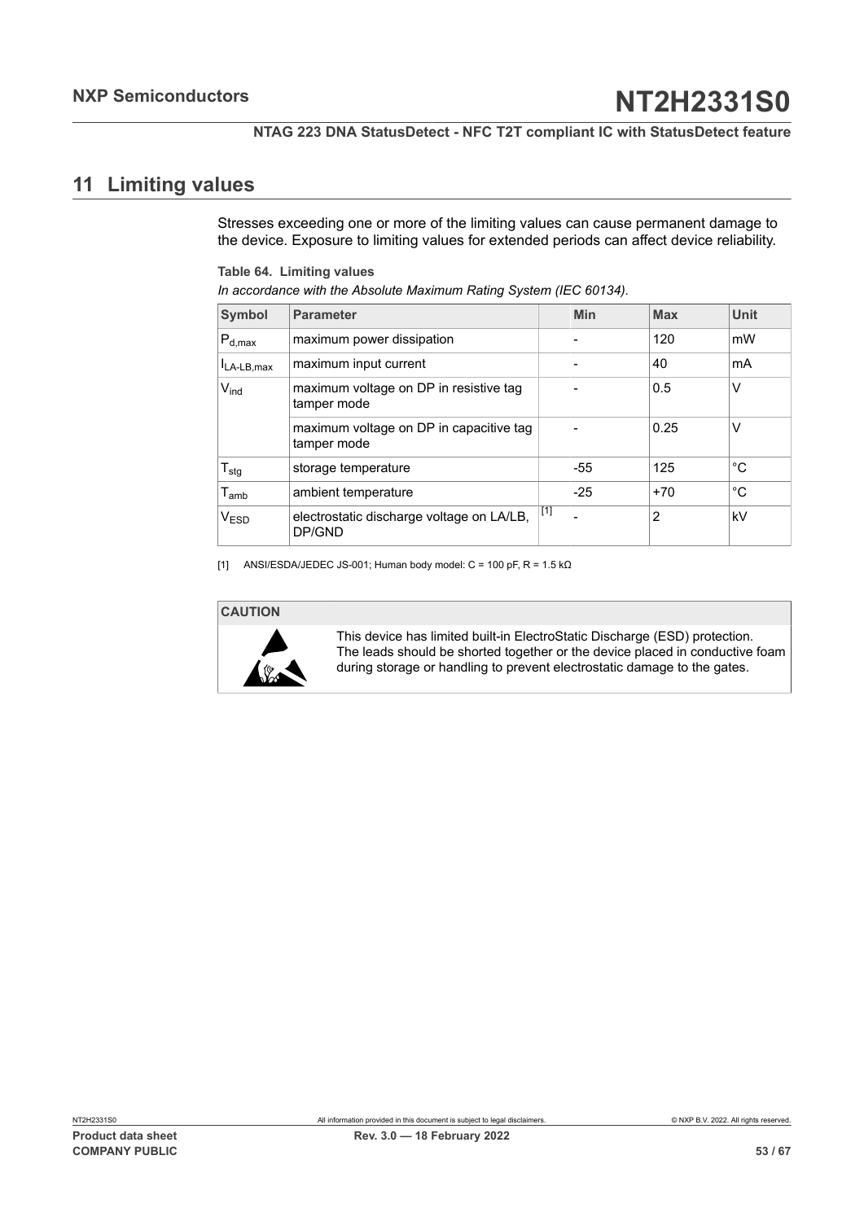## 11 Limiting values

Stresses exceeding one or more of the limiting values can cause permanent damage to the device. Exposure to limiting values for extended periods can affect device reliability.

**Table 64. Limiting values**

*In accordance with the Absolute Maximum Rating System (IEC 60134).*

| Symbol | Parameter | | Min | Max | Unit |
|---|---|---|---|---|---|
| $P_{d,max}$ | maximum power dissipation | | - | 120 | mW |
| $I_{LA-LB,max}$ | maximum input current | | - | 40 | mA |
| $V_{ind}$ | maximum voltage on DP in resistive tag tamper mode | | - | 0.5 | V |
| | maximum voltage on DP in capacitive tag tamper mode | | - | 0.25 | V |
| $T_{stg}$ | storage temperature | | -55 | 125 | °C |
| $T_{amb}$ | ambient temperature | | -25 | +70 | °C |
| $V_{ESD}$ | electrostatic discharge voltage on LA/LB, DP/GND | [1] | - | 2 | kV |

[1] ANSI/ESDA/JEDEC JS-001; Human body model: C = 100 pF, R = 1.5 kΩ

**CAUTION**

This device has limited built-in ElectroStatic Discharge (ESD) protection. The leads should be shorted together or the device placed in conductive foam during storage or handling to prevent electrostatic damage to the gates.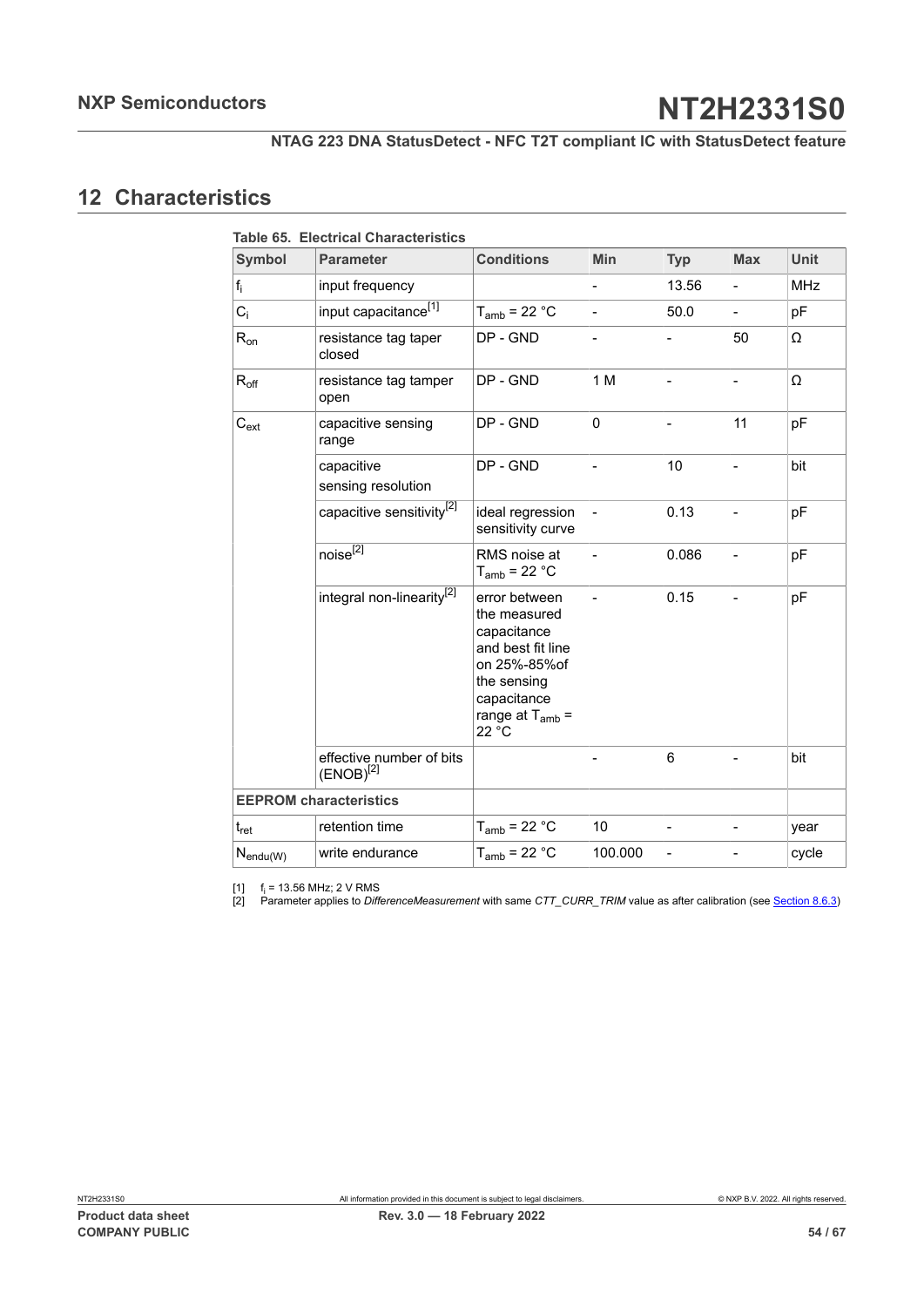## 12 Characteristics

**Table 65. Electrical Characteristics**

| Symbol | Parameter | Conditions | Min | Typ | Max | Unit |
|---|---|---|---|---|---|---|
| $f_i$ | input frequency | | - | 13.56 | - | MHz |
| $C_i$ | input capacitance[1] | $T_{amb}$ = 22 °C | - | 50.0 | - | pF |
| $R_{on}$ | resistance tag taper closed | DP - GND | - | - | 50 | Ω |
| $R_{off}$ | resistance tag tamper open | DP - GND | 1 M | - | - | Ω |
| $C_{ext}$ | capacitive sensing range | DP - GND | 0 | - | 11 | pF |
| | capacitive sensing resolution | DP - GND | - | 10 | - | bit |
| | capacitive sensitivity[2] | ideal regression sensitivity curve | - | 0.13 | - | pF |
| | noise[2] | RMS noise at $T_{amb}$ = 22 °C | - | 0.086 | - | pF |
| | integral non-linearity[2] | error between the measured capacitance and best fit line on 25%-85%of the sensing capacitance range at $T_{amb}$ = 22 °C | - | 0.15 | - | pF |
| | effective number of bits (ENOB)[2] | | - | 6 | - | bit |
| **EEPROM characteristics** | | | | | | |
| $t_{ret}$ | retention time | $T_{amb}$ = 22 °C | 10 | - | - | year |
| $N_{endu(W)}$ | write endurance | $T_{amb}$ = 22 °C | 100.000 | - | - | cycle |

[1] $f_i$ = 13.56 MHz; 2 V RMS
[2] Parameter applies to *DifferenceMeasurement* with same *CTT_CURR_TRIM* value as after calibration (see Section 8.6.3)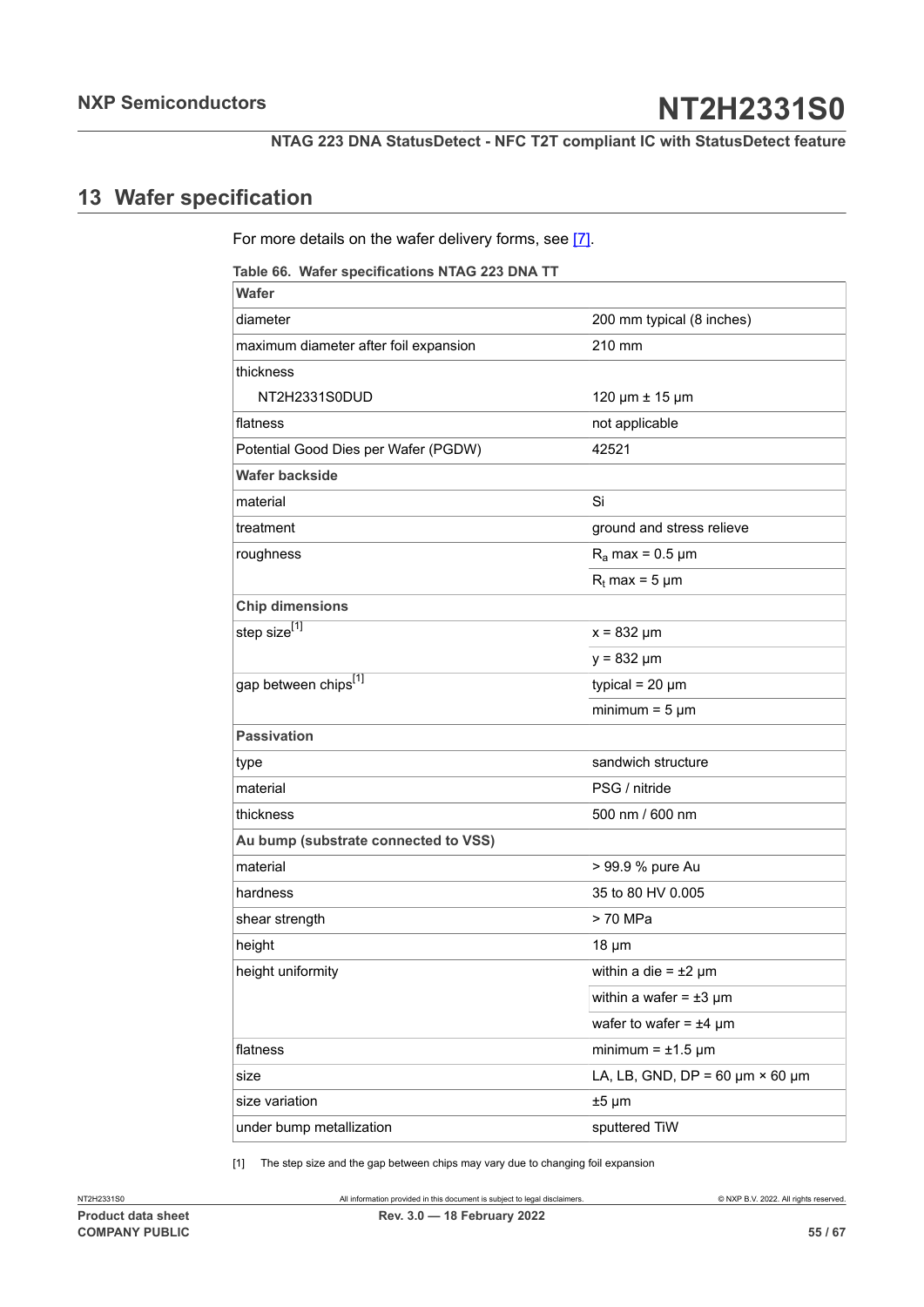## 13 Wafer specification

For more details on the wafer delivery forms, see [7].

**Table 66. Wafer specifications NTAG 223 DNA TT**

| **Wafer** | |
|---|---|
| diameter | 200 mm typical (8 inches) |
| maximum diameter after foil expansion | 210 mm |
| thickness | |
| NT2H2331S0DUD | 120 μm ± 15 μm |
| flatness | not applicable |
| Potential Good Dies per Wafer (PGDW) | 42521 |
| **Wafer backside** | |
| material | Si |
| treatment | ground and stress relieve |
| roughness | $R_a$ max = 0.5 μm |
| | $R_t$ max = 5 μm |
| **Chip dimensions** | |
| step size[1] | x = 832 μm |
| | y = 832 μm |
| gap between chips[1] | typical = 20 μm |
| | minimum = 5 μm |
| **Passivation** | |
| type | sandwich structure |
| material | PSG / nitride |
| thickness | 500 nm / 600 nm |
| **Au bump (substrate connected to VSS)** | |
| material | > 99.9 % pure Au |
| hardness | 35 to 80 HV 0.005 |
| shear strength | > 70 MPa |
| height | 18 μm |
| height uniformity | within a die = ±2 μm |
| | within a wafer = ±3 μm |
| | wafer to wafer = ±4 μm |
| flatness | minimum = ±1.5 μm |
| size | LA, LB, GND, DP = 60 μm × 60 μm |
| size variation | ±5 μm |
| under bump metallization | sputtered TiW |

[1] The step size and the gap between chips may vary due to changing foil expansion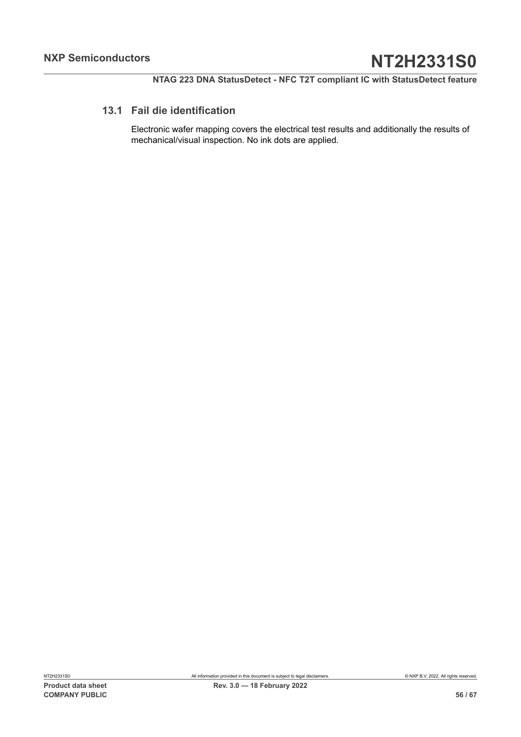## 13.1 Fail die identification

Electronic wafer mapping covers the electrical test results and additionally the results of mechanical/visual inspection. No ink dots are applied.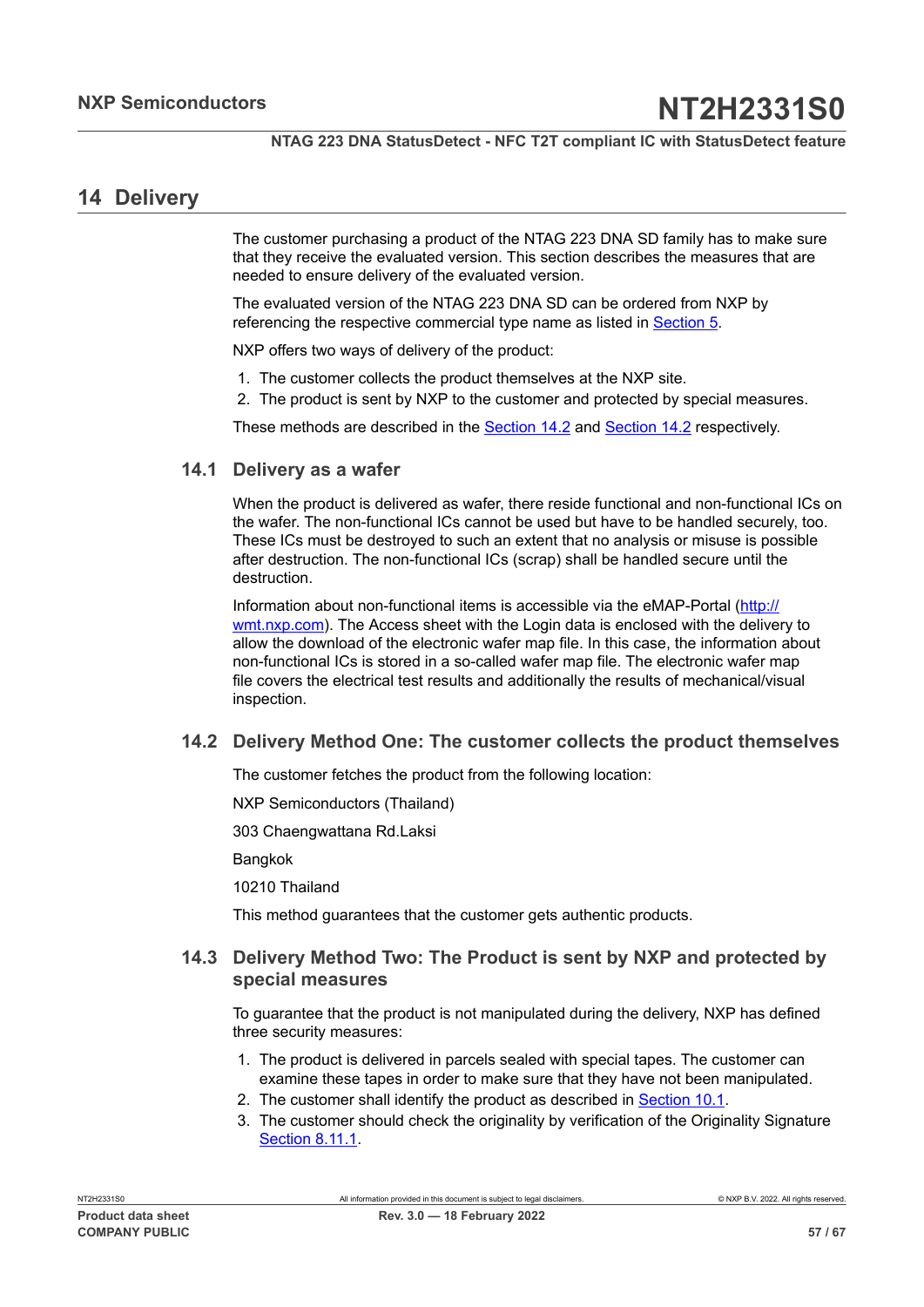## 14 Delivery

The customer purchasing a product of the NTAG 223 DNA SD family has to make sure that they receive the evaluated version. This section describes the measures that are needed to ensure delivery of the evaluated version.

The evaluated version of the NTAG 223 DNA SD can be ordered from NXP by referencing the respective commercial type name as listed in Section 5.

NXP offers two ways of delivery of the product:

1. The customer collects the product themselves at the NXP site.
2. The product is sent by NXP to the customer and protected by special measures.

These methods are described in the Section 14.2 and Section 14.2 respectively.

### 14.1 Delivery as a wafer

When the product is delivered as wafer, there reside functional and non-functional ICs on the wafer. The non-functional ICs cannot be used but have to be handled securely, too. These ICs must be destroyed to such an extent that no analysis or misuse is possible after destruction. The non-functional ICs (scrap) shall be handled secure until the destruction.

Information about non-functional items is accessible via the eMAP-Portal (http://wmt.nxp.com). The Access sheet with the Login data is enclosed with the delivery to allow the download of the electronic wafer map file. In this case, the information about non-functional ICs is stored in a so-called wafer map file. The electronic wafer map file covers the electrical test results and additionally the results of mechanical/visual inspection.

### 14.2 Delivery Method One: The customer collects the product themselves

The customer fetches the product from the following location:

NXP Semiconductors (Thailand)

303 Chaengwattana Rd.Laksi

Bangkok

10210 Thailand

This method guarantees that the customer gets authentic products.

### 14.3 Delivery Method Two: The Product is sent by NXP and protected by special measures

To guarantee that the product is not manipulated during the delivery, NXP has defined three security measures:

1. The product is delivered in parcels sealed with special tapes. The customer can examine these tapes in order to make sure that they have not been manipulated.
2. The customer shall identify the product as described in Section 10.1.
3. The customer should check the originality by verification of the Originality Signature Section 8.11.1.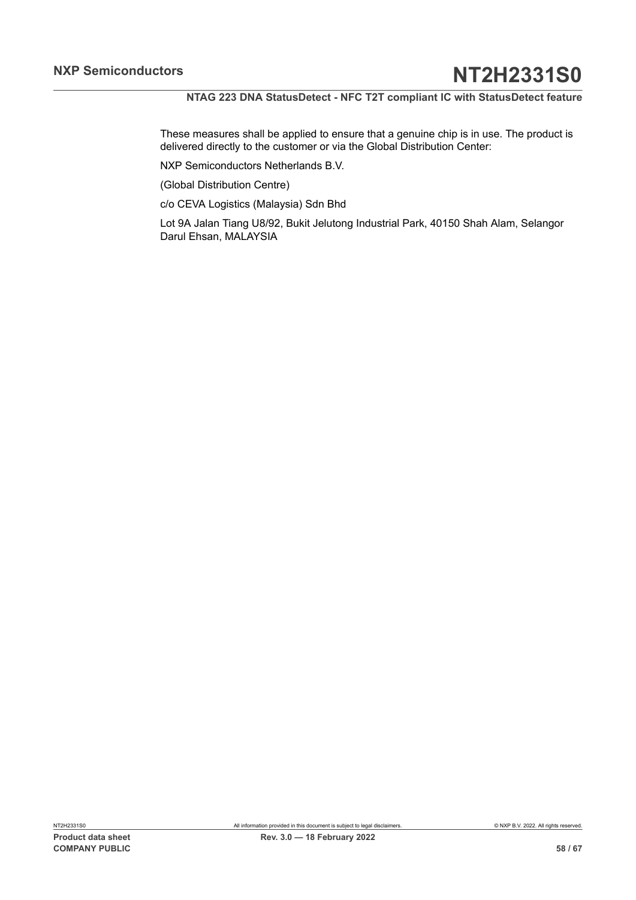These measures shall be applied to ensure that a genuine chip is in use. The product is delivered directly to the customer or via the Global Distribution Center:

NXP Semiconductors Netherlands B.V.

(Global Distribution Centre)

c/o CEVA Logistics (Malaysia) Sdn Bhd

Lot 9A Jalan Tiang U8/92, Bukit Jelutong Industrial Park, 40150 Shah Alam, Selangor Darul Ehsan, MALAYSIA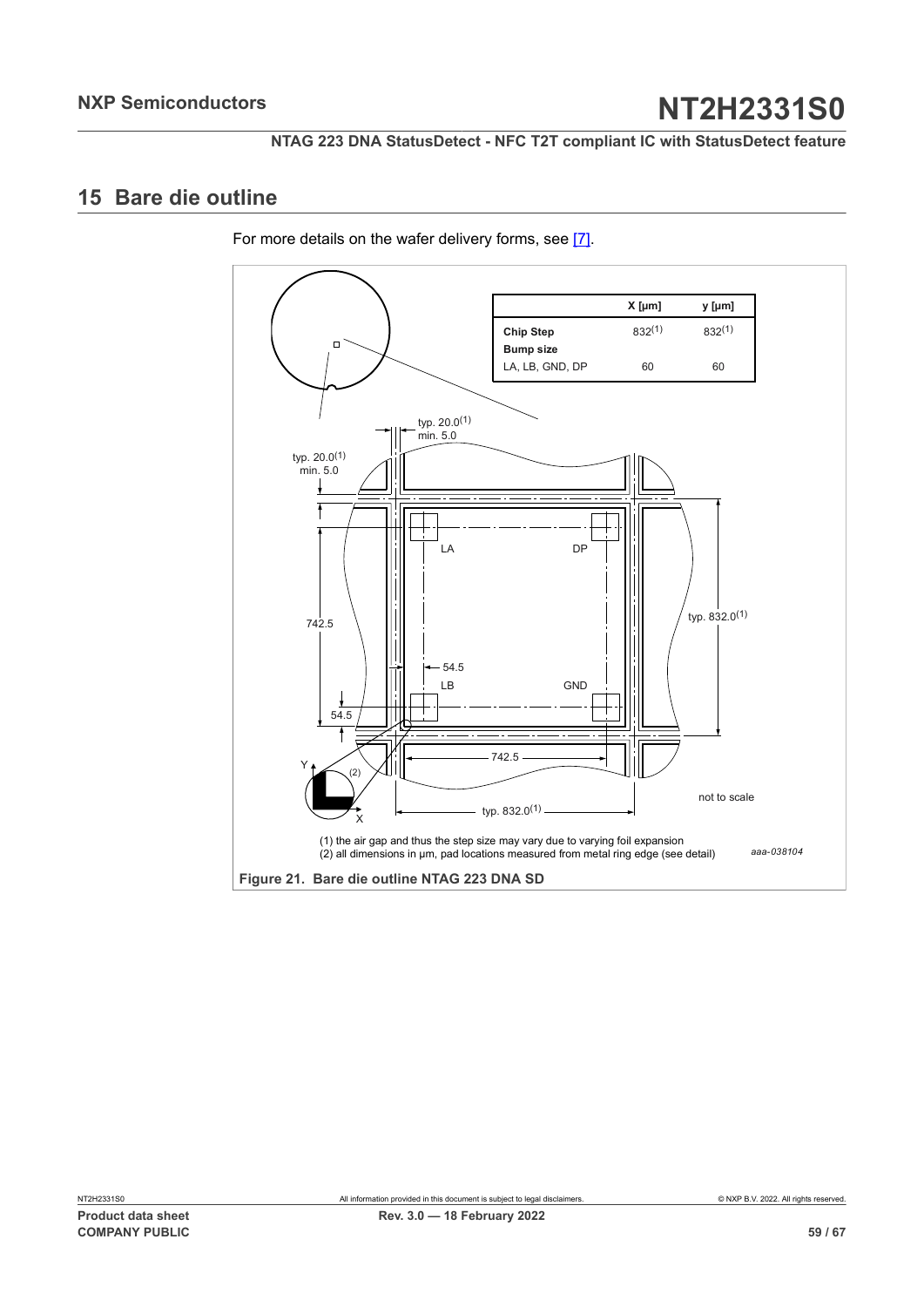## 15 Bare die outline

For more details on the wafer delivery forms, see [7].

| | X [µm] | y [µm] |
|---|---|---|
| **Chip Step** | 832[(1)] | 832[(1)] |
| **Bump size** | | |
| LA, LB, GND, DP | 60 | 60 |

typ. 20.0[(1)] min. 5.0

typ. 20.0[(1)] min. 5.0

LA DP

742.5

typ. 832.0[(1)]

54.5

LB GND

54.5

742.5

typ. 832.0[(1)]

not to scale

(1) the air gap and thus the step size may vary due to varying foil expansion
(2) all dimensions in µm, pad locations measured from metal ring edge (see detail)

aaa-038104

**Figure 21. Bare die outline NTAG 223 DNA SD**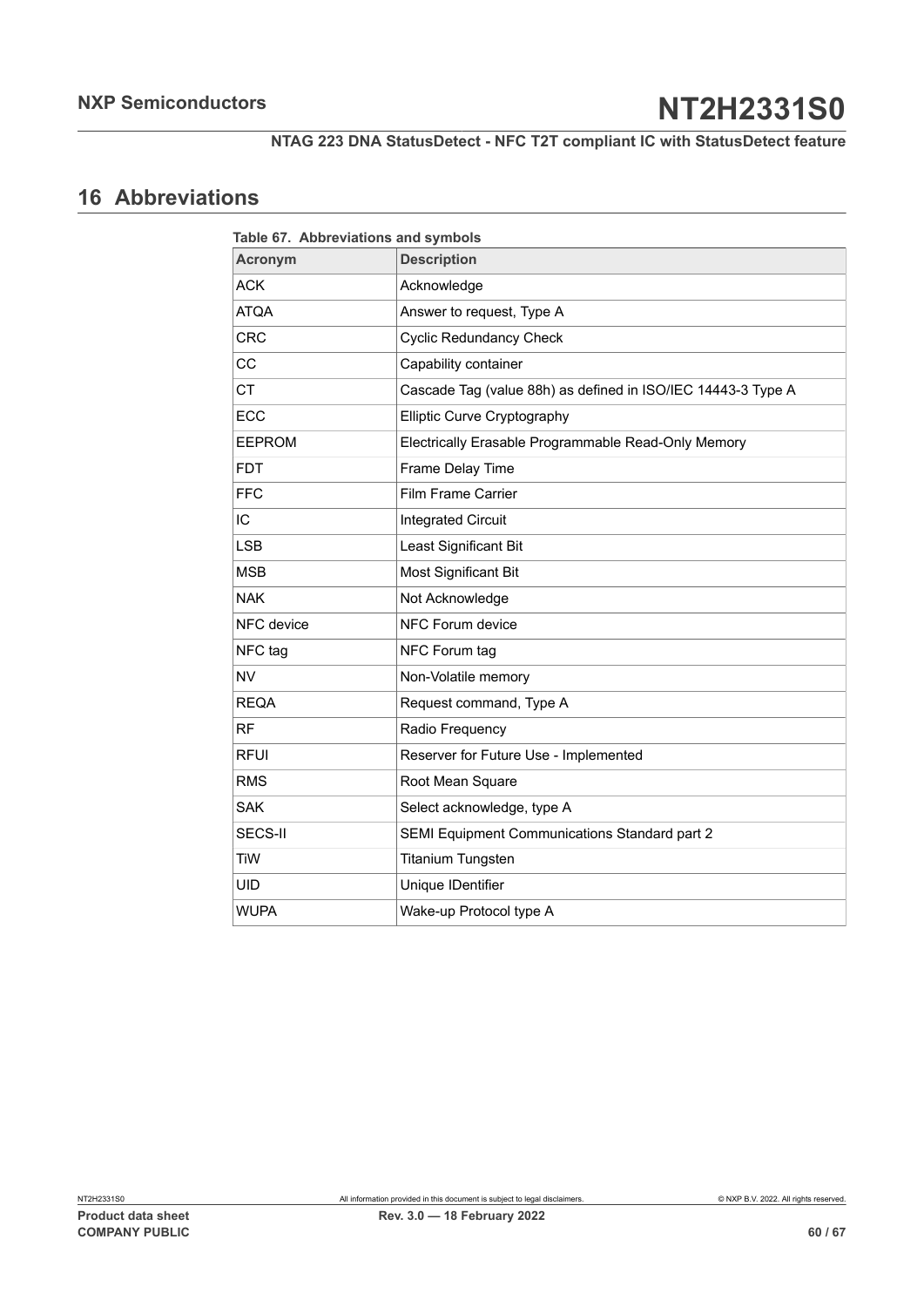# 16 Abbreviations

**Table 67. Abbreviations and symbols**

| Acronym | Description |
|---|---|
| ACK | Acknowledge |
| ATQA | Answer to request, Type A |
| CRC | Cyclic Redundancy Check |
| CC | Capability container |
| CT | Cascade Tag (value 88h) as defined in ISO/IEC 14443-3 Type A |
| ECC | Elliptic Curve Cryptography |
| EEPROM | Electrically Erasable Programmable Read-Only Memory |
| FDT | Frame Delay Time |
| FFC | Film Frame Carrier |
| IC | Integrated Circuit |
| LSB | Least Significant Bit |
| MSB | Most Significant Bit |
| NAK | Not Acknowledge |
| NFC device | NFC Forum device |
| NFC tag | NFC Forum tag |
| NV | Non-Volatile memory |
| REQA | Request command, Type A |
| RF | Radio Frequency |
| RFUI | Reserver for Future Use - Implemented |
| RMS | Root Mean Square |
| SAK | Select acknowledge, type A |
| SECS-II | SEMI Equipment Communications Standard part 2 |
| TiW | Titanium Tungsten |
| UID | Unique IDentifier |
| WUPA | Wake-up Protocol type A |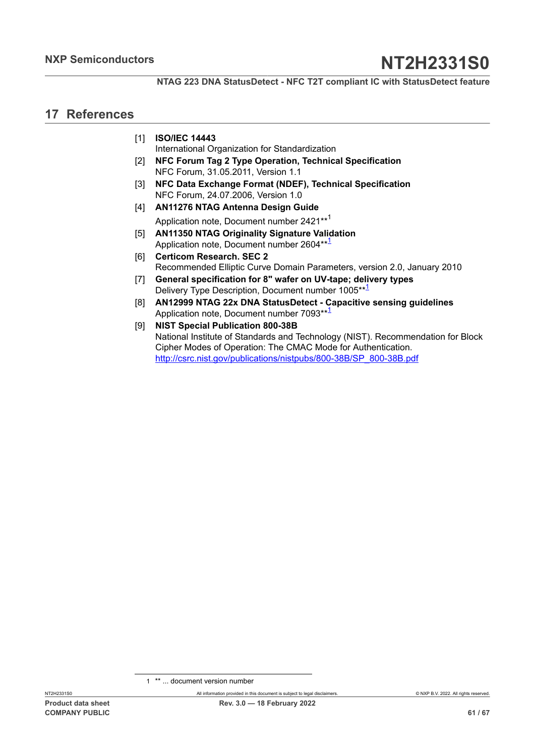## 17 References

[1] **ISO/IEC 14443**
International Organization for Standardization

[2] **NFC Forum Tag 2 Type Operation, Technical Specification**
NFC Forum, 31.05.2011, Version 1.1

[3] **NFC Data Exchange Format (NDEF), Technical Specification**
NFC Forum, 24.07.2006, Version 1.0

[4] **AN11276 NTAG Antenna Design Guide**
Application note, Document number 2421**[1]

[5] **AN11350 NTAG Originality Signature Validation**
Application note, Document number 2604**[1]

[6] **Certicom Research. SEC 2**
Recommended Elliptic Curve Domain Parameters, version 2.0, January 2010

[7] **General specification for 8" wafer on UV-tape; delivery types**
Delivery Type Description, Document number 1005**[1]

[8] **AN12999 NTAG 22x DNA StatusDetect - Capacitive sensing guidelines**
Application note, Document number 7093**[1]

[9] **NIST Special Publication 800-38B**
National Institute of Standards and Technology (NIST). Recommendation for Block Cipher Modes of Operation: The CMAC Mode for Authentication.
http://csrc.nist.gov/publications/nistpubs/800-38B/SP_800-38B.pdf

1 ** ... document version number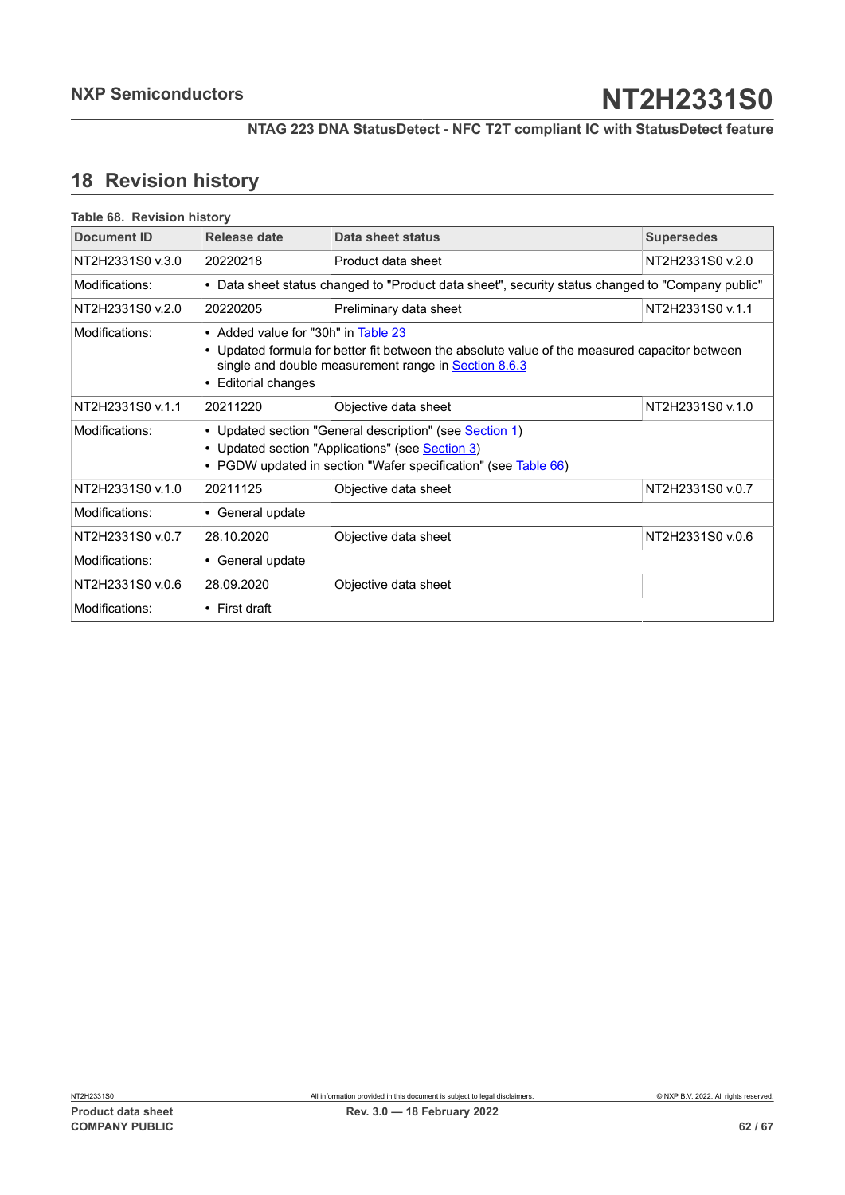## 18 Revision history

Table 68. Revision history

| Document ID | Release date | Data sheet status | Supersedes |
|---|---|---|---|
| NT2H2331S0 v.3.0 | 20220218 | Product data sheet | NT2H2331S0 v.2.0 |
| Modifications: | • Data sheet status changed to "Product data sheet", security status changed to "Company public" | | |
| NT2H2331S0 v.2.0 | 20220205 | Preliminary data sheet | NT2H2331S0 v.1.1 |
| Modifications: | • Added value for "30h" in Table 23<br>• Updated formula for better fit between the absolute value of the measured capacitor between single and double measurement range in Section 8.6.3<br>• Editorial changes | | |
| NT2H2331S0 v.1.1 | 20211220 | Objective data sheet | NT2H2331S0 v.1.0 |
| Modifications: | • Updated section "General description" (see Section 1)<br>• Updated section "Applications" (see Section 3)<br>• PGDW updated in section "Wafer specification" (see Table 66) | | |
| NT2H2331S0 v.1.0 | 20211125 | Objective data sheet | NT2H2331S0 v.0.7 |
| Modifications: | • General update | | |
| NT2H2331S0 v.0.7 | 28.10.2020 | Objective data sheet | NT2H2331S0 v.0.6 |
| Modifications: | • General update | | |
| NT2H2331S0 v.0.6 | 28.09.2020 | Objective data sheet | |
| Modifications: | • First draft | | |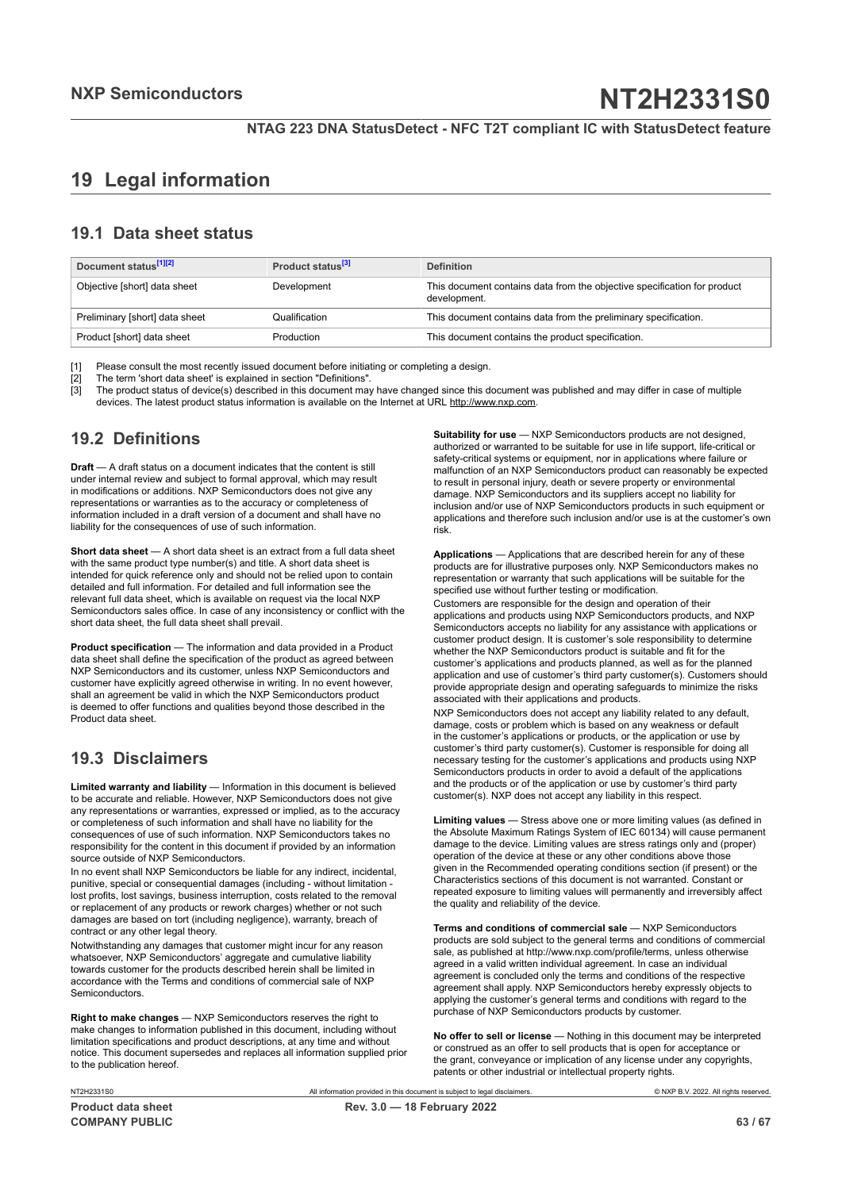# 19 Legal information

## 19.1 Data sheet status

| Document status[1][2] | Product status[3] | Definition |
|---|---|---|
| Objective [short] data sheet | Development | This document contains data from the objective specification for product development. |
| Preliminary [short] data sheet | Qualification | This document contains data from the preliminary specification. |
| Product [short] data sheet | Production | This document contains the product specification. |

[1] Please consult the most recently issued document before initiating or completing a design.
[2] The term 'short data sheet' is explained in section "Definitions".
[3] The product status of device(s) described in this document may have changed since this document was published and may differ in case of multiple devices. The latest product status information is available on the Internet at URL http://www.nxp.com.

## 19.2 Definitions

**Draft** — A draft status on a document indicates that the content is still under internal review and subject to formal approval, which may result in modifications or additions. NXP Semiconductors does not give any representations or warranties as to the accuracy or completeness of information included in a draft version of a document and shall have no liability for the consequences of use of such information.

**Short data sheet** — A short data sheet is an extract from a full data sheet with the same product type number(s) and title. A short data sheet is intended for quick reference only and should not be relied upon to contain detailed and full information. For detailed and full information see the relevant full data sheet, which is available on request via the local NXP Semiconductors sales office. In case of any inconsistency or conflict with the short data sheet, the full data sheet shall prevail.

**Product specification** — The information and data provided in a Product data sheet shall define the specification of the product as agreed between NXP Semiconductors and its customer, unless NXP Semiconductors and customer have explicitly agreed otherwise in writing. In no event however, shall an agreement be valid in which the NXP Semiconductors product is deemed to offer functions and qualities beyond those described in the Product data sheet.

## 19.3 Disclaimers

**Limited warranty and liability** — Information in this document is believed to be accurate and reliable. However, NXP Semiconductors does not give any representations or warranties, expressed or implied, as to the accuracy or completeness of such information and shall have no liability for the consequences of use of such information. NXP Semiconductors takes no responsibility for the content in this document if provided by an information source outside of NXP Semiconductors.

In no event shall NXP Semiconductors be liable for any indirect, incidental, punitive, special or consequential damages (including - without limitation - lost profits, lost savings, business interruption, costs related to the removal or replacement of any products or rework charges) whether or not such damages are based on tort (including negligence), warranty, breach of contract or any other legal theory.

Notwithstanding any damages that customer might incur for any reason whatsoever, NXP Semiconductors' aggregate and cumulative liability towards customer for the products described herein shall be limited in accordance with the Terms and conditions of commercial sale of NXP Semiconductors.

**Right to make changes** — NXP Semiconductors reserves the right to make changes to information published in this document, including without limitation specifications and product descriptions, at any time and without notice. This document supersedes and replaces all information supplied prior to the publication hereof.

**Suitability for use** — NXP Semiconductors products are not designed, authorized or warranted to be suitable for use in life support, life-critical or safety-critical systems or equipment, nor in applications where failure or malfunction of an NXP Semiconductors product can reasonably be expected to result in personal injury, death or severe property or environmental damage. NXP Semiconductors and its suppliers accept no liability for inclusion and/or use of NXP Semiconductors products in such equipment or applications and therefore such inclusion and/or use is at the customer's own risk.

**Applications** — Applications that are described herein for any of these products are for illustrative purposes only. NXP Semiconductors makes no representation or warranty that such applications will be suitable for the specified use without further testing or modification.

Customers are responsible for the design and operation of their applications and products using NXP Semiconductors products, and NXP Semiconductors accepts no liability for any assistance with applications or customer product design. It is customer's sole responsibility to determine whether the NXP Semiconductors product is suitable and fit for the customer's applications and products planned, as well as for the planned application and use of customer's third party customer(s). Customers should provide appropriate design and operating safeguards to minimize the risks associated with their applications and products.

NXP Semiconductors does not accept any liability related to any default, damage, costs or problem which is based on any weakness or default in the customer's applications or products, or the application or use by customer's third party customer(s). Customer is responsible for doing all necessary testing for the customer's applications and products using NXP Semiconductors products in order to avoid a default of the applications and the products or of the application or use by customer's third party customer(s). NXP does not accept any liability in this respect.

**Limiting values** — Stress above one or more limiting values (as defined in the Absolute Maximum Ratings System of IEC 60134) will cause permanent damage to the device. Limiting values are stress ratings only and (proper) operation of the device at these or any other conditions above those given in the Recommended operating conditions section (if present) or the Characteristics sections of this document is not warranted. Constant or repeated exposure to limiting values will permanently and irreversibly affect the quality and reliability of the device.

**Terms and conditions of commercial sale** — NXP Semiconductors products are sold subject to the general terms and conditions of commercial sale, as published at http://www.nxp.com/profile/terms, unless otherwise agreed in a valid written individual agreement. In case an individual agreement is concluded only the terms and conditions of the respective agreement shall apply. NXP Semiconductors hereby expressly objects to applying the customer's general terms and conditions with regard to the purchase of NXP Semiconductors products by customer.

**No offer to sell or license** — Nothing in this document may be interpreted or construed as an offer to sell products that is open for acceptance or the grant, conveyance or implication of any license under any copyrights, patents or other industrial or intellectual property rights.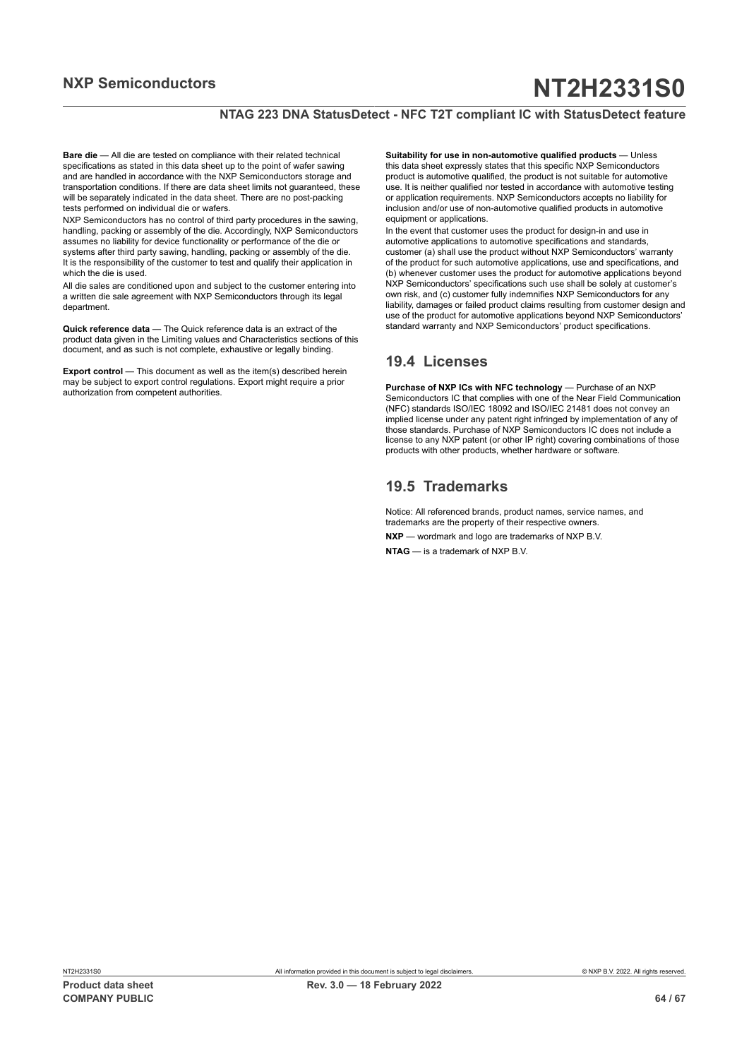**Bare die** — All die are tested on compliance with their related technical specifications as stated in this data sheet up to the point of wafer sawing and are handled in accordance with the NXP Semiconductors storage and transportation conditions. If there are data sheet limits not guaranteed, these will be separately indicated in the data sheet. There are no post-packing tests performed on individual die or wafers.

NXP Semiconductors has no control of third party procedures in the sawing, handling, packing or assembly of the die. Accordingly, NXP Semiconductors assumes no liability for device functionality or performance of the die or systems after third party sawing, handling, packing or assembly of the die. It is the responsibility of the customer to test and qualify their application in which the die is used.

All die sales are conditioned upon and subject to the customer entering into a written die sale agreement with NXP Semiconductors through its legal department.

**Quick reference data** — The Quick reference data is an extract of the product data given in the Limiting values and Characteristics sections of this document, and as such is not complete, exhaustive or legally binding.

**Export control** — This document as well as the item(s) described herein may be subject to export control regulations. Export might require a prior authorization from competent authorities.

**Suitability for use in non-automotive qualified products** — Unless this data sheet expressly states that this specific NXP Semiconductors product is automotive qualified, the product is not suitable for automotive use. It is neither qualified nor tested in accordance with automotive testing or application requirements. NXP Semiconductors accepts no liability for inclusion and/or use of non-automotive qualified products in automotive equipment or applications.

In the event that customer uses the product for design-in and use in automotive applications to automotive specifications and standards, customer (a) shall use the product without NXP Semiconductors' warranty of the product for such automotive applications, use and specifications, and (b) whenever customer uses the product for automotive applications beyond NXP Semiconductors' specifications such use shall be solely at customer's own risk, and (c) customer fully indemnifies NXP Semiconductors for any liability, damages or failed product claims resulting from customer design and use of the product for automotive applications beyond NXP Semiconductors' standard warranty and NXP Semiconductors' product specifications.

## 19.4 Licenses

**Purchase of NXP ICs with NFC technology** — Purchase of an NXP Semiconductors IC that complies with one of the Near Field Communication (NFC) standards ISO/IEC 18092 and ISO/IEC 21481 does not convey an implied license under any patent right infringed by implementation of any of those standards. Purchase of NXP Semiconductors IC does not include a license to any NXP patent (or other IP right) covering combinations of those products with other products, whether hardware or software.

## 19.5 Trademarks

Notice: All referenced brands, product names, service names, and trademarks are the property of their respective owners.

**NXP** — wordmark and logo are trademarks of NXP B.V.

**NTAG** — is a trademark of NXP B.V.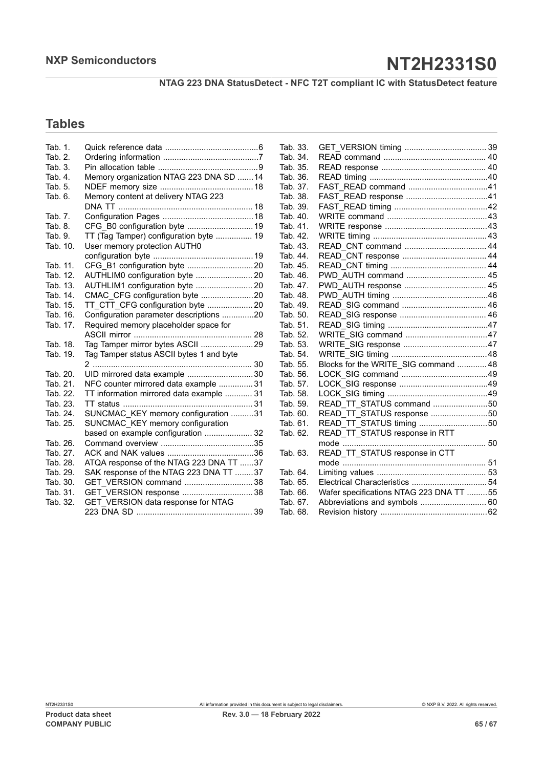## Tables

| | | |
|---|---|---|
| Tab. 1. | Quick reference data | 6 |
| Tab. 2. | Ordering information | 7 |
| Tab. 3. | Pin allocation table | 9 |
| Tab. 4. | Memory organization NTAG 223 DNA SD | 14 |
| Tab. 5. | NDEF memory size | 18 |
| Tab. 6. | Memory content at delivery NTAG 223 DNA TT | 18 |
| Tab. 7. | Configuration Pages | 18 |
| Tab. 8. | CFG_B0 configuration byte | 19 |
| Tab. 9. | TT (Tag Tamper) configuration byte | 19 |
| Tab. 10. | User memory protection AUTH0 configuration byte | 19 |
| Tab. 11. | CFG_B1 configuration byte | 20 |
| Tab. 12. | AUTHLIM0 configuration byte | 20 |
| Tab. 13. | AUTHLIM1 configuration byte | 20 |
| Tab. 14. | CMAC_CFG configuration byte | 20 |
| Tab. 15. | TT_CTT_CFG configuration byte | 20 |
| Tab. 16. | Configuration parameter descriptions | 20 |
| Tab. 17. | Required memory placeholder space for ASCII mirror | 28 |
| Tab. 18. | Tag Tamper mirror bytes ASCII | 29 |
| Tab. 19. | Tag Tamper status ASCII bytes 1 and byte 2 | 30 |
| Tab. 20. | UID mirrored data example | 30 |
| Tab. 21. | NFC counter mirrored data example | 31 |
| Tab. 22. | TT information mirrored data example | 31 |
| Tab. 23. | TT status | 31 |
| Tab. 24. | SUNCMAC_KEY memory configuration | 31 |
| Tab. 25. | SUNCMAC_KEY memory configuration based on example configuration | 32 |
| Tab. 26. | Command overview | 35 |
| Tab. 27. | ACK and NAK values | 36 |
| Tab. 28. | ATQA response of the NTAG 223 DNA TT | 37 |
| Tab. 29. | SAK response of the NTAG 223 DNA TT | 37 |
| Tab. 30. | GET_VERSION command | 38 |
| Tab. 31. | GET_VERSION response | 38 |
| Tab. 32. | GET_VERSION data response for NTAG 223 DNA SD | 39 |
| Tab. 33. | GET_VERSION timing | 39 |
| Tab. 34. | READ command | 40 |
| Tab. 35. | READ response | 40 |
| Tab. 36. | READ timing | 40 |
| Tab. 37. | FAST_READ command | 41 |
| Tab. 38. | FAST_READ response | 41 |
| Tab. 39. | FAST_READ timing | 42 |
| Tab. 40. | WRITE command | 43 |
| Tab. 41. | WRITE response | 43 |
| Tab. 42. | WRITE timing | 43 |
| Tab. 43. | READ_CNT command | 44 |
| Tab. 44. | READ_CNT response | 44 |
| Tab. 45. | READ_CNT timing | 44 |
| Tab. 46. | PWD_AUTH command | 45 |
| Tab. 47. | PWD_AUTH response | 45 |
| Tab. 48. | PWD_AUTH timing | 46 |
| Tab. 49. | READ_SIG command | 46 |
| Tab. 50. | READ_SIG response | 46 |
| Tab. 51. | READ_SIG timing | 47 |
| Tab. 52. | WRITE_SIG command | 47 |
| Tab. 53. | WRITE_SIG response | 47 |
| Tab. 54. | WRITE_SIG timing | 48 |
| Tab. 55. | Blocks for the WRITE_SIG command | 48 |
| Tab. 56. | LOCK_SIG command | 49 |
| Tab. 57. | LOCK_SIG response | 49 |
| Tab. 58. | LOCK_SIG timing | 49 |
| Tab. 59. | READ_TT_STATUS command | 50 |
| Tab. 60. | READ_TT_STATUS response | 50 |
| Tab. 61. | READ_TT_STATUS timing | 50 |
| Tab. 62. | READ_TT_STATUS response in RTT mode | 50 |
| Tab. 63. | READ_TT_STATUS response in CTT mode | 51 |
| Tab. 64. | Limiting values | 53 |
| Tab. 65. | Electrical Characteristics | 54 |
| Tab. 66. | Wafer specifications NTAG 223 DNA TT | 55 |
| Tab. 67. | Abbreviations and symbols | 60 |
| Tab. 68. | Revision history | 62 |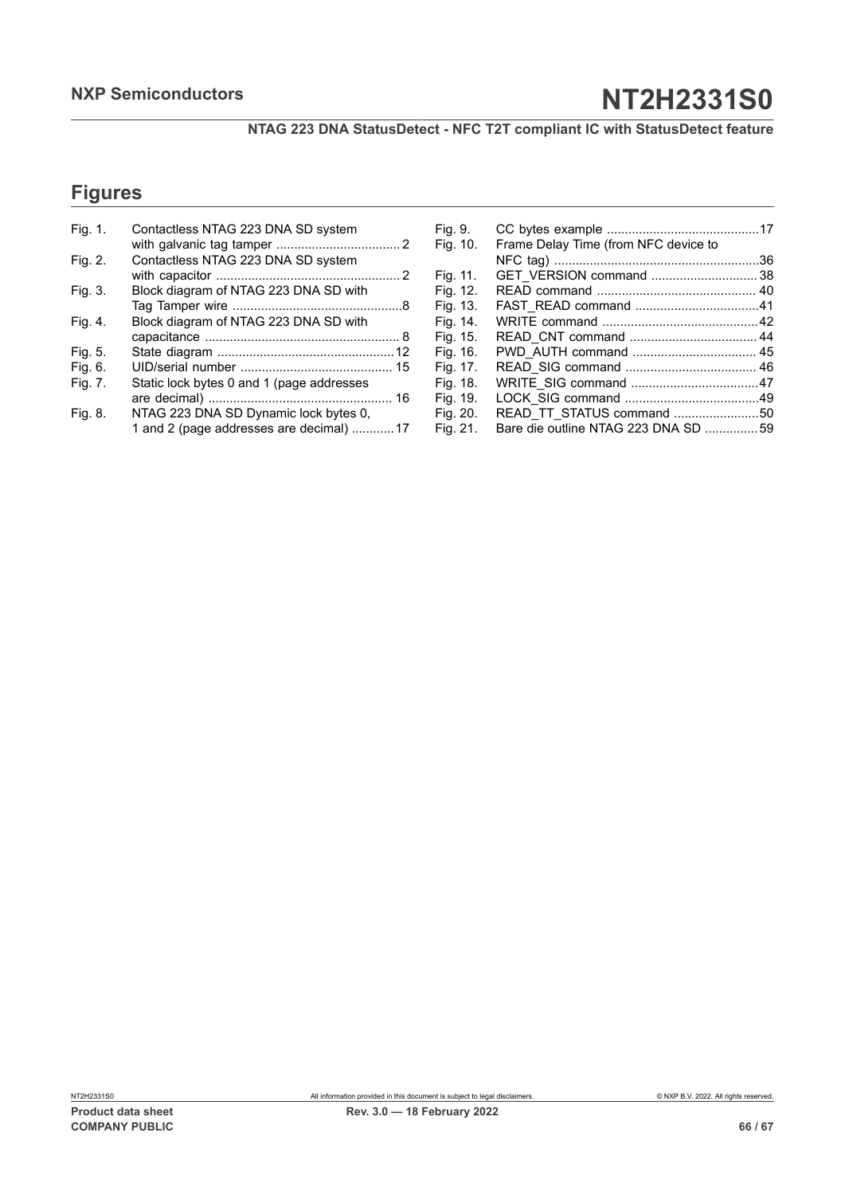## Figures

| | | |
|---|---|---|
| Fig. 1. | Contactless NTAG 223 DNA SD system with galvanic tag tamper | 2 |
| Fig. 2. | Contactless NTAG 223 DNA SD system with capacitor | 2 |
| Fig. 3. | Block diagram of NTAG 223 DNA SD with Tag Tamper wire | 8 |
| Fig. 4. | Block diagram of NTAG 223 DNA SD with capacitance | 8 |
| Fig. 5. | State diagram | 12 |
| Fig. 6. | UID/serial number | 15 |
| Fig. 7. | Static lock bytes 0 and 1 (page addresses are decimal) | 16 |
| Fig. 8. | NTAG 223 DNA SD Dynamic lock bytes 0, 1 and 2 (page addresses are decimal) | 17 |
| Fig. 9. | CC bytes example | 17 |
| Fig. 10. | Frame Delay Time (from NFC device to NFC tag) | 36 |
| Fig. 11. | GET_VERSION command | 38 |
| Fig. 12. | READ command | 40 |
| Fig. 13. | FAST_READ command | 41 |
| Fig. 14. | WRITE command | 42 |
| Fig. 15. | READ_CNT command | 44 |
| Fig. 16. | PWD_AUTH command | 45 |
| Fig. 17. | READ_SIG command | 46 |
| Fig. 18. | WRITE_SIG command | 47 |
| Fig. 19. | LOCK_SIG command | 49 |
| Fig. 20. | READ_TT_STATUS command | 50 |
| Fig. 21. | Bare die outline NTAG 223 DNA SD | 59 |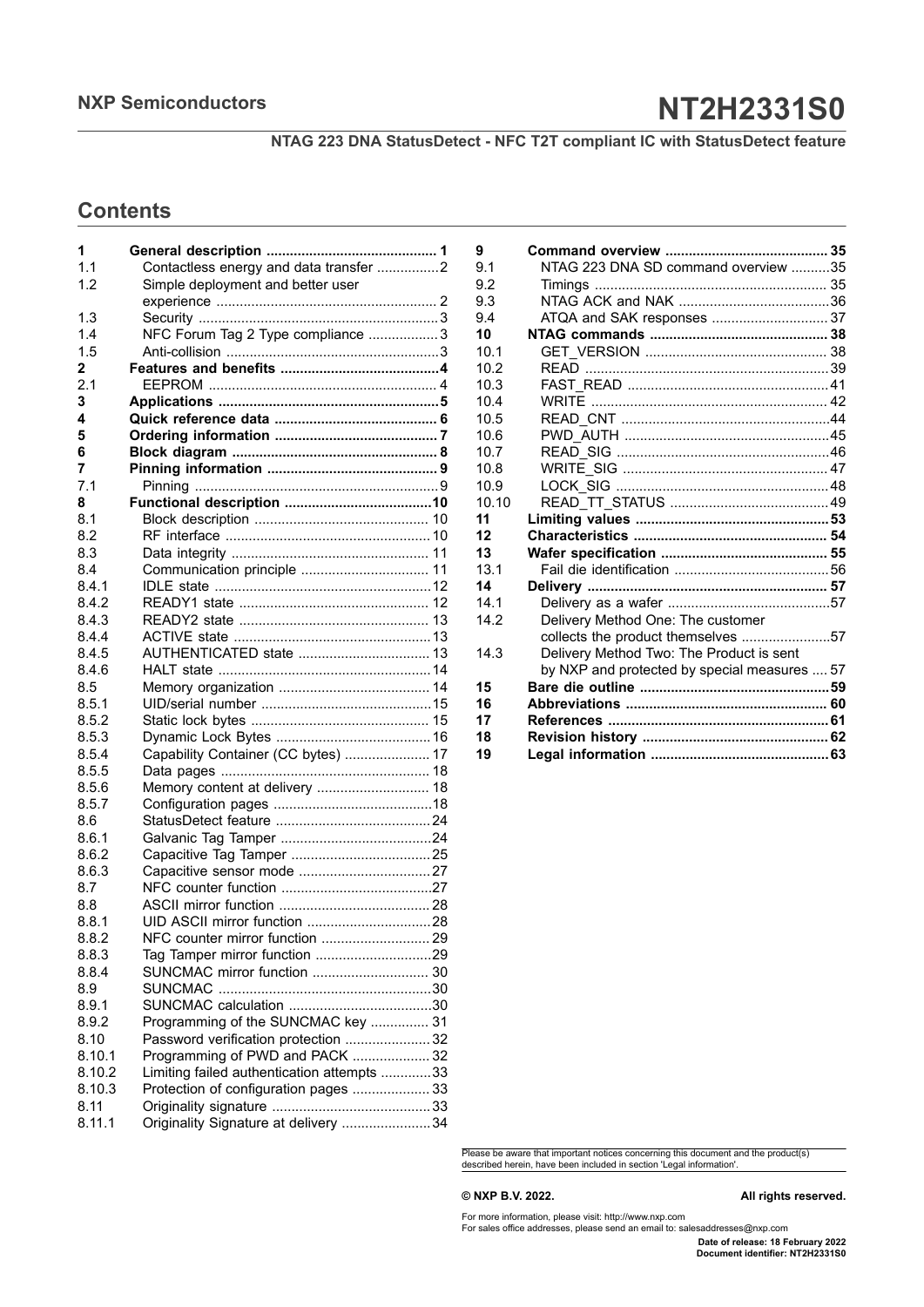## Contents

| | | |
|---|---|---|
| **1** | **General description** | **1** |
| 1.1 | Contactless energy and data transfer | 2 |
| 1.2 | Simple deployment and better user experience | 2 |
| 1.3 | Security | 3 |
| 1.4 | NFC Forum Tag 2 Type compliance | 3 |
| 1.5 | Anti-collision | 3 |
| **2** | **Features and benefits** | **4** |
| 2.1 | EEPROM | 4 |
| **3** | **Applications** | **5** |
| **4** | **Quick reference data** | **6** |
| **5** | **Ordering information** | **7** |
| **6** | **Block diagram** | **8** |
| **7** | **Pinning information** | **9** |
| 7.1 | Pinning | 9 |
| **8** | **Functional description** | **10** |
| 8.1 | Block description | 10 |
| 8.2 | RF interface | 10 |
| 8.3 | Data integrity | 11 |
| 8.4 | Communication principle | 11 |
| 8.4.1 | IDLE state | 12 |
| 8.4.2 | READY1 state | 12 |
| 8.4.3 | READY2 state | 13 |
| 8.4.4 | ACTIVE state | 13 |
| 8.4.5 | AUTHENTICATED state | 13 |
| 8.4.6 | HALT state | 14 |
| 8.5 | Memory organization | 14 |
| 8.5.1 | UID/serial number | 15 |
| 8.5.2 | Static lock bytes | 15 |
| 8.5.3 | Dynamic Lock Bytes | 16 |
| 8.5.4 | Capability Container (CC bytes) | 17 |
| 8.5.5 | Data pages | 18 |
| 8.5.6 | Memory content at delivery | 18 |
| 8.5.7 | Configuration pages | 18 |
| 8.6 | StatusDetect feature | 24 |
| 8.6.1 | Galvanic Tag Tamper | 24 |
| 8.6.2 | Capacitive Tag Tamper | 25 |
| 8.6.3 | Capacitive sensor mode | 27 |
| 8.7 | NFC counter function | 27 |
| 8.8 | ASCII mirror function | 28 |
| 8.8.1 | UID ASCII mirror function | 28 |
| 8.8.2 | NFC counter mirror function | 29 |
| 8.8.3 | Tag Tamper mirror function | 29 |
| 8.8.4 | SUNCMAC mirror function | 30 |
| 8.9 | SUNCMAC | 30 |
| 8.9.1 | SUNCMAC calculation | 30 |
| 8.9.2 | Programming of the SUNCMAC key | 31 |
| 8.10 | Password verification protection | 32 |
| 8.10.1 | Programming of PWD and PACK | 32 |
| 8.10.2 | Limiting failed authentication attempts | 33 |
| 8.10.3 | Protection of configuration pages | 33 |
| 8.11 | Originality signature | 33 |
| 8.11.1 | Originality Signature at delivery | 34 |
| **9** | **Command overview** | **35** |
| 9.1 | NTAG 223 DNA SD command overview | 35 |
| 9.2 | Timings | 35 |
| 9.3 | NTAG ACK and NAK | 36 |
| 9.4 | ATQA and SAK responses | 37 |
| **10** | **NTAG commands** | **38** |
| 10.1 | GET_VERSION | 38 |
| 10.2 | READ | 39 |
| 10.3 | FAST_READ | 41 |
| 10.4 | WRITE | 42 |
| 10.5 | READ_CNT | 44 |
| 10.6 | PWD_AUTH | 45 |
| 10.7 | READ_SIG | 46 |
| 10.8 | WRITE_SIG | 47 |
| 10.9 | LOCK_SIG | 48 |
| 10.10 | READ_TT_STATUS | 49 |
| **11** | **Limiting values** | **53** |
| **12** | **Characteristics** | **54** |
| **13** | **Wafer specification** | **55** |
| 13.1 | Fail die identification | 56 |
| **14** | **Delivery** | **57** |
| 14.1 | Delivery as a wafer | 57 |
| 14.2 | Delivery Method One: The customer collects the product themselves | 57 |
| 14.3 | Delivery Method Two: The Product is sent by NXP and protected by special measures | 57 |
| **15** | **Bare die outline** | **59** |
| **16** | **Abbreviations** | **60** |
| **17** | **References** | **61** |
| **18** | **Revision history** | **62** |
| **19** | **Legal information** | **63** |

Please be aware that important notices concerning this document and the product(s) described herein, have been included in section 'Legal information'.

**© NXP B.V. 2022. All rights reserved.**

For more information, please visit: http://www.nxp.com
For sales office addresses, please send an email to: salesaddresses@nxp.com

**Date of release: 18 February 2022**
**Document identifier: NT2H2331S0**